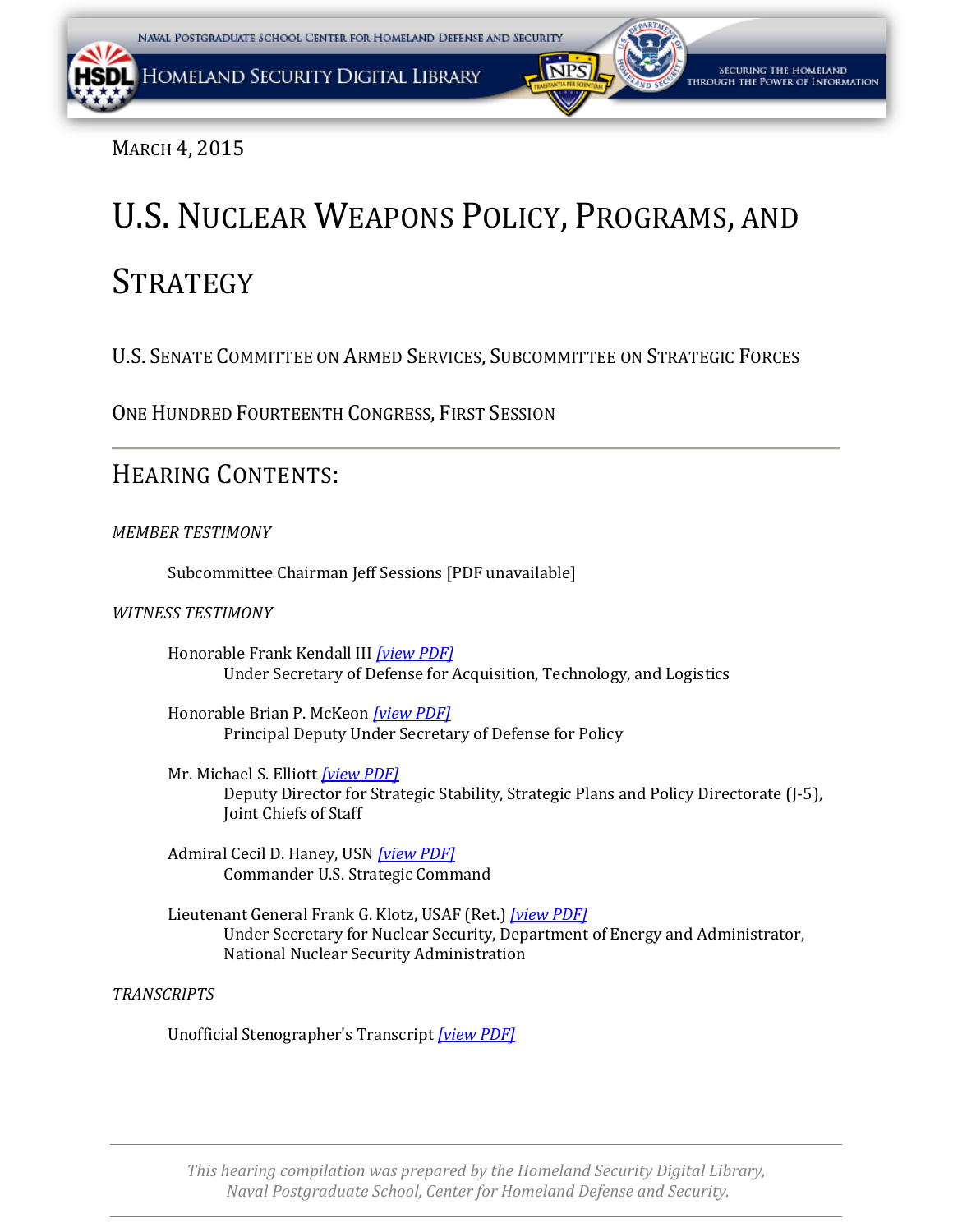March 4, 2015

# U.S. Nuclear Weapons Policy, Programs, and Strategy

U.S. Senate Committee on Armed Services, Subcommittee on Strategic Forces

One Hundred Fourteenth Congress, First Session

---

## Hearing Contents:

*MEMBER TESTIMONY*

Subcommittee Chairman Jeff Sessions [PDF unavailable]

*WITNESS TESTIMONY*

Honorable Frank Kendall III *[view PDF]*
Under Secretary of Defense for Acquisition, Technology, and Logistics

Honorable Brian P. McKeon *[view PDF]*
Principal Deputy Under Secretary of Defense for Policy

Mr. Michael S. Elliott *[view PDF]*
Deputy Director for Strategic Stability, Strategic Plans and Policy Directorate (J-5), Joint Chiefs of Staff

Admiral Cecil D. Haney, USN *[view PDF]*
Commander U.S. Strategic Command

Lieutenant General Frank G. Klotz, USAF (Ret.) *[view PDF]*
Under Secretary for Nuclear Security, Department of Energy and Administrator, National Nuclear Security Administration

*TRANSCRIPTS*

Unofficial Stenographer's Transcript *[view PDF]*

---

*This hearing compilation was prepared by the Homeland Security Digital Library, Naval Postgraduate School, Center for Homeland Defense and Security.*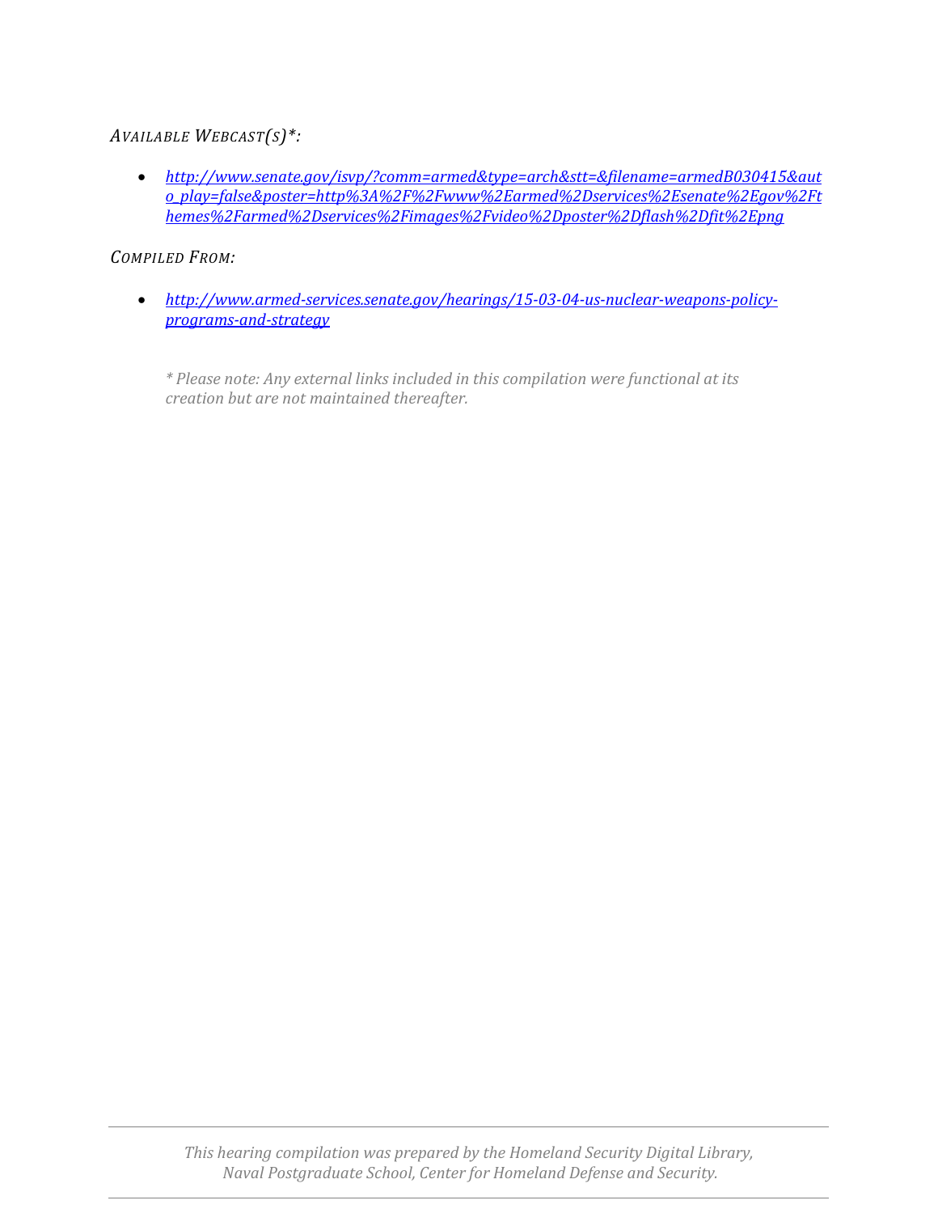*AVAILABLE WEBCAST(S)\*:*

- *http://www.senate.gov/isvp/?comm=armed&type=arch&stt=&filename=armedB030415&auto_play=false&poster=http%3A%2F%2Fwww%2Earmed%2Dservices%2Esenate%2Egov%2Fthemes%2Farmed%2Dservices%2Fimages%2Fvideo%2Dposter%2Dflash%2Dfit%2Epng*

*COMPILED FROM:*

- *http://www.armed-services.senate.gov/hearings/15-03-04-us-nuclear-weapons-policy-programs-and-strategy*

*\* Please note: Any external links included in this compilation were functional at its creation but are not maintained thereafter.*

*This hearing compilation was prepared by the Homeland Security Digital Library, Naval Postgraduate School, Center for Homeland Defense and Security.*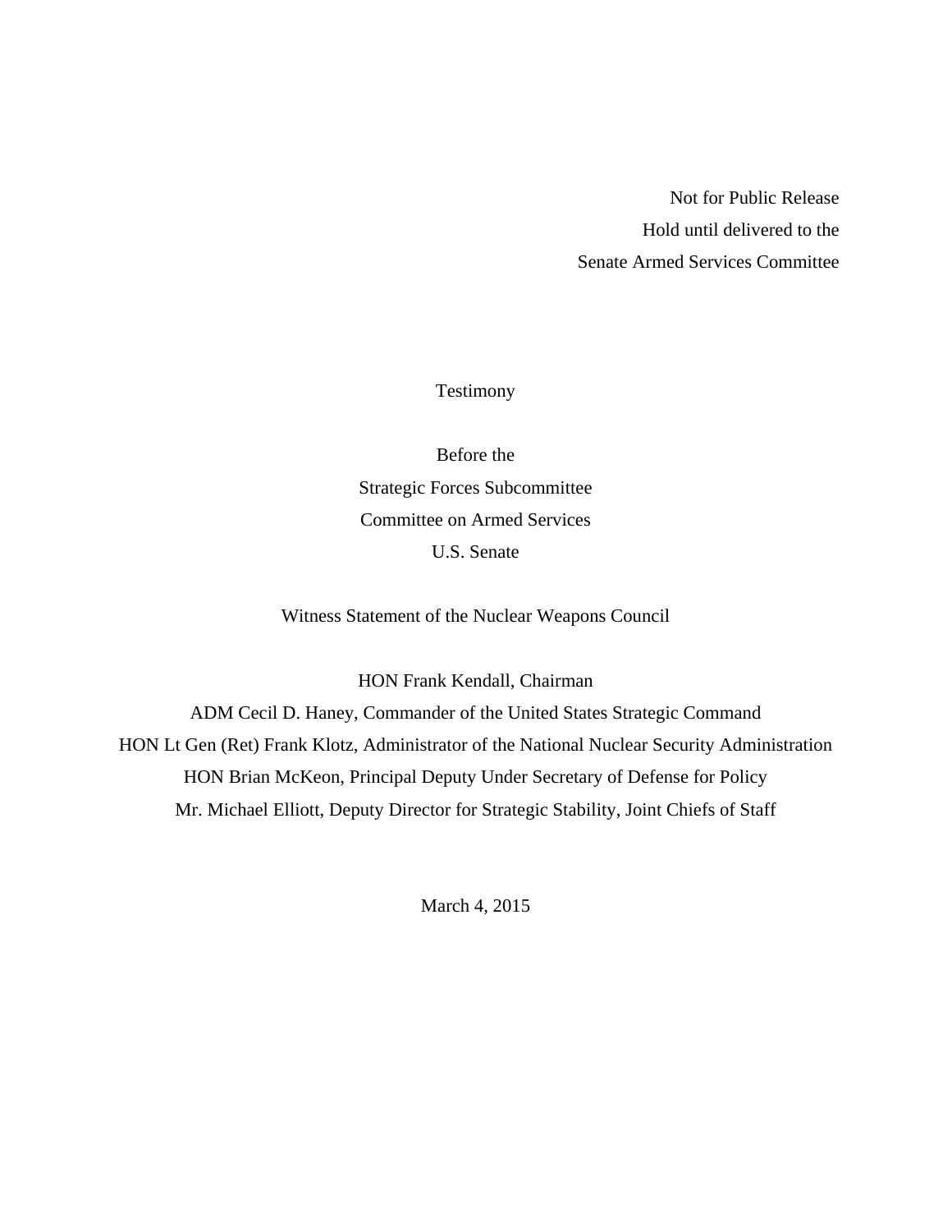Not for Public Release

Hold until delivered to the

Senate Armed Services Committee

Testimony

Before the

Strategic Forces Subcommittee

Committee on Armed Services

U.S. Senate

Witness Statement of the Nuclear Weapons Council

HON Frank Kendall, Chairman

ADM Cecil D. Haney, Commander of the United States Strategic Command

HON Lt Gen (Ret) Frank Klotz, Administrator of the National Nuclear Security Administration

HON Brian McKeon, Principal Deputy Under Secretary of Defense for Policy

Mr. Michael Elliott, Deputy Director for Strategic Stability, Joint Chiefs of Staff

March 4, 2015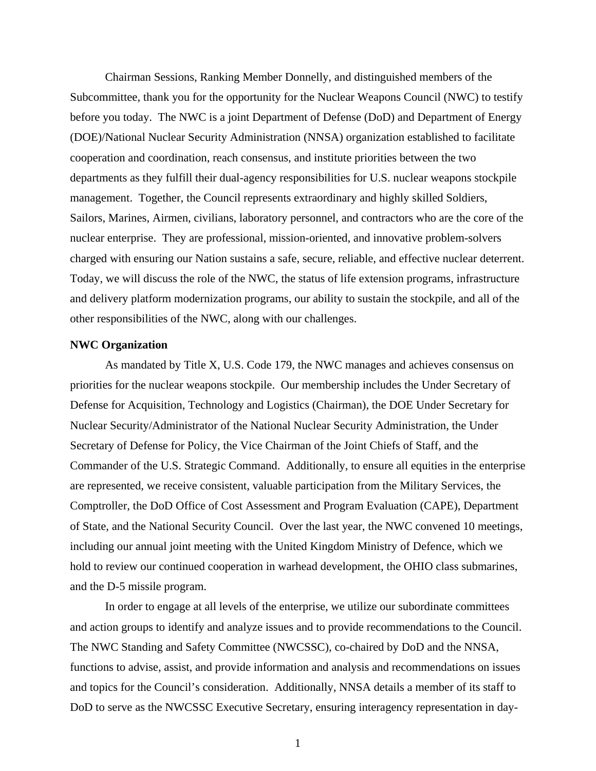Chairman Sessions, Ranking Member Donnelly, and distinguished members of the Subcommittee, thank you for the opportunity for the Nuclear Weapons Council (NWC) to testify before you today. The NWC is a joint Department of Defense (DoD) and Department of Energy (DOE)/National Nuclear Security Administration (NNSA) organization established to facilitate cooperation and coordination, reach consensus, and institute priorities between the two departments as they fulfill their dual-agency responsibilities for U.S. nuclear weapons stockpile management. Together, the Council represents extraordinary and highly skilled Soldiers, Sailors, Marines, Airmen, civilians, laboratory personnel, and contractors who are the core of the nuclear enterprise. They are professional, mission-oriented, and innovative problem-solvers charged with ensuring our Nation sustains a safe, secure, reliable, and effective nuclear deterrent. Today, we will discuss the role of the NWC, the status of life extension programs, infrastructure and delivery platform modernization programs, our ability to sustain the stockpile, and all of the other responsibilities of the NWC, along with our challenges.

**NWC Organization**

As mandated by Title X, U.S. Code 179, the NWC manages and achieves consensus on priorities for the nuclear weapons stockpile. Our membership includes the Under Secretary of Defense for Acquisition, Technology and Logistics (Chairman), the DOE Under Secretary for Nuclear Security/Administrator of the National Nuclear Security Administration, the Under Secretary of Defense for Policy, the Vice Chairman of the Joint Chiefs of Staff, and the Commander of the U.S. Strategic Command. Additionally, to ensure all equities in the enterprise are represented, we receive consistent, valuable participation from the Military Services, the Comptroller, the DoD Office of Cost Assessment and Program Evaluation (CAPE), Department of State, and the National Security Council. Over the last year, the NWC convened 10 meetings, including our annual joint meeting with the United Kingdom Ministry of Defence, which we hold to review our continued cooperation in warhead development, the OHIO class submarines, and the D-5 missile program.

In order to engage at all levels of the enterprise, we utilize our subordinate committees and action groups to identify and analyze issues and to provide recommendations to the Council. The NWC Standing and Safety Committee (NWCSSC), co-chaired by DoD and the NNSA, functions to advise, assist, and provide information and analysis and recommendations on issues and topics for the Council's consideration. Additionally, NNSA details a member of its staff to DoD to serve as the NWCSSC Executive Secretary, ensuring interagency representation in day-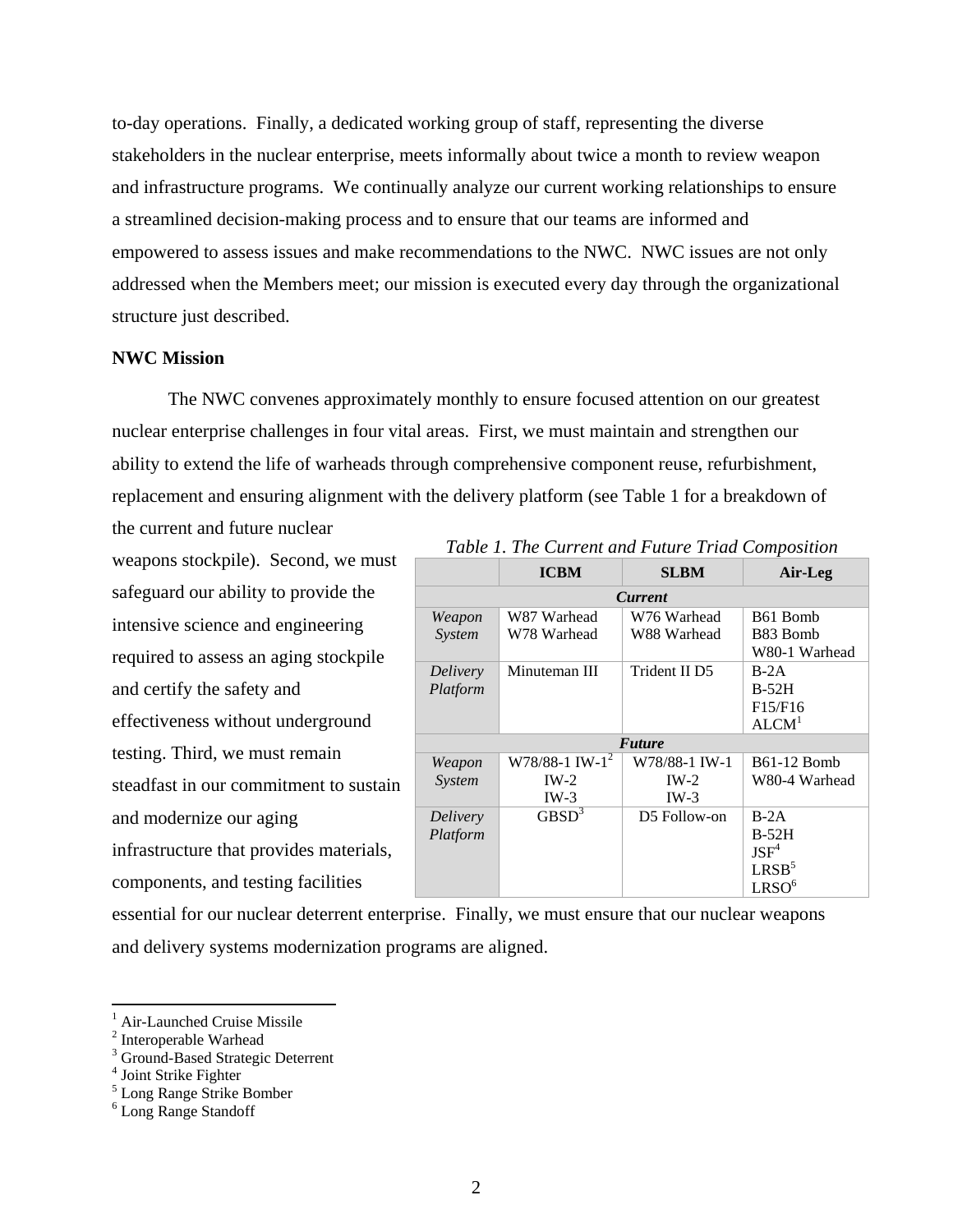to-day operations. Finally, a dedicated working group of staff, representing the diverse stakeholders in the nuclear enterprise, meets informally about twice a month to review weapon and infrastructure programs. We continually analyze our current working relationships to ensure a streamlined decision-making process and to ensure that our teams are informed and empowered to assess issues and make recommendations to the NWC. NWC issues are not only addressed when the Members meet; our mission is executed every day through the organizational structure just described.

**NWC Mission**

The NWC convenes approximately monthly to ensure focused attention on our greatest nuclear enterprise challenges in four vital areas. First, we must maintain and strengthen our ability to extend the life of warheads through comprehensive component reuse, refurbishment, replacement and ensuring alignment with the delivery platform (see Table 1 for a breakdown of the current and future nuclear weapons stockpile). Second, we must safeguard our ability to provide the intensive science and engineering required to assess an aging stockpile and certify the safety and effectiveness without underground testing. Third, we must remain steadfast in our commitment to sustain and modernize our aging infrastructure that provides materials, components, and testing facilities essential for our nuclear deterrent enterprise. Finally, we must ensure that our nuclear weapons and delivery systems modernization programs are aligned.

*Table 1. The Current and Future Triad Composition*

| | **ICBM** | **SLBM** | **Air-Leg** |
|---|---|---|---|
| ***Current*** | | | |
| *Weapon System* | W87 Warhead<br>W78 Warhead | W76 Warhead<br>W88 Warhead | B61 Bomb<br>B83 Bomb<br>W80-1 Warhead |
| *Delivery Platform* | Minuteman III | Trident II D5 | B-2A<br>B-52H<br>F15/F16<br>ALCM[1] |
| ***Future*** | | | |
| *Weapon System* | W78/88-1 IW-1[2]<br>IW-2<br>IW-3 | W78/88-1 IW-1<br>IW-2<br>IW-3 | B61-12 Bomb<br>W80-4 Warhead |
| *Delivery Platform* | GBSD[3] | D5 Follow-on | B-2A<br>B-52H<br>JSF[4]<br>LRSB[5]<br>LRSO[6] |

[1] Air-Launched Cruise Missile
[2] Interoperable Warhead
[3] Ground-Based Strategic Deterrent
[4] Joint Strike Fighter
[5] Long Range Strike Bomber
[6] Long Range Standoff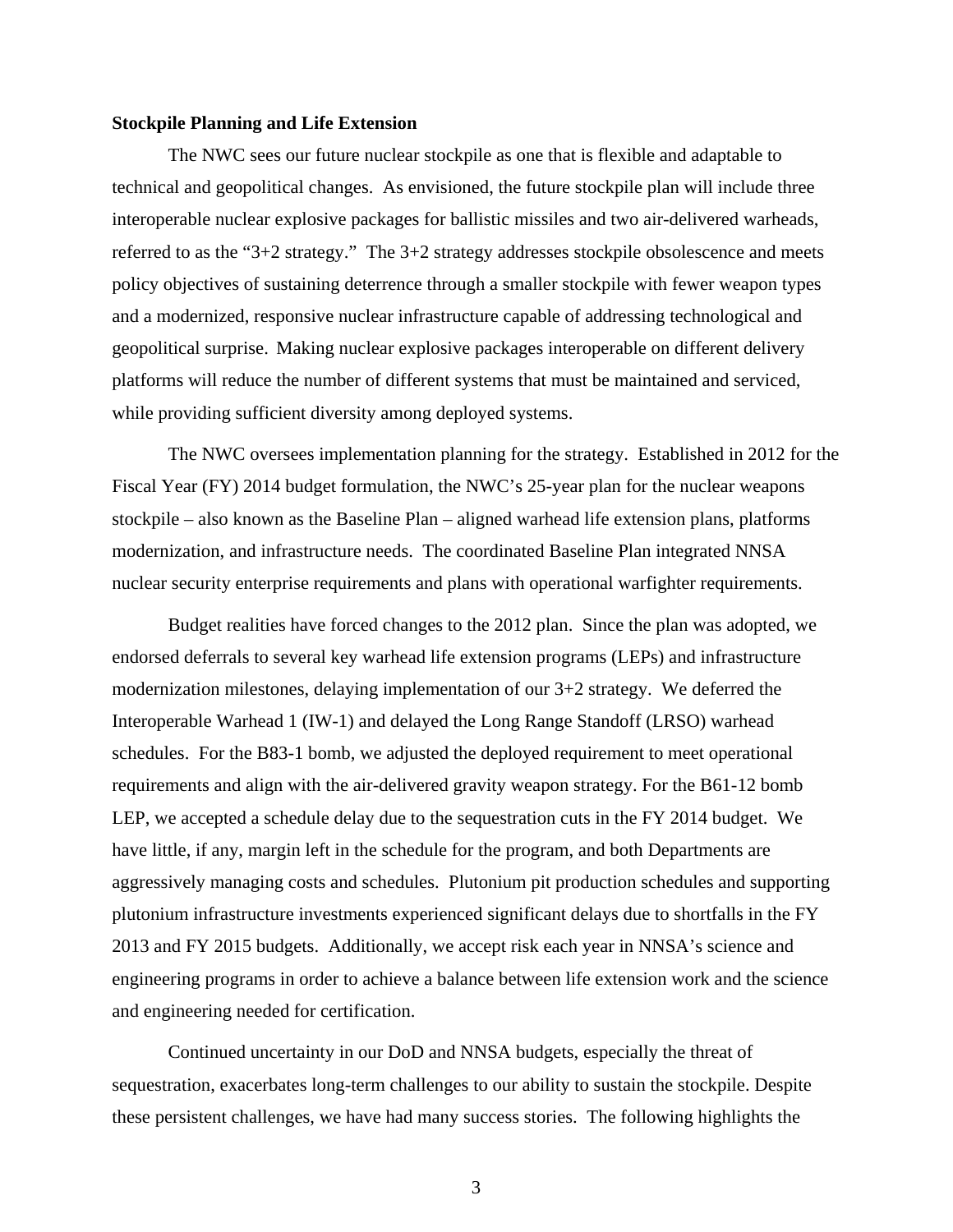**Stockpile Planning and Life Extension**

The NWC sees our future nuclear stockpile as one that is flexible and adaptable to technical and geopolitical changes. As envisioned, the future stockpile plan will include three interoperable nuclear explosive packages for ballistic missiles and two air-delivered warheads, referred to as the "3+2 strategy." The 3+2 strategy addresses stockpile obsolescence and meets policy objectives of sustaining deterrence through a smaller stockpile with fewer weapon types and a modernized, responsive nuclear infrastructure capable of addressing technological and geopolitical surprise. Making nuclear explosive packages interoperable on different delivery platforms will reduce the number of different systems that must be maintained and serviced, while providing sufficient diversity among deployed systems.

The NWC oversees implementation planning for the strategy. Established in 2012 for the Fiscal Year (FY) 2014 budget formulation, the NWC's 25-year plan for the nuclear weapons stockpile – also known as the Baseline Plan – aligned warhead life extension plans, platforms modernization, and infrastructure needs. The coordinated Baseline Plan integrated NNSA nuclear security enterprise requirements and plans with operational warfighter requirements.

Budget realities have forced changes to the 2012 plan. Since the plan was adopted, we endorsed deferrals to several key warhead life extension programs (LEPs) and infrastructure modernization milestones, delaying implementation of our 3+2 strategy. We deferred the Interoperable Warhead 1 (IW-1) and delayed the Long Range Standoff (LRSO) warhead schedules. For the B83-1 bomb, we adjusted the deployed requirement to meet operational requirements and align with the air-delivered gravity weapon strategy. For the B61-12 bomb LEP, we accepted a schedule delay due to the sequestration cuts in the FY 2014 budget. We have little, if any, margin left in the schedule for the program, and both Departments are aggressively managing costs and schedules. Plutonium pit production schedules and supporting plutonium infrastructure investments experienced significant delays due to shortfalls in the FY 2013 and FY 2015 budgets. Additionally, we accept risk each year in NNSA's science and engineering programs in order to achieve a balance between life extension work and the science and engineering needed for certification.

Continued uncertainty in our DoD and NNSA budgets, especially the threat of sequestration, exacerbates long-term challenges to our ability to sustain the stockpile. Despite these persistent challenges, we have had many success stories. The following highlights the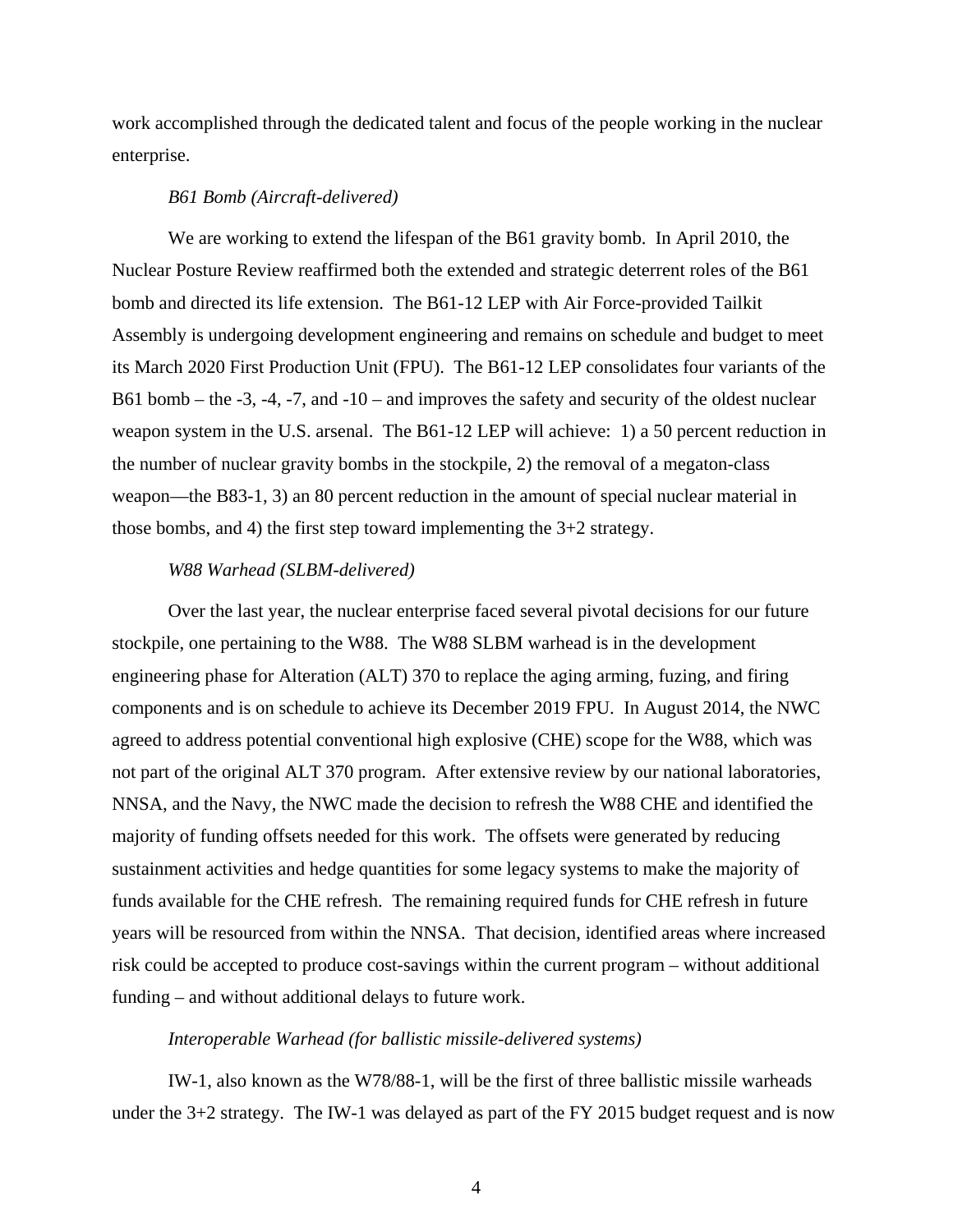work accomplished through the dedicated talent and focus of the people working in the nuclear enterprise.

*B61 Bomb (Aircraft-delivered)*

We are working to extend the lifespan of the B61 gravity bomb. In April 2010, the Nuclear Posture Review reaffirmed both the extended and strategic deterrent roles of the B61 bomb and directed its life extension. The B61-12 LEP with Air Force-provided Tailkit Assembly is undergoing development engineering and remains on schedule and budget to meet its March 2020 First Production Unit (FPU). The B61-12 LEP consolidates four variants of the B61 bomb – the -3, -4, -7, and -10 – and improves the safety and security of the oldest nuclear weapon system in the U.S. arsenal. The B61-12 LEP will achieve: 1) a 50 percent reduction in the number of nuclear gravity bombs in the stockpile, 2) the removal of a megaton-class weapon—the B83-1, 3) an 80 percent reduction in the amount of special nuclear material in those bombs, and 4) the first step toward implementing the 3+2 strategy.

*W88 Warhead (SLBM-delivered)*

Over the last year, the nuclear enterprise faced several pivotal decisions for our future stockpile, one pertaining to the W88. The W88 SLBM warhead is in the development engineering phase for Alteration (ALT) 370 to replace the aging arming, fuzing, and firing components and is on schedule to achieve its December 2019 FPU. In August 2014, the NWC agreed to address potential conventional high explosive (CHE) scope for the W88, which was not part of the original ALT 370 program. After extensive review by our national laboratories, NNSA, and the Navy, the NWC made the decision to refresh the W88 CHE and identified the majority of funding offsets needed for this work. The offsets were generated by reducing sustainment activities and hedge quantities for some legacy systems to make the majority of funds available for the CHE refresh. The remaining required funds for CHE refresh in future years will be resourced from within the NNSA. That decision, identified areas where increased risk could be accepted to produce cost-savings within the current program – without additional funding – and without additional delays to future work.

*Interoperable Warhead (for ballistic missile-delivered systems)*

IW-1, also known as the W78/88-1, will be the first of three ballistic missile warheads under the 3+2 strategy. The IW-1 was delayed as part of the FY 2015 budget request and is now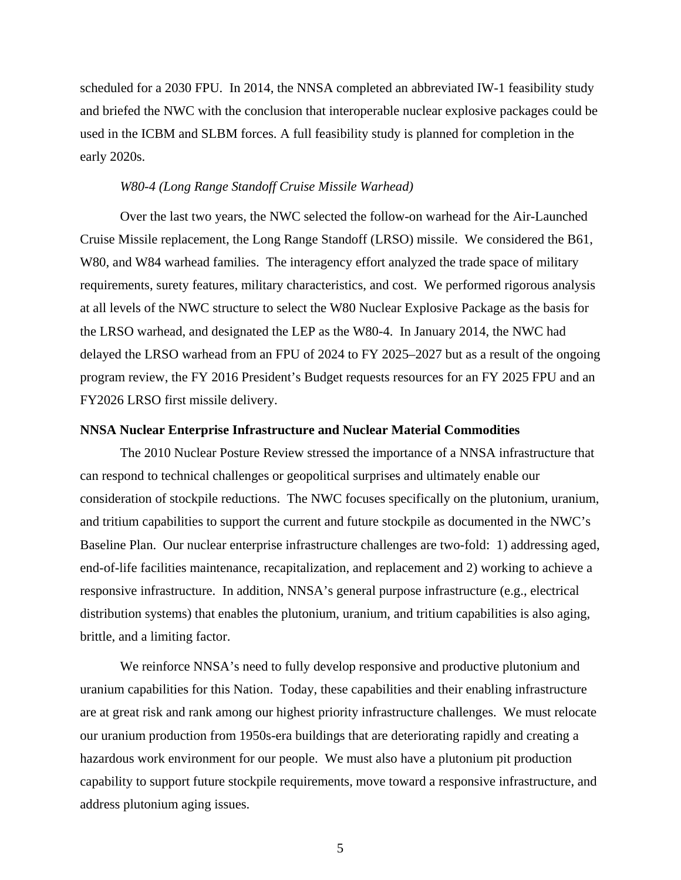scheduled for a 2030 FPU. In 2014, the NNSA completed an abbreviated IW-1 feasibility study and briefed the NWC with the conclusion that interoperable nuclear explosive packages could be used in the ICBM and SLBM forces. A full feasibility study is planned for completion in the early 2020s.

*W80-4 (Long Range Standoff Cruise Missile Warhead)*

Over the last two years, the NWC selected the follow-on warhead for the Air-Launched Cruise Missile replacement, the Long Range Standoff (LRSO) missile. We considered the B61, W80, and W84 warhead families. The interagency effort analyzed the trade space of military requirements, surety features, military characteristics, and cost. We performed rigorous analysis at all levels of the NWC structure to select the W80 Nuclear Explosive Package as the basis for the LRSO warhead, and designated the LEP as the W80-4. In January 2014, the NWC had delayed the LRSO warhead from an FPU of 2024 to FY 2025–2027 but as a result of the ongoing program review, the FY 2016 President's Budget requests resources for an FY 2025 FPU and an FY2026 LRSO first missile delivery.

**NNSA Nuclear Enterprise Infrastructure and Nuclear Material Commodities**

The 2010 Nuclear Posture Review stressed the importance of a NNSA infrastructure that can respond to technical challenges or geopolitical surprises and ultimately enable our consideration of stockpile reductions. The NWC focuses specifically on the plutonium, uranium, and tritium capabilities to support the current and future stockpile as documented in the NWC's Baseline Plan. Our nuclear enterprise infrastructure challenges are two-fold: 1) addressing aged, end-of-life facilities maintenance, recapitalization, and replacement and 2) working to achieve a responsive infrastructure. In addition, NNSA's general purpose infrastructure (e.g., electrical distribution systems) that enables the plutonium, uranium, and tritium capabilities is also aging, brittle, and a limiting factor.

We reinforce NNSA's need to fully develop responsive and productive plutonium and uranium capabilities for this Nation. Today, these capabilities and their enabling infrastructure are at great risk and rank among our highest priority infrastructure challenges. We must relocate our uranium production from 1950s-era buildings that are deteriorating rapidly and creating a hazardous work environment for our people. We must also have a plutonium pit production capability to support future stockpile requirements, move toward a responsive infrastructure, and address plutonium aging issues.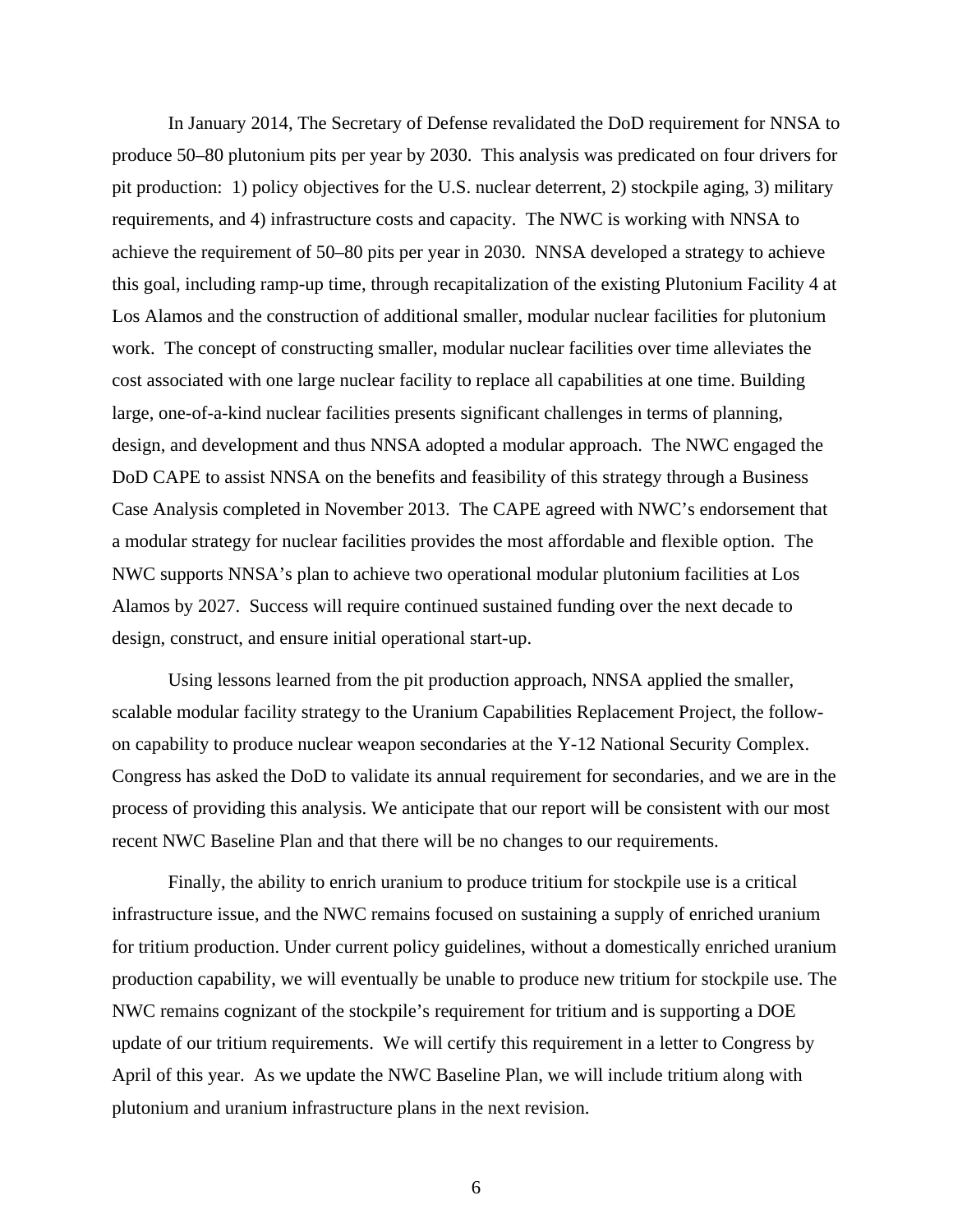In January 2014, The Secretary of Defense revalidated the DoD requirement for NNSA to produce 50–80 plutonium pits per year by 2030. This analysis was predicated on four drivers for pit production: 1) policy objectives for the U.S. nuclear deterrent, 2) stockpile aging, 3) military requirements, and 4) infrastructure costs and capacity. The NWC is working with NNSA to achieve the requirement of 50–80 pits per year in 2030. NNSA developed a strategy to achieve this goal, including ramp-up time, through recapitalization of the existing Plutonium Facility 4 at Los Alamos and the construction of additional smaller, modular nuclear facilities for plutonium work. The concept of constructing smaller, modular nuclear facilities over time alleviates the cost associated with one large nuclear facility to replace all capabilities at one time. Building large, one-of-a-kind nuclear facilities presents significant challenges in terms of planning, design, and development and thus NNSA adopted a modular approach. The NWC engaged the DoD CAPE to assist NNSA on the benefits and feasibility of this strategy through a Business Case Analysis completed in November 2013. The CAPE agreed with NWC's endorsement that a modular strategy for nuclear facilities provides the most affordable and flexible option. The NWC supports NNSA's plan to achieve two operational modular plutonium facilities at Los Alamos by 2027. Success will require continued sustained funding over the next decade to design, construct, and ensure initial operational start-up.

Using lessons learned from the pit production approach, NNSA applied the smaller, scalable modular facility strategy to the Uranium Capabilities Replacement Project, the follow-on capability to produce nuclear weapon secondaries at the Y-12 National Security Complex. Congress has asked the DoD to validate its annual requirement for secondaries, and we are in the process of providing this analysis. We anticipate that our report will be consistent with our most recent NWC Baseline Plan and that there will be no changes to our requirements.

Finally, the ability to enrich uranium to produce tritium for stockpile use is a critical infrastructure issue, and the NWC remains focused on sustaining a supply of enriched uranium for tritium production. Under current policy guidelines, without a domestically enriched uranium production capability, we will eventually be unable to produce new tritium for stockpile use. The NWC remains cognizant of the stockpile's requirement for tritium and is supporting a DOE update of our tritium requirements. We will certify this requirement in a letter to Congress by April of this year. As we update the NWC Baseline Plan, we will include tritium along with plutonium and uranium infrastructure plans in the next revision.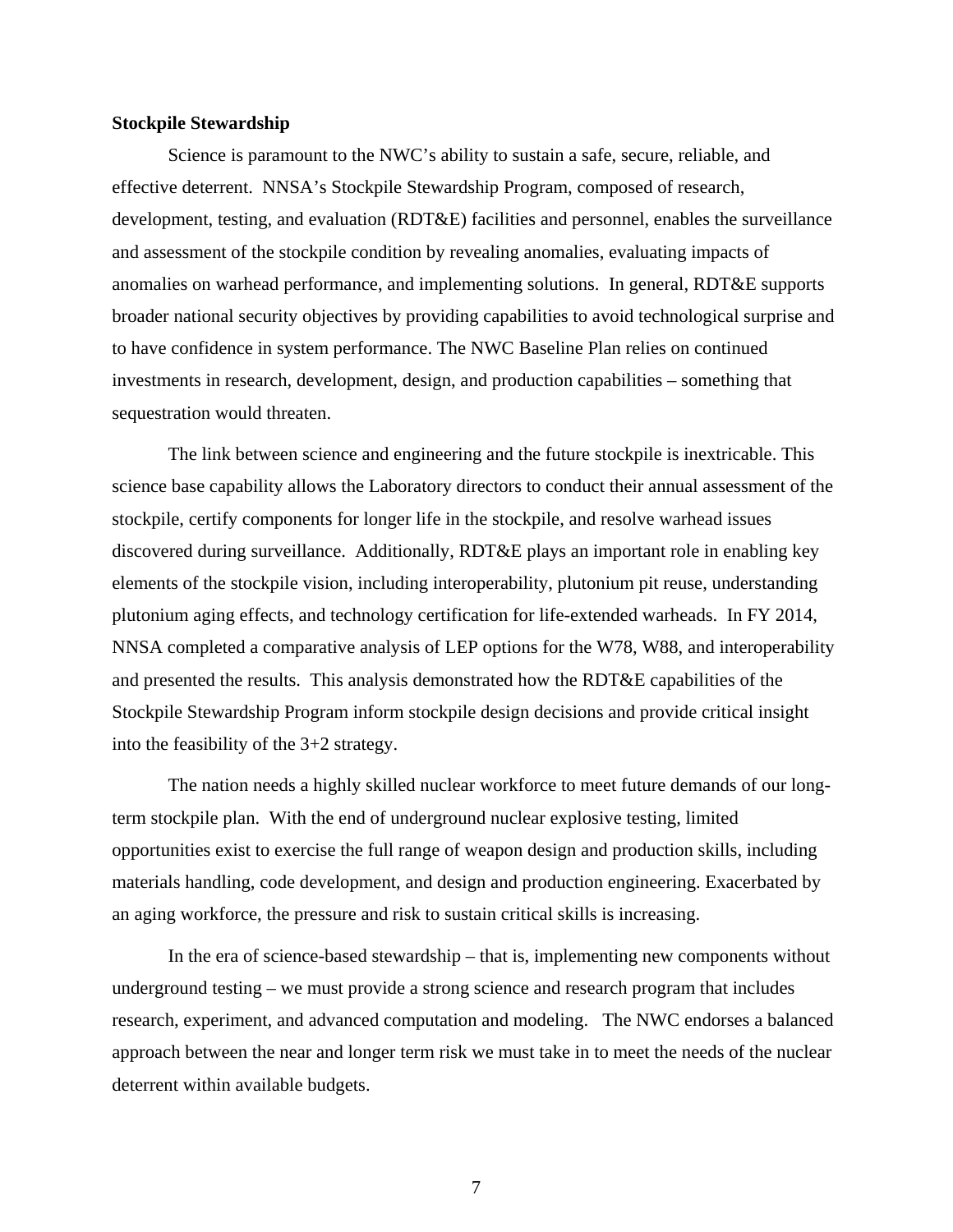**Stockpile Stewardship**

Science is paramount to the NWC's ability to sustain a safe, secure, reliable, and effective deterrent. NNSA's Stockpile Stewardship Program, composed of research, development, testing, and evaluation (RDT&E) facilities and personnel, enables the surveillance and assessment of the stockpile condition by revealing anomalies, evaluating impacts of anomalies on warhead performance, and implementing solutions. In general, RDT&E supports broader national security objectives by providing capabilities to avoid technological surprise and to have confidence in system performance. The NWC Baseline Plan relies on continued investments in research, development, design, and production capabilities – something that sequestration would threaten.

The link between science and engineering and the future stockpile is inextricable. This science base capability allows the Laboratory directors to conduct their annual assessment of the stockpile, certify components for longer life in the stockpile, and resolve warhead issues discovered during surveillance. Additionally, RDT&E plays an important role in enabling key elements of the stockpile vision, including interoperability, plutonium pit reuse, understanding plutonium aging effects, and technology certification for life-extended warheads. In FY 2014, NNSA completed a comparative analysis of LEP options for the W78, W88, and interoperability and presented the results. This analysis demonstrated how the RDT&E capabilities of the Stockpile Stewardship Program inform stockpile design decisions and provide critical insight into the feasibility of the 3+2 strategy.

The nation needs a highly skilled nuclear workforce to meet future demands of our long-term stockpile plan. With the end of underground nuclear explosive testing, limited opportunities exist to exercise the full range of weapon design and production skills, including materials handling, code development, and design and production engineering. Exacerbated by an aging workforce, the pressure and risk to sustain critical skills is increasing.

In the era of science-based stewardship – that is, implementing new components without underground testing – we must provide a strong science and research program that includes research, experiment, and advanced computation and modeling. The NWC endorses a balanced approach between the near and longer term risk we must take in to meet the needs of the nuclear deterrent within available budgets.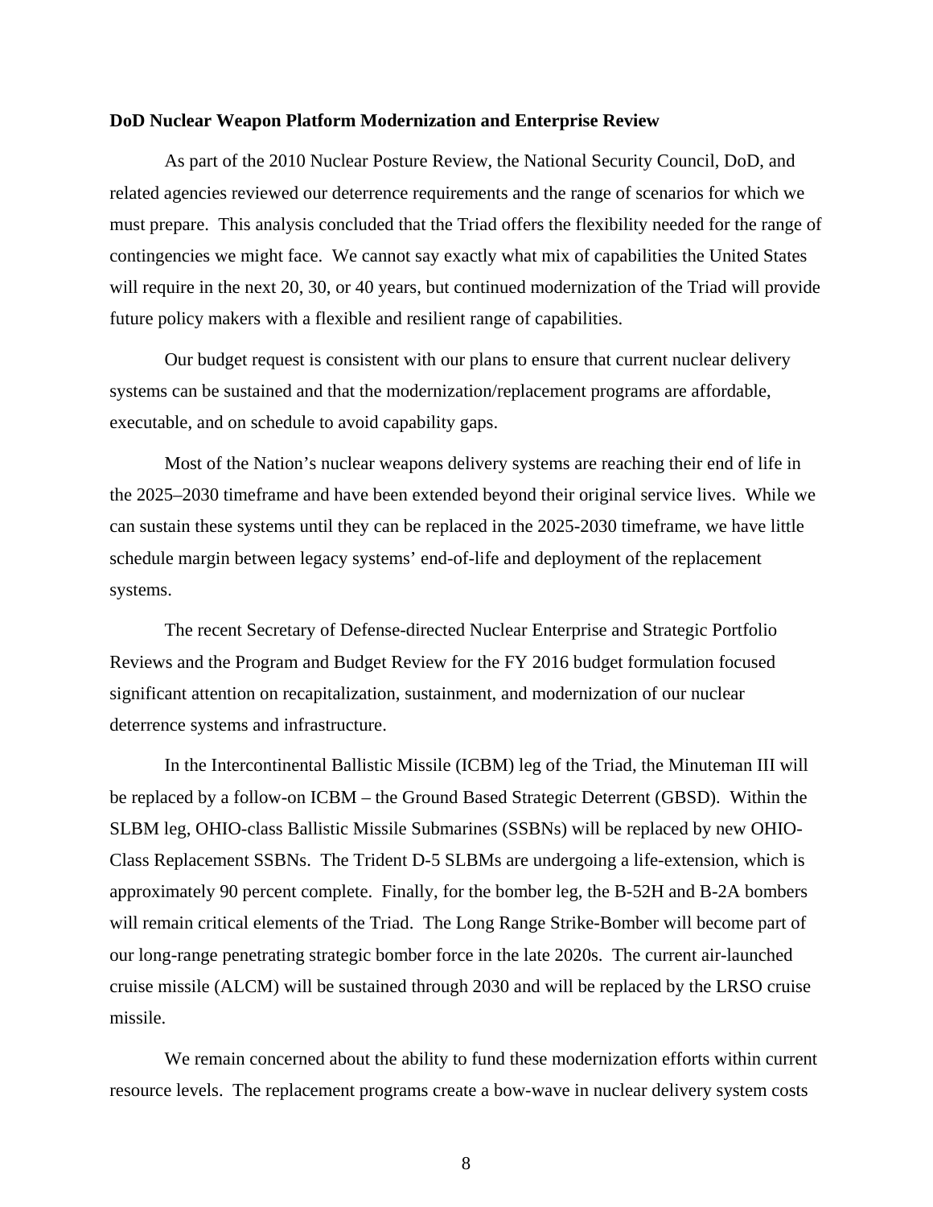**DoD Nuclear Weapon Platform Modernization and Enterprise Review**

As part of the 2010 Nuclear Posture Review, the National Security Council, DoD, and related agencies reviewed our deterrence requirements and the range of scenarios for which we must prepare. This analysis concluded that the Triad offers the flexibility needed for the range of contingencies we might face. We cannot say exactly what mix of capabilities the United States will require in the next 20, 30, or 40 years, but continued modernization of the Triad will provide future policy makers with a flexible and resilient range of capabilities.

Our budget request is consistent with our plans to ensure that current nuclear delivery systems can be sustained and that the modernization/replacement programs are affordable, executable, and on schedule to avoid capability gaps.

Most of the Nation's nuclear weapons delivery systems are reaching their end of life in the 2025–2030 timeframe and have been extended beyond their original service lives. While we can sustain these systems until they can be replaced in the 2025-2030 timeframe, we have little schedule margin between legacy systems' end-of-life and deployment of the replacement systems.

The recent Secretary of Defense-directed Nuclear Enterprise and Strategic Portfolio Reviews and the Program and Budget Review for the FY 2016 budget formulation focused significant attention on recapitalization, sustainment, and modernization of our nuclear deterrence systems and infrastructure.

In the Intercontinental Ballistic Missile (ICBM) leg of the Triad, the Minuteman III will be replaced by a follow-on ICBM – the Ground Based Strategic Deterrent (GBSD). Within the SLBM leg, OHIO-class Ballistic Missile Submarines (SSBNs) will be replaced by new OHIO-Class Replacement SSBNs. The Trident D-5 SLBMs are undergoing a life-extension, which is approximately 90 percent complete. Finally, for the bomber leg, the B-52H and B-2A bombers will remain critical elements of the Triad. The Long Range Strike-Bomber will become part of our long-range penetrating strategic bomber force in the late 2020s. The current air-launched cruise missile (ALCM) will be sustained through 2030 and will be replaced by the LRSO cruise missile.

We remain concerned about the ability to fund these modernization efforts within current resource levels. The replacement programs create a bow-wave in nuclear delivery system costs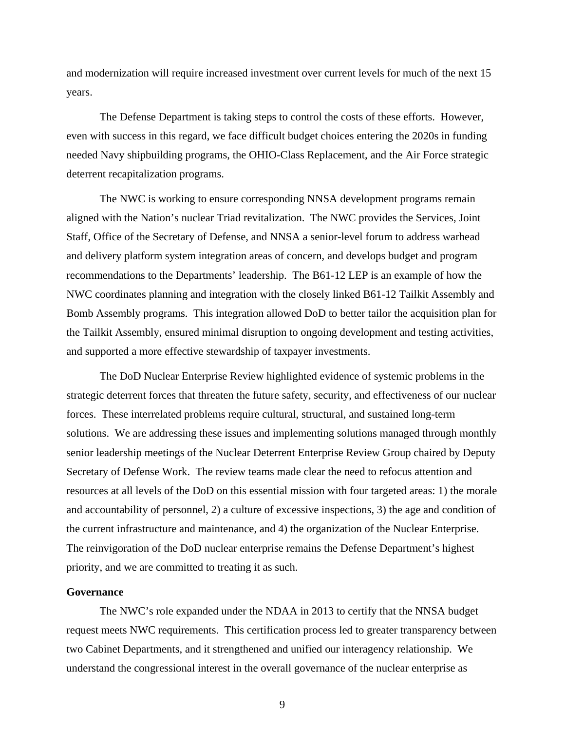and modernization will require increased investment over current levels for much of the next 15 years.

The Defense Department is taking steps to control the costs of these efforts. However, even with success in this regard, we face difficult budget choices entering the 2020s in funding needed Navy shipbuilding programs, the OHIO-Class Replacement, and the Air Force strategic deterrent recapitalization programs.

The NWC is working to ensure corresponding NNSA development programs remain aligned with the Nation's nuclear Triad revitalization. The NWC provides the Services, Joint Staff, Office of the Secretary of Defense, and NNSA a senior-level forum to address warhead and delivery platform system integration areas of concern, and develops budget and program recommendations to the Departments' leadership. The B61-12 LEP is an example of how the NWC coordinates planning and integration with the closely linked B61-12 Tailkit Assembly and Bomb Assembly programs. This integration allowed DoD to better tailor the acquisition plan for the Tailkit Assembly, ensured minimal disruption to ongoing development and testing activities, and supported a more effective stewardship of taxpayer investments.

The DoD Nuclear Enterprise Review highlighted evidence of systemic problems in the strategic deterrent forces that threaten the future safety, security, and effectiveness of our nuclear forces. These interrelated problems require cultural, structural, and sustained long-term solutions. We are addressing these issues and implementing solutions managed through monthly senior leadership meetings of the Nuclear Deterrent Enterprise Review Group chaired by Deputy Secretary of Defense Work. The review teams made clear the need to refocus attention and resources at all levels of the DoD on this essential mission with four targeted areas: 1) the morale and accountability of personnel, 2) a culture of excessive inspections, 3) the age and condition of the current infrastructure and maintenance, and 4) the organization of the Nuclear Enterprise. The reinvigoration of the DoD nuclear enterprise remains the Defense Department's highest priority, and we are committed to treating it as such.

**Governance**

The NWC's role expanded under the NDAA in 2013 to certify that the NNSA budget request meets NWC requirements. This certification process led to greater transparency between two Cabinet Departments, and it strengthened and unified our interagency relationship. We understand the congressional interest in the overall governance of the nuclear enterprise as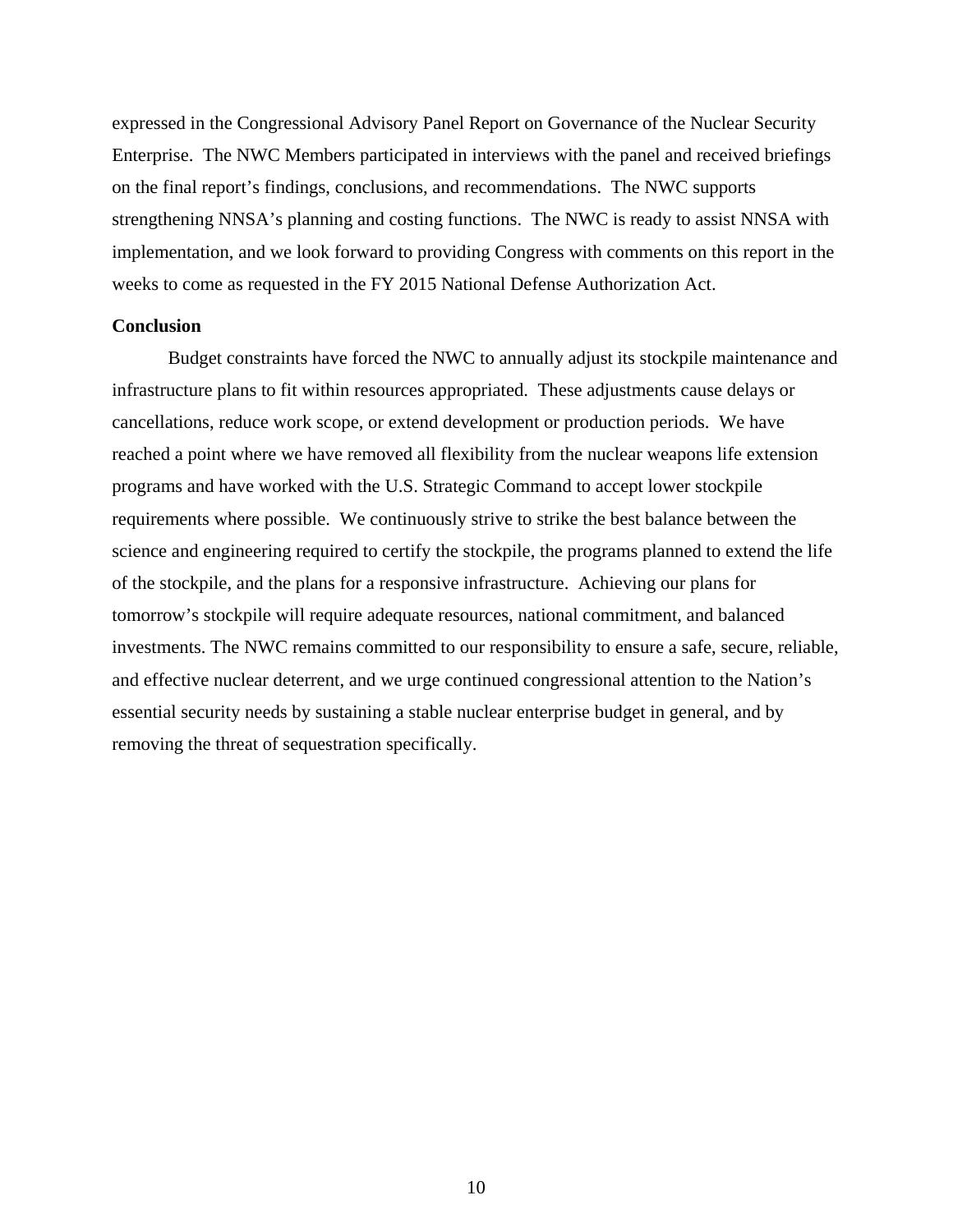expressed in the Congressional Advisory Panel Report on Governance of the Nuclear Security Enterprise. The NWC Members participated in interviews with the panel and received briefings on the final report's findings, conclusions, and recommendations. The NWC supports strengthening NNSA's planning and costing functions. The NWC is ready to assist NNSA with implementation, and we look forward to providing Congress with comments on this report in the weeks to come as requested in the FY 2015 National Defense Authorization Act.

**Conclusion**

Budget constraints have forced the NWC to annually adjust its stockpile maintenance and infrastructure plans to fit within resources appropriated. These adjustments cause delays or cancellations, reduce work scope, or extend development or production periods. We have reached a point where we have removed all flexibility from the nuclear weapons life extension programs and have worked with the U.S. Strategic Command to accept lower stockpile requirements where possible. We continuously strive to strike the best balance between the science and engineering required to certify the stockpile, the programs planned to extend the life of the stockpile, and the plans for a responsive infrastructure. Achieving our plans for tomorrow's stockpile will require adequate resources, national commitment, and balanced investments. The NWC remains committed to our responsibility to ensure a safe, secure, reliable, and effective nuclear deterrent, and we urge continued congressional attention to the Nation's essential security needs by sustaining a stable nuclear enterprise budget in general, and by removing the threat of sequestration specifically.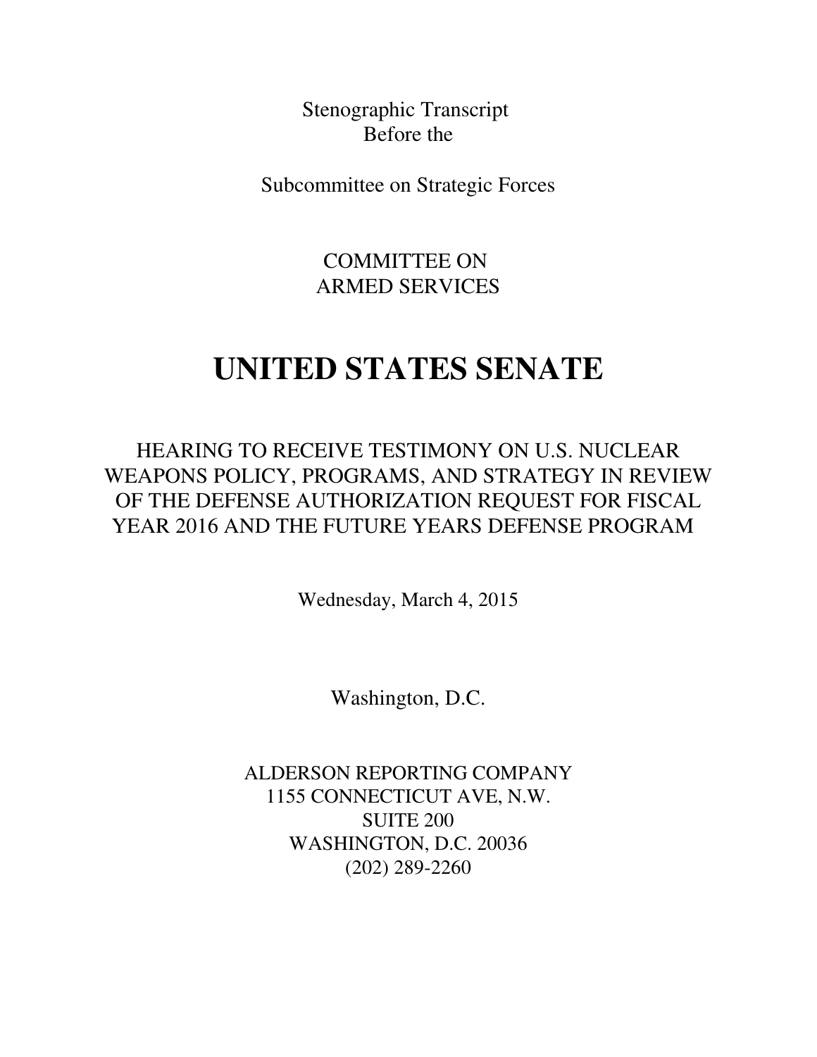Stenographic Transcript
Before the

Subcommittee on Strategic Forces

COMMITTEE ON
ARMED SERVICES

# UNITED STATES SENATE

HEARING TO RECEIVE TESTIMONY ON U.S. NUCLEAR WEAPONS POLICY, PROGRAMS, AND STRATEGY IN REVIEW OF THE DEFENSE AUTHORIZATION REQUEST FOR FISCAL YEAR 2016 AND THE FUTURE YEARS DEFENSE PROGRAM

Wednesday, March 4, 2015

Washington, D.C.

ALDERSON REPORTING COMPANY
1155 CONNECTICUT AVE, N.W.
SUITE 200
WASHINGTON, D.C. 20036
(202) 289-2260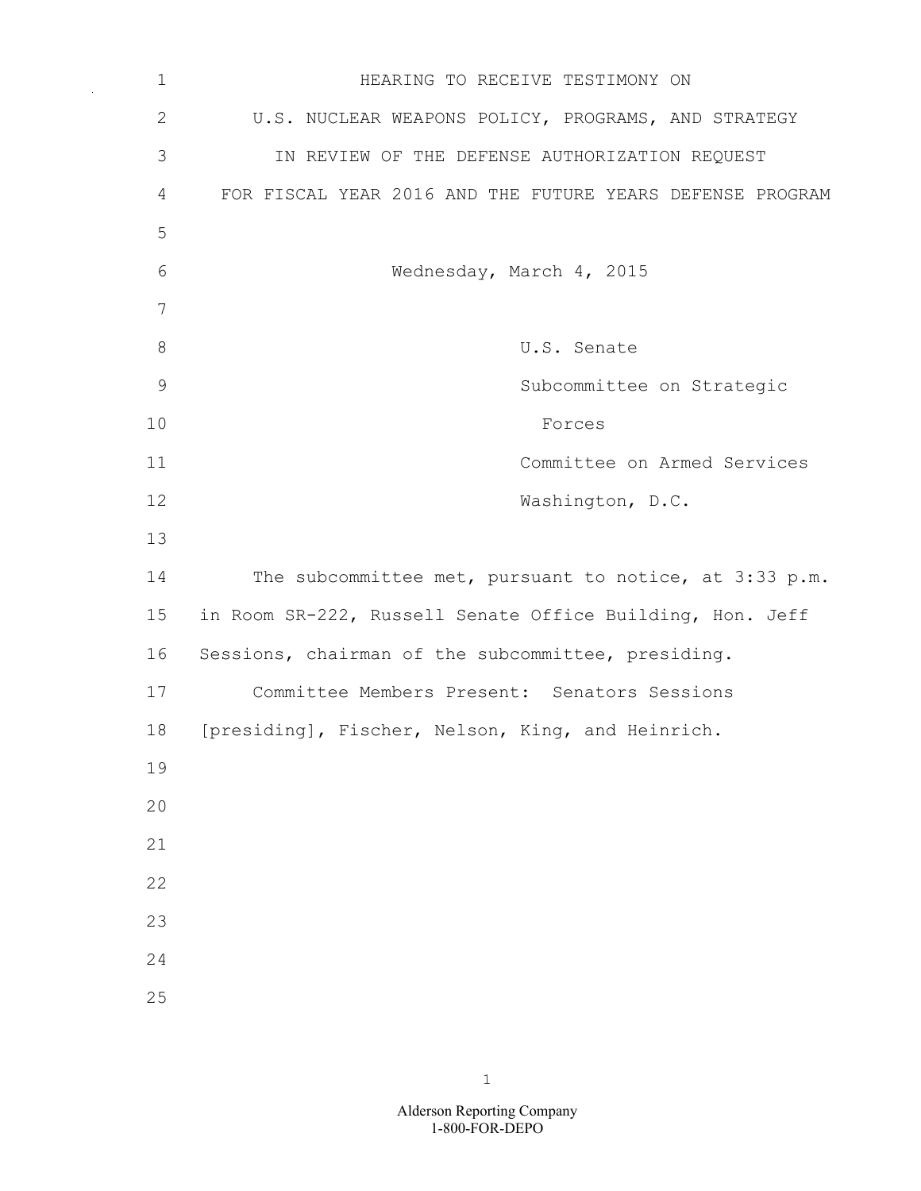# HEARING TO RECEIVE TESTIMONY ON U.S. NUCLEAR WEAPONS POLICY, PROGRAMS, AND STRATEGY IN REVIEW OF THE DEFENSE AUTHORIZATION REQUEST FOR FISCAL YEAR 2016 AND THE FUTURE YEARS DEFENSE PROGRAM

Wednesday, March 4, 2015

U.S. Senate
Subcommittee on Strategic Forces
Committee on Armed Services
Washington, D.C.

The subcommittee met, pursuant to notice, at 3:33 p.m. in Room SR-222, Russell Senate Office Building, Hon. Jeff Sessions, chairman of the subcommittee, presiding.

Committee Members Present: Senators Sessions [presiding], Fischer, Nelson, King, and Heinrich.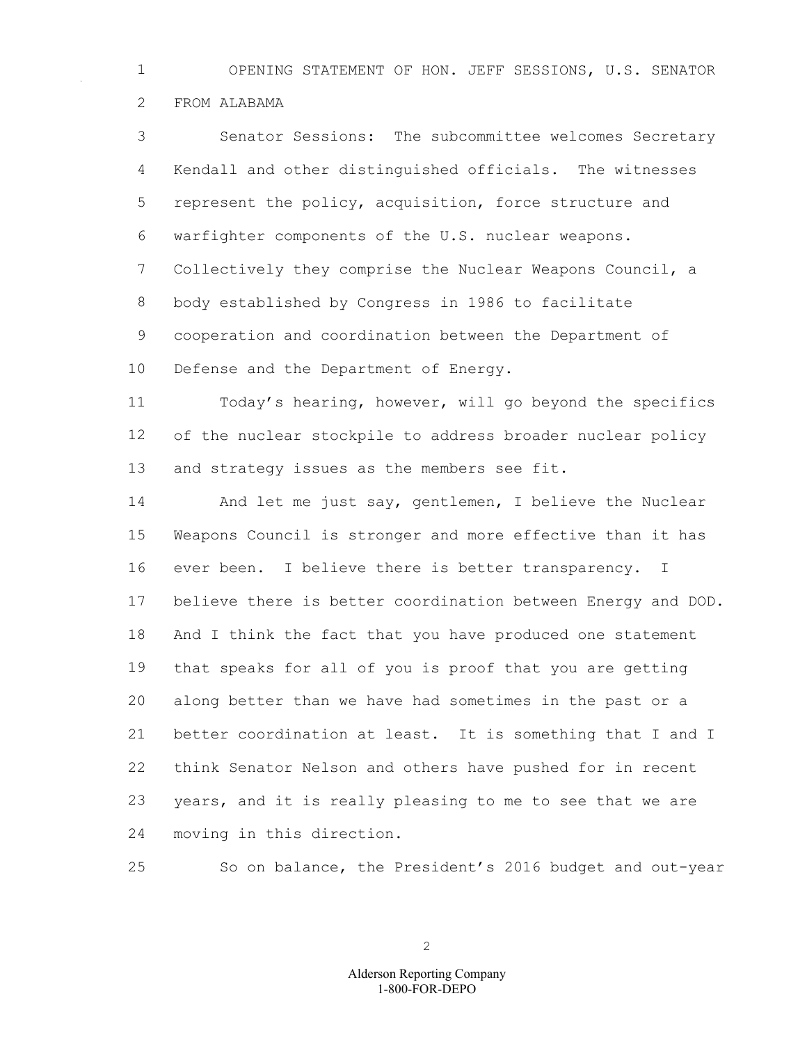## OPENING STATEMENT OF HON. JEFF SESSIONS, U.S. SENATOR FROM ALABAMA

Senator Sessions: The subcommittee welcomes Secretary Kendall and other distinguished officials. The witnesses represent the policy, acquisition, force structure and warfighter components of the U.S. nuclear weapons. Collectively they comprise the Nuclear Weapons Council, a body established by Congress in 1986 to facilitate cooperation and coordination between the Department of Defense and the Department of Energy.

Today's hearing, however, will go beyond the specifics of the nuclear stockpile to address broader nuclear policy and strategy issues as the members see fit.

And let me just say, gentlemen, I believe the Nuclear Weapons Council is stronger and more effective than it has ever been. I believe there is better transparency. I believe there is better coordination between Energy and DOD. And I think the fact that you have produced one statement that speaks for all of you is proof that you are getting along better than we have had sometimes in the past or a better coordination at least. It is something that I and I think Senator Nelson and others have pushed for in recent years, and it is really pleasing to me to see that we are moving in this direction.

So on balance, the President's 2016 budget and out-year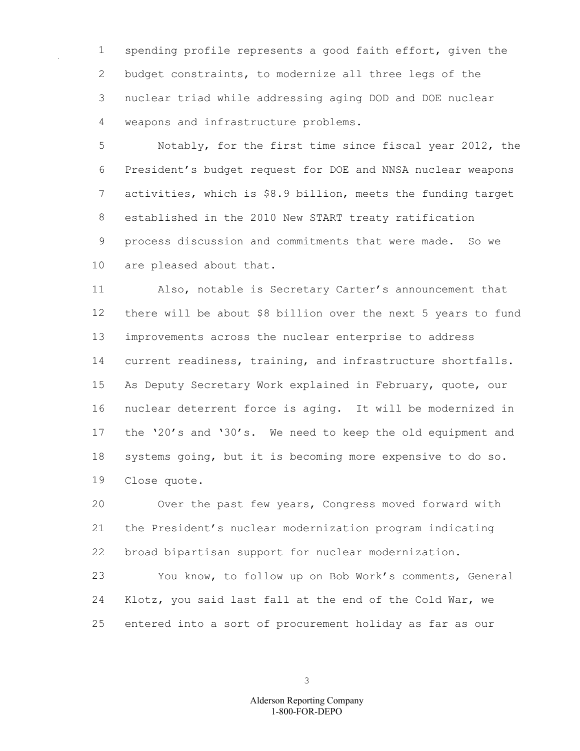spending profile represents a good faith effort, given the budget constraints, to modernize all three legs of the nuclear triad while addressing aging DOD and DOE nuclear weapons and infrastructure problems.

Notably, for the first time since fiscal year 2012, the President's budget request for DOE and NNSA nuclear weapons activities, which is $8.9 billion, meets the funding target established in the 2010 New START treaty ratification process discussion and commitments that were made. So we are pleased about that.

Also, notable is Secretary Carter's announcement that there will be about $8 billion over the next 5 years to fund improvements across the nuclear enterprise to address current readiness, training, and infrastructure shortfalls. As Deputy Secretary Work explained in February, quote, our nuclear deterrent force is aging. It will be modernized in the '20's and '30's. We need to keep the old equipment and systems going, but it is becoming more expensive to do so. Close quote.

Over the past few years, Congress moved forward with the President's nuclear modernization program indicating broad bipartisan support for nuclear modernization.

You know, to follow up on Bob Work's comments, General Klotz, you said last fall at the end of the Cold War, we entered into a sort of procurement holiday as far as our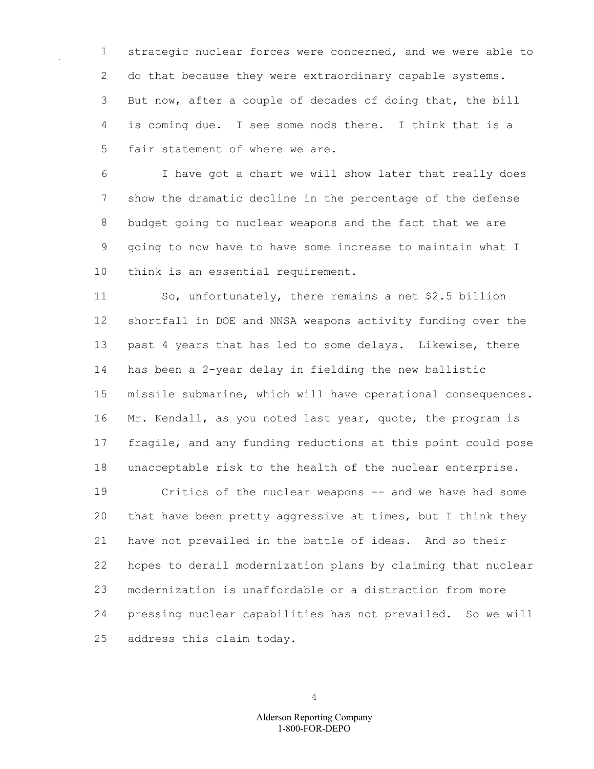strategic nuclear forces were concerned, and we were able to do that because they were extraordinary capable systems. But now, after a couple of decades of doing that, the bill is coming due. I see some nods there. I think that is a fair statement of where we are.

I have got a chart we will show later that really does show the dramatic decline in the percentage of the defense budget going to nuclear weapons and the fact that we are going to now have to have some increase to maintain what I think is an essential requirement.

So, unfortunately, there remains a net $2.5 billion shortfall in DOE and NNSA weapons activity funding over the past 4 years that has led to some delays. Likewise, there has been a 2-year delay in fielding the new ballistic missile submarine, which will have operational consequences. Mr. Kendall, as you noted last year, quote, the program is fragile, and any funding reductions at this point could pose unacceptable risk to the health of the nuclear enterprise.

Critics of the nuclear weapons -- and we have had some that have been pretty aggressive at times, but I think they have not prevailed in the battle of ideas. And so their hopes to derail modernization plans by claiming that nuclear modernization is unaffordable or a distraction from more pressing nuclear capabilities has not prevailed. So we will address this claim today.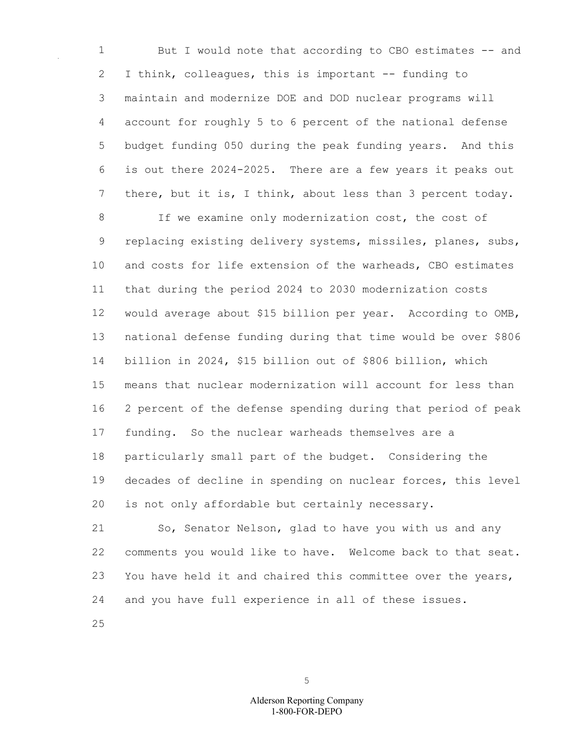But I would note that according to CBO estimates -- and I think, colleagues, this is important -- funding to maintain and modernize DOE and DOD nuclear programs will account for roughly 5 to 6 percent of the national defense budget funding 050 during the peak funding years. And this is out there 2024-2025. There are a few years it peaks out there, but it is, I think, about less than 3 percent today.

If we examine only modernization cost, the cost of replacing existing delivery systems, missiles, planes, subs, and costs for life extension of the warheads, CBO estimates that during the period 2024 to 2030 modernization costs would average about $15 billion per year. According to OMB, national defense funding during that time would be over $806 billion in 2024, $15 billion out of $806 billion, which means that nuclear modernization will account for less than 2 percent of the defense spending during that period of peak funding. So the nuclear warheads themselves are a particularly small part of the budget. Considering the decades of decline in spending on nuclear forces, this level is not only affordable but certainly necessary.

So, Senator Nelson, glad to have you with us and any comments you would like to have. Welcome back to that seat. You have held it and chaired this committee over the years, and you have full experience in all of these issues.

Alderson Reporting Company
1-800-FOR-DEPO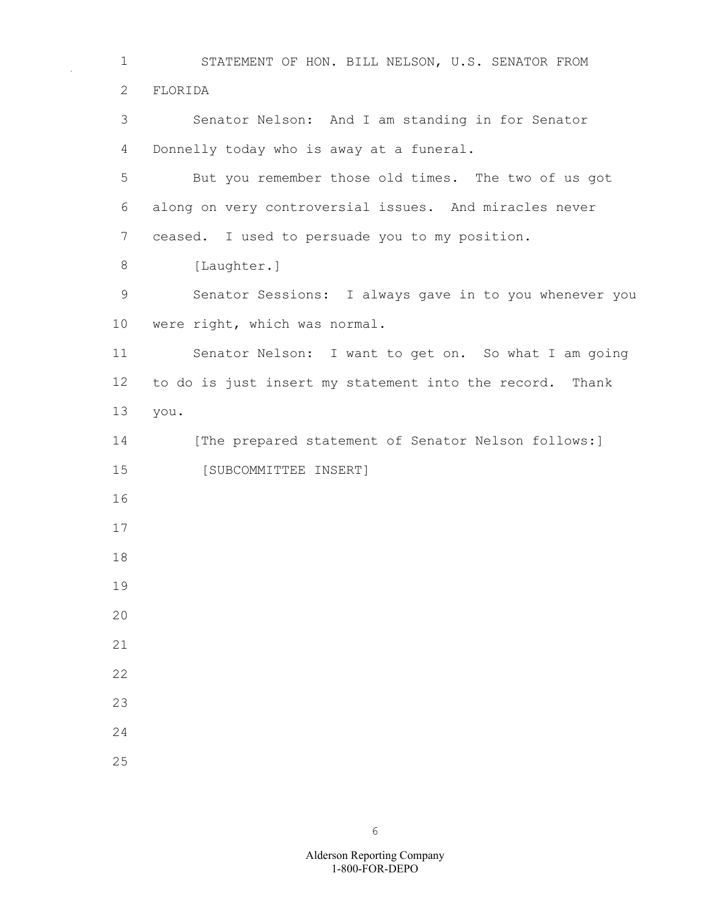STATEMENT OF HON. BILL NELSON, U.S. SENATOR FROM FLORIDA

Senator Nelson: And I am standing in for Senator Donnelly today who is away at a funeral.

But you remember those old times. The two of us got along on very controversial issues. And miracles never ceased. I used to persuade you to my position.

[Laughter.]

Senator Sessions: I always gave in to you whenever you were right, which was normal.

Senator Nelson: I want to get on. So what I am going to do is just insert my statement into the record. Thank you.

[The prepared statement of Senator Nelson follows:]

[SUBCOMMITTEE INSERT]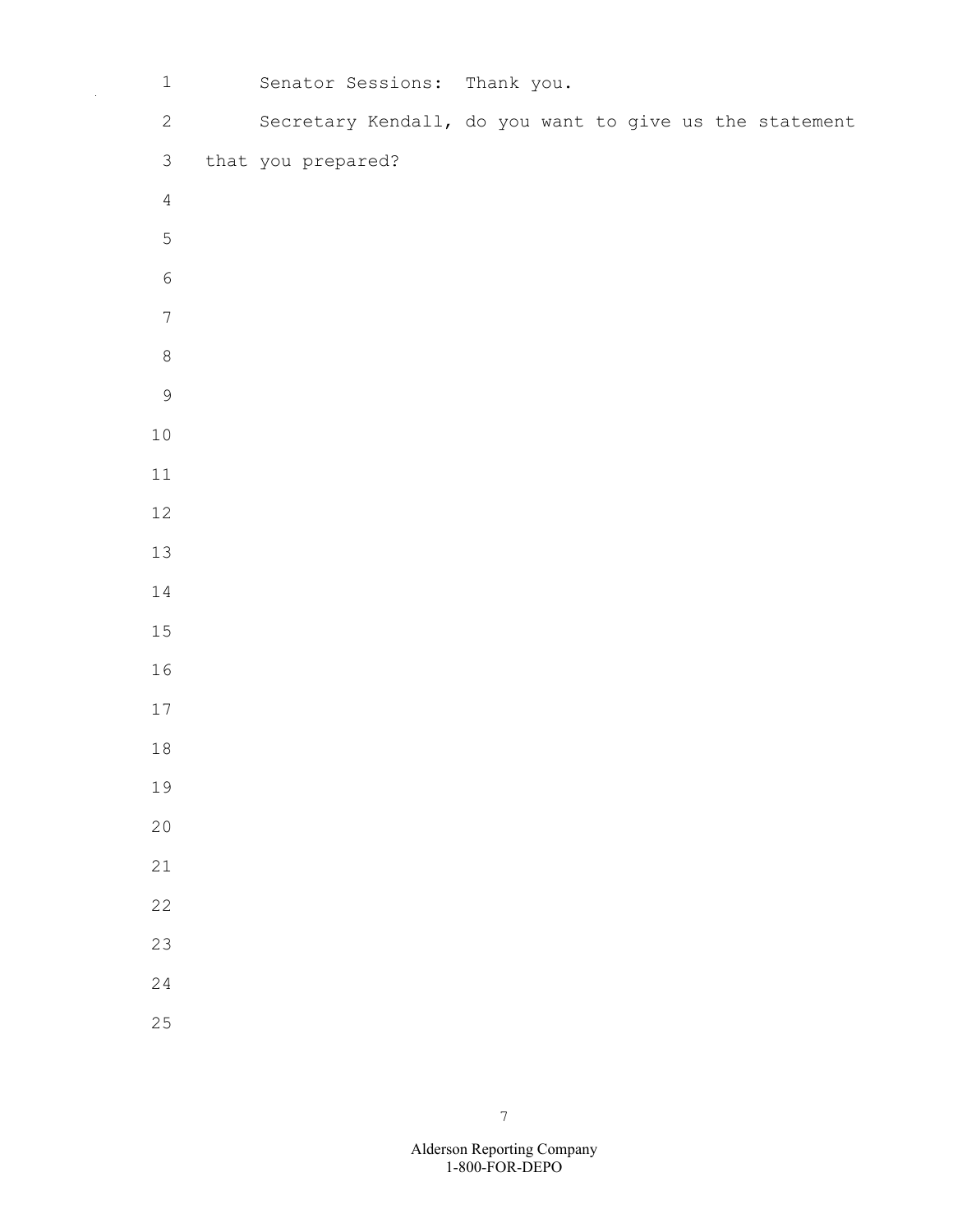Senator Sessions: Thank you.

Secretary Kendall, do you want to give us the statement that you prepared?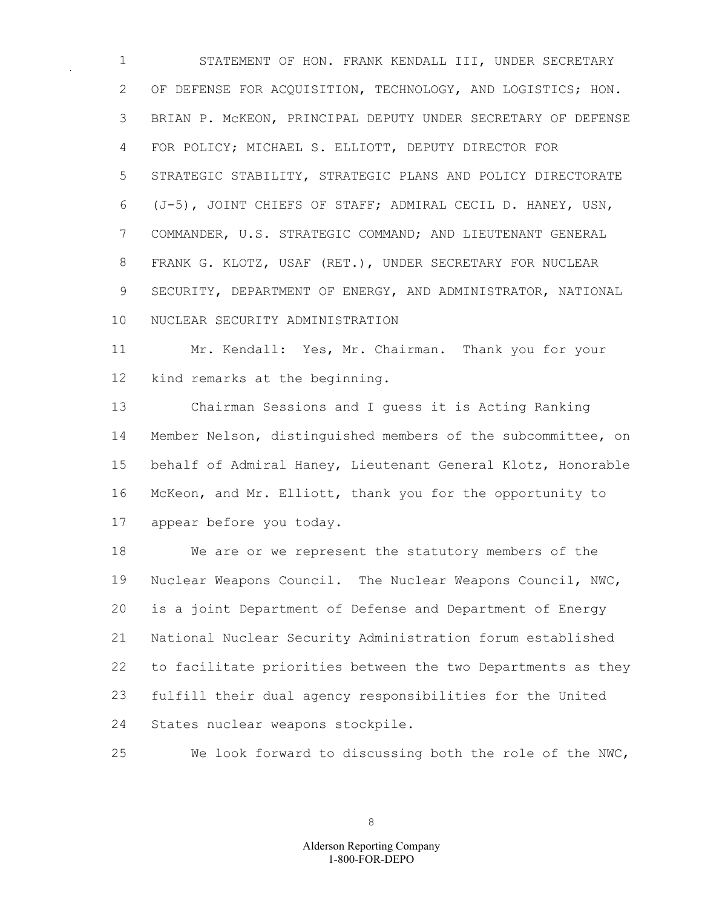STATEMENT OF HON. FRANK KENDALL III, UNDER SECRETARY OF DEFENSE FOR ACQUISITION, TECHNOLOGY, AND LOGISTICS; HON. BRIAN P. McKEON, PRINCIPAL DEPUTY UNDER SECRETARY OF DEFENSE FOR POLICY; MICHAEL S. ELLIOTT, DEPUTY DIRECTOR FOR STRATEGIC STABILITY, STRATEGIC PLANS AND POLICY DIRECTORATE (J-5), JOINT CHIEFS OF STAFF; ADMIRAL CECIL D. HANEY, USN, COMMANDER, U.S. STRATEGIC COMMAND; AND LIEUTENANT GENERAL FRANK G. KLOTZ, USAF (RET.), UNDER SECRETARY FOR NUCLEAR SECURITY, DEPARTMENT OF ENERGY, AND ADMINISTRATOR, NATIONAL NUCLEAR SECURITY ADMINISTRATION

Mr. Kendall: Yes, Mr. Chairman. Thank you for your kind remarks at the beginning.

Chairman Sessions and I guess it is Acting Ranking Member Nelson, distinguished members of the subcommittee, on behalf of Admiral Haney, Lieutenant General Klotz, Honorable McKeon, and Mr. Elliott, thank you for the opportunity to appear before you today.

We are or we represent the statutory members of the Nuclear Weapons Council. The Nuclear Weapons Council, NWC, is a joint Department of Defense and Department of Energy National Nuclear Security Administration forum established to facilitate priorities between the two Departments as they fulfill their dual agency responsibilities for the United States nuclear weapons stockpile.

We look forward to discussing both the role of the NWC,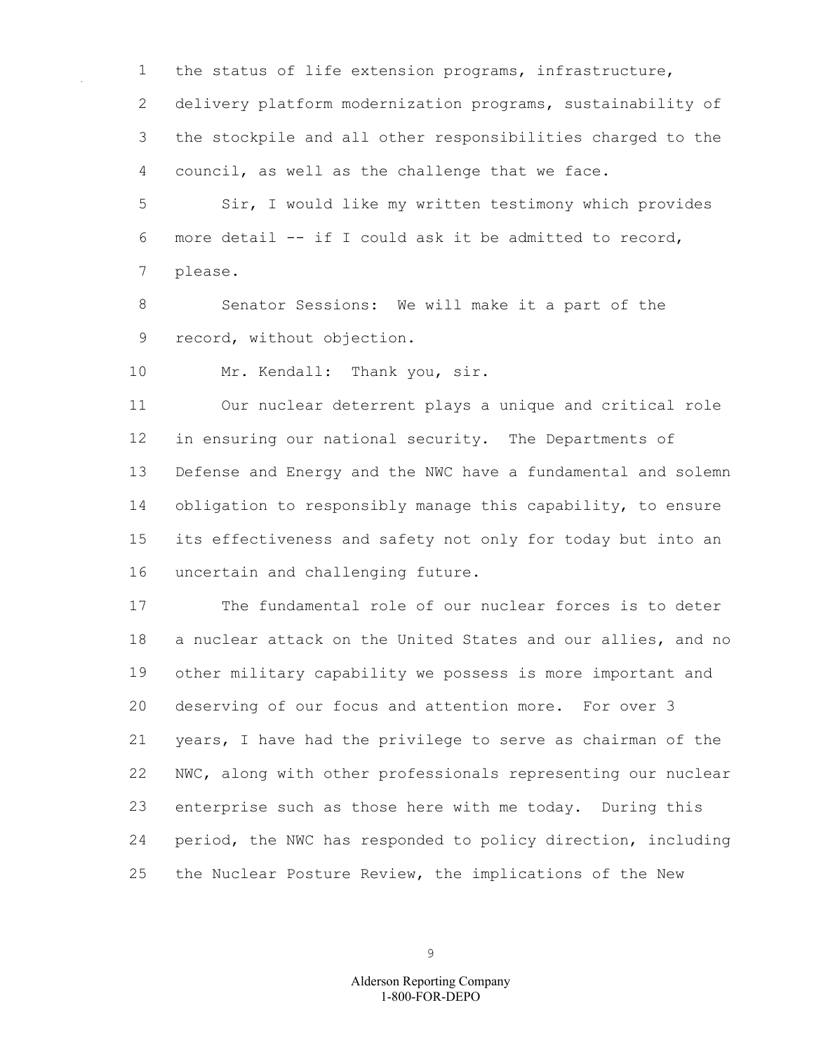the status of life extension programs, infrastructure, delivery platform modernization programs, sustainability of the stockpile and all other responsibilities charged to the council, as well as the challenge that we face.

Sir, I would like my written testimony which provides more detail -- if I could ask it be admitted to record, please.

Senator Sessions: We will make it a part of the record, without objection.

Mr. Kendall: Thank you, sir.

Our nuclear deterrent plays a unique and critical role in ensuring our national security. The Departments of Defense and Energy and the NWC have a fundamental and solemn obligation to responsibly manage this capability, to ensure its effectiveness and safety not only for today but into an uncertain and challenging future.

The fundamental role of our nuclear forces is to deter a nuclear attack on the United States and our allies, and no other military capability we possess is more important and deserving of our focus and attention more. For over 3 years, I have had the privilege to serve as chairman of the NWC, along with other professionals representing our nuclear enterprise such as those here with me today. During this period, the NWC has responded to policy direction, including the Nuclear Posture Review, the implications of the New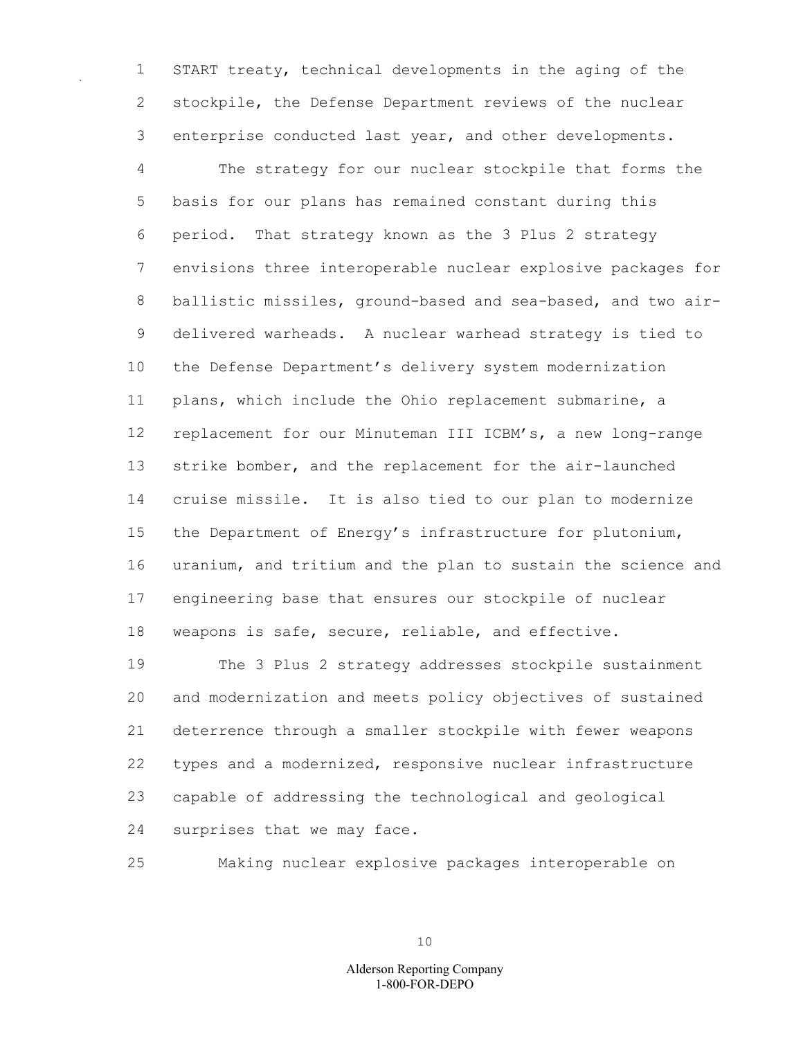START treaty, technical developments in the aging of the stockpile, the Defense Department reviews of the nuclear enterprise conducted last year, and other developments.

The strategy for our nuclear stockpile that forms the basis for our plans has remained constant during this period. That strategy known as the 3 Plus 2 strategy envisions three interoperable nuclear explosive packages for ballistic missiles, ground-based and sea-based, and two air-delivered warheads. A nuclear warhead strategy is tied to the Defense Department's delivery system modernization plans, which include the Ohio replacement submarine, a replacement for our Minuteman III ICBM's, a new long-range strike bomber, and the replacement for the air-launched cruise missile. It is also tied to our plan to modernize the Department of Energy's infrastructure for plutonium, uranium, and tritium and the plan to sustain the science and engineering base that ensures our stockpile of nuclear weapons is safe, secure, reliable, and effective.

The 3 Plus 2 strategy addresses stockpile sustainment and modernization and meets policy objectives of sustained deterrence through a smaller stockpile with fewer weapons types and a modernized, responsive nuclear infrastructure capable of addressing the technological and geological surprises that we may face.

Making nuclear explosive packages interoperable on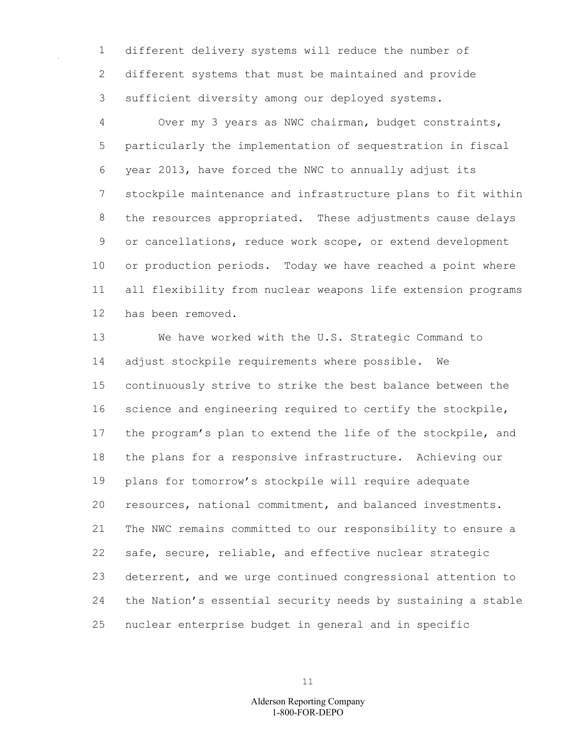different delivery systems will reduce the number of different systems that must be maintained and provide sufficient diversity among our deployed systems.

Over my 3 years as NWC chairman, budget constraints, particularly the implementation of sequestration in fiscal year 2013, have forced the NWC to annually adjust its stockpile maintenance and infrastructure plans to fit within the resources appropriated. These adjustments cause delays or cancellations, reduce work scope, or extend development or production periods. Today we have reached a point where all flexibility from nuclear weapons life extension programs has been removed.

We have worked with the U.S. Strategic Command to adjust stockpile requirements where possible. We continuously strive to strike the best balance between the science and engineering required to certify the stockpile, the program's plan to extend the life of the stockpile, and the plans for a responsive infrastructure. Achieving our plans for tomorrow's stockpile will require adequate resources, national commitment, and balanced investments. The NWC remains committed to our responsibility to ensure a safe, secure, reliable, and effective nuclear strategic deterrent, and we urge continued congressional attention to the Nation's essential security needs by sustaining a stable nuclear enterprise budget in general and in specific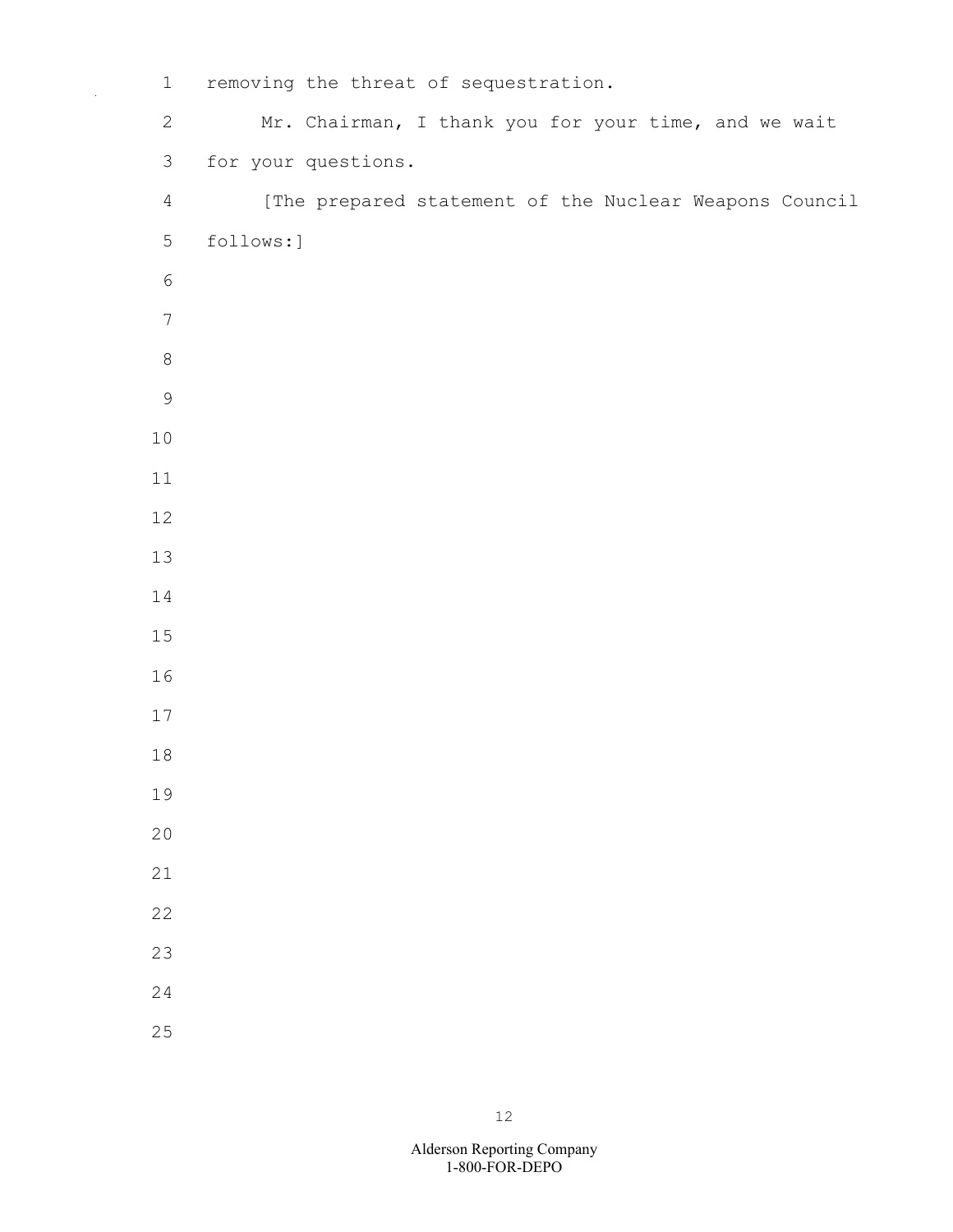removing the threat of sequestration.

Mr. Chairman, I thank you for your time, and we wait for your questions.

[The prepared statement of the Nuclear Weapons Council follows:]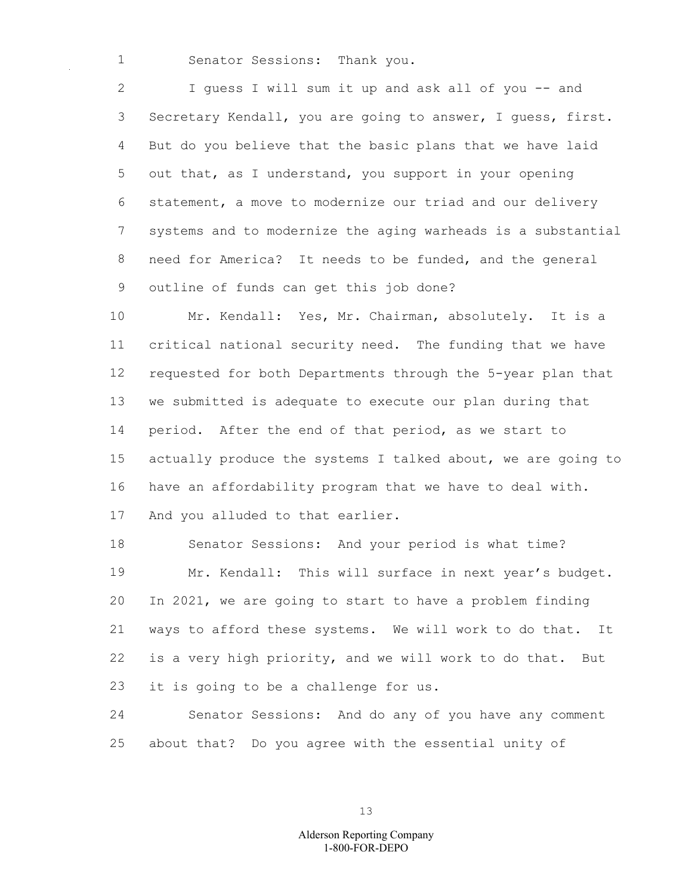Senator Sessions: Thank you.

I guess I will sum it up and ask all of you -- and Secretary Kendall, you are going to answer, I guess, first. But do you believe that the basic plans that we have laid out that, as I understand, you support in your opening statement, a move to modernize our triad and our delivery systems and to modernize the aging warheads is a substantial need for America? It needs to be funded, and the general outline of funds can get this job done?

Mr. Kendall: Yes, Mr. Chairman, absolutely. It is a critical national security need. The funding that we have requested for both Departments through the 5-year plan that we submitted is adequate to execute our plan during that period. After the end of that period, as we start to actually produce the systems I talked about, we are going to have an affordability program that we have to deal with. And you alluded to that earlier.

Senator Sessions: And your period is what time?

Mr. Kendall: This will surface in next year's budget. In 2021, we are going to start to have a problem finding ways to afford these systems. We will work to do that. It is a very high priority, and we will work to do that. But it is going to be a challenge for us.

Senator Sessions: And do any of you have any comment about that? Do you agree with the essential unity of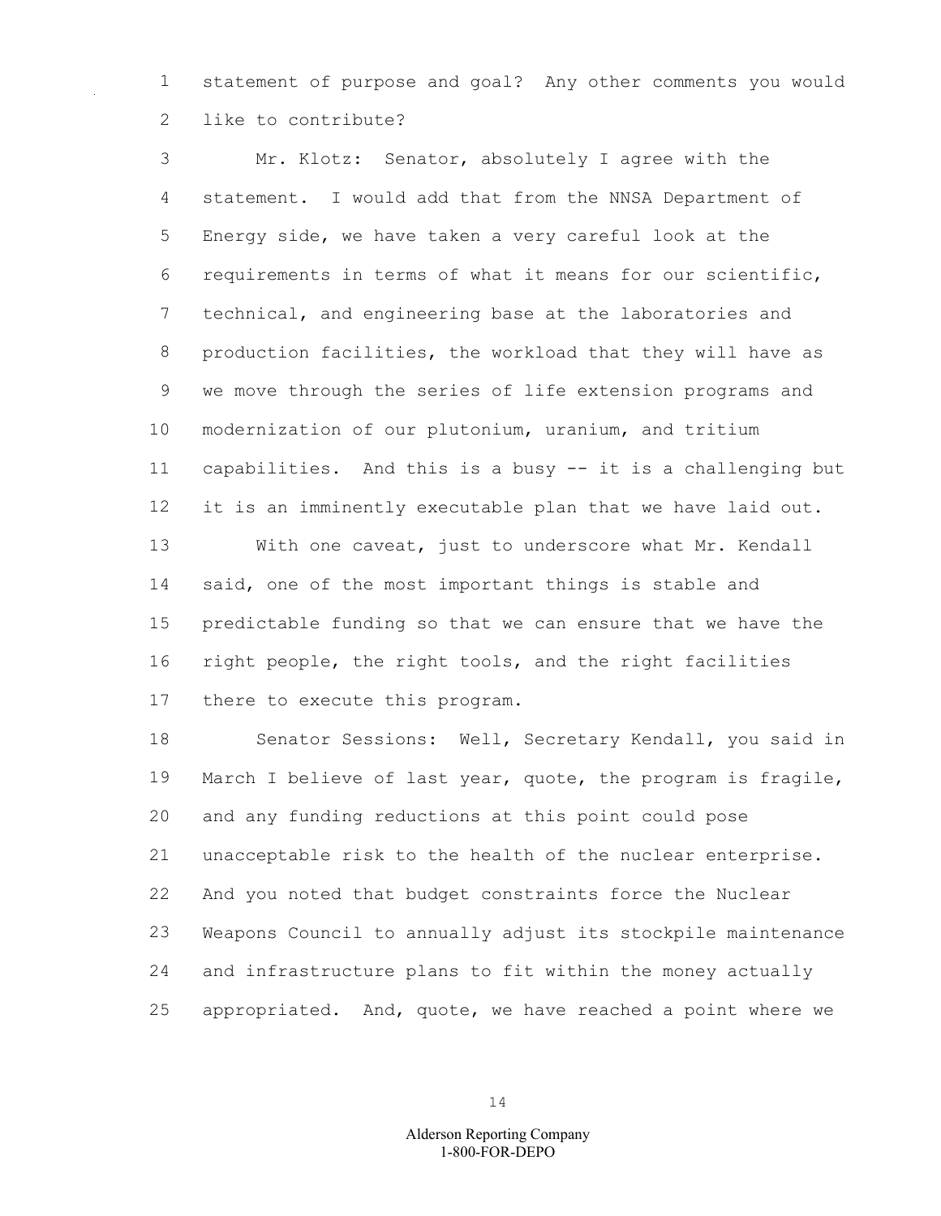statement of purpose and goal? Any other comments you would like to contribute?

Mr. Klotz: Senator, absolutely I agree with the statement. I would add that from the NNSA Department of Energy side, we have taken a very careful look at the requirements in terms of what it means for our scientific, technical, and engineering base at the laboratories and production facilities, the workload that they will have as we move through the series of life extension programs and modernization of our plutonium, uranium, and tritium capabilities. And this is a busy -- it is a challenging but it is an imminently executable plan that we have laid out.

With one caveat, just to underscore what Mr. Kendall said, one of the most important things is stable and predictable funding so that we can ensure that we have the right people, the right tools, and the right facilities there to execute this program.

Senator Sessions: Well, Secretary Kendall, you said in March I believe of last year, quote, the program is fragile, and any funding reductions at this point could pose unacceptable risk to the health of the nuclear enterprise. And you noted that budget constraints force the Nuclear Weapons Council to annually adjust its stockpile maintenance and infrastructure plans to fit within the money actually appropriated. And, quote, we have reached a point where we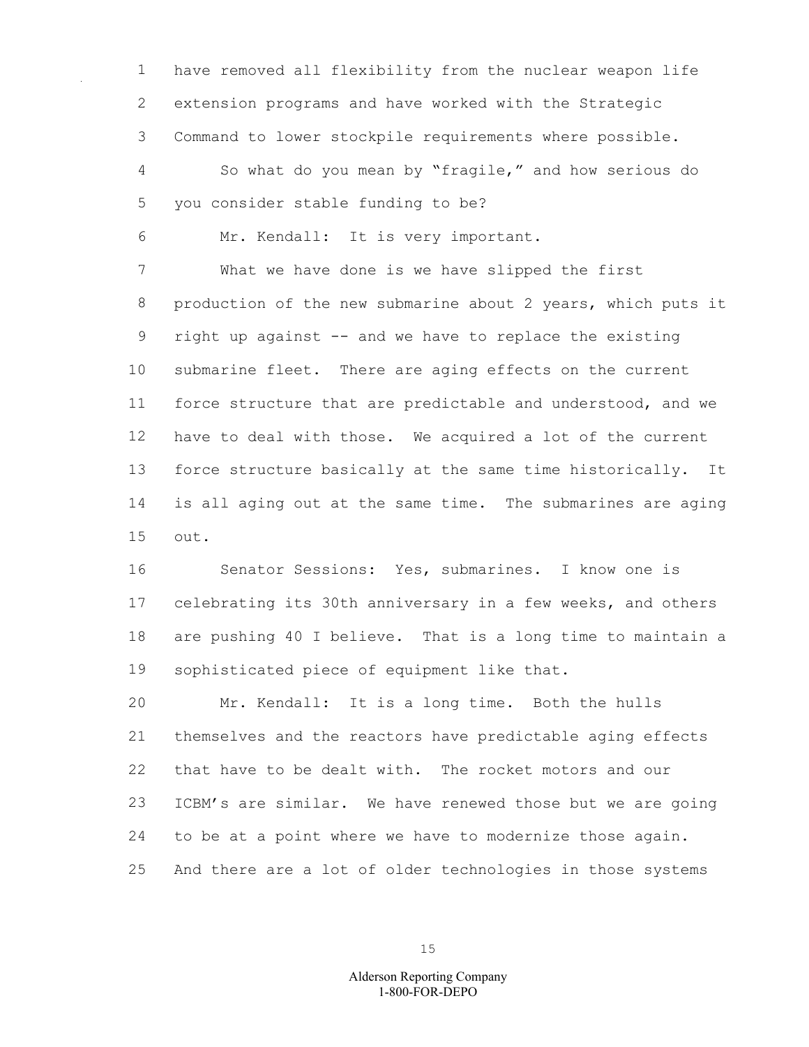have removed all flexibility from the nuclear weapon life extension programs and have worked with the Strategic Command to lower stockpile requirements where possible.

So what do you mean by "fragile," and how serious do you consider stable funding to be?

Mr. Kendall: It is very important.

What we have done is we have slipped the first production of the new submarine about 2 years, which puts it right up against -- and we have to replace the existing submarine fleet. There are aging effects on the current force structure that are predictable and understood, and we have to deal with those. We acquired a lot of the current force structure basically at the same time historically. It is all aging out at the same time. The submarines are aging out.

Senator Sessions: Yes, submarines. I know one is celebrating its 30th anniversary in a few weeks, and others are pushing 40 I believe. That is a long time to maintain a sophisticated piece of equipment like that.

Mr. Kendall: It is a long time. Both the hulls themselves and the reactors have predictable aging effects that have to be dealt with. The rocket motors and our ICBM's are similar. We have renewed those but we are going to be at a point where we have to modernize those again. And there are a lot of older technologies in those systems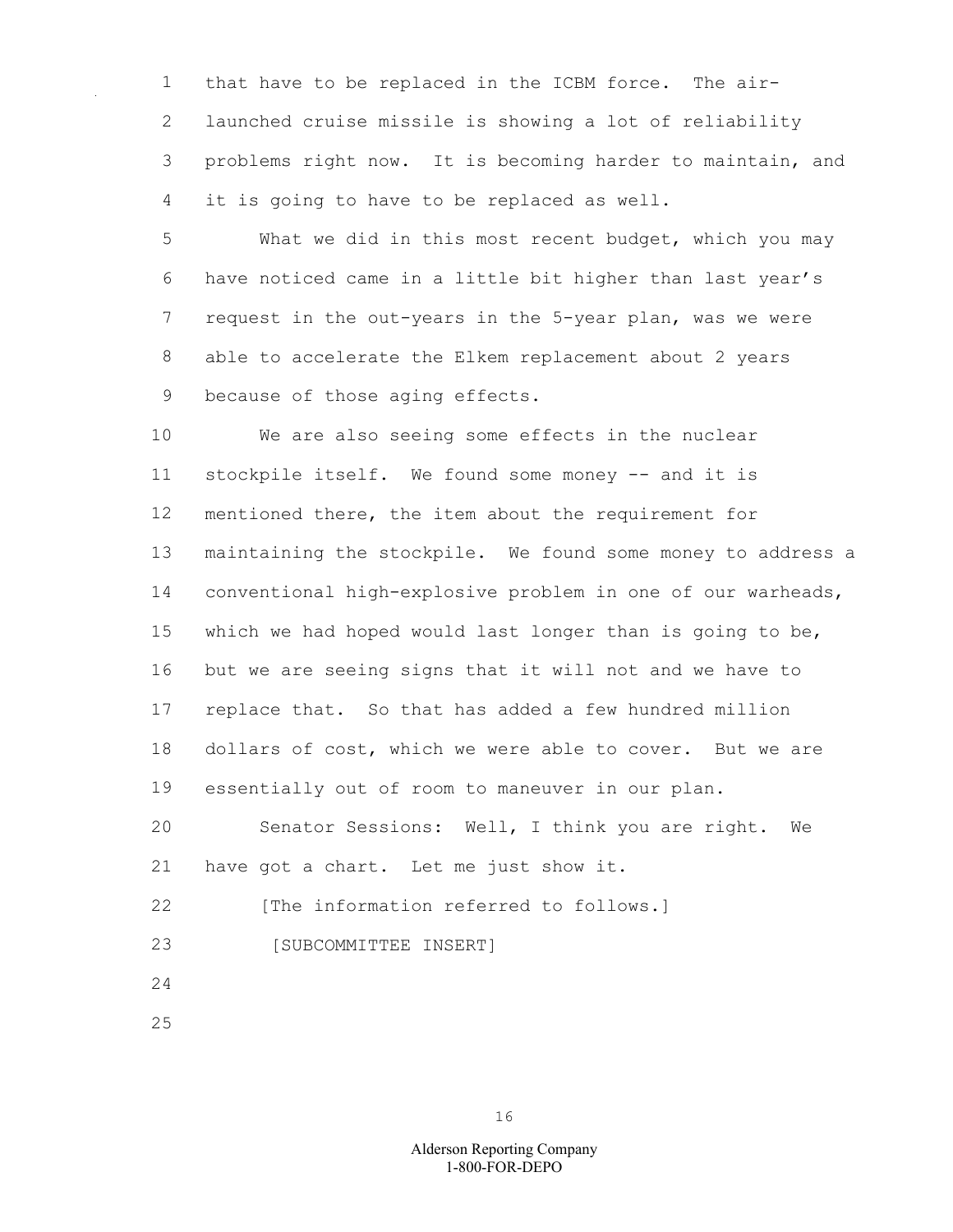that have to be replaced in the ICBM force. The air-launched cruise missile is showing a lot of reliability problems right now. It is becoming harder to maintain, and it is going to have to be replaced as well.

What we did in this most recent budget, which you may have noticed came in a little bit higher than last year's request in the out-years in the 5-year plan, was we were able to accelerate the Elkem replacement about 2 years because of those aging effects.

We are also seeing some effects in the nuclear stockpile itself. We found some money -- and it is mentioned there, the item about the requirement for maintaining the stockpile. We found some money to address a conventional high-explosive problem in one of our warheads, which we had hoped would last longer than is going to be, but we are seeing signs that it will not and we have to replace that. So that has added a few hundred million dollars of cost, which we were able to cover. But we are essentially out of room to maneuver in our plan.

Senator Sessions: Well, I think you are right. We have got a chart. Let me just show it.

[The information referred to follows.]

[SUBCOMMITTEE INSERT]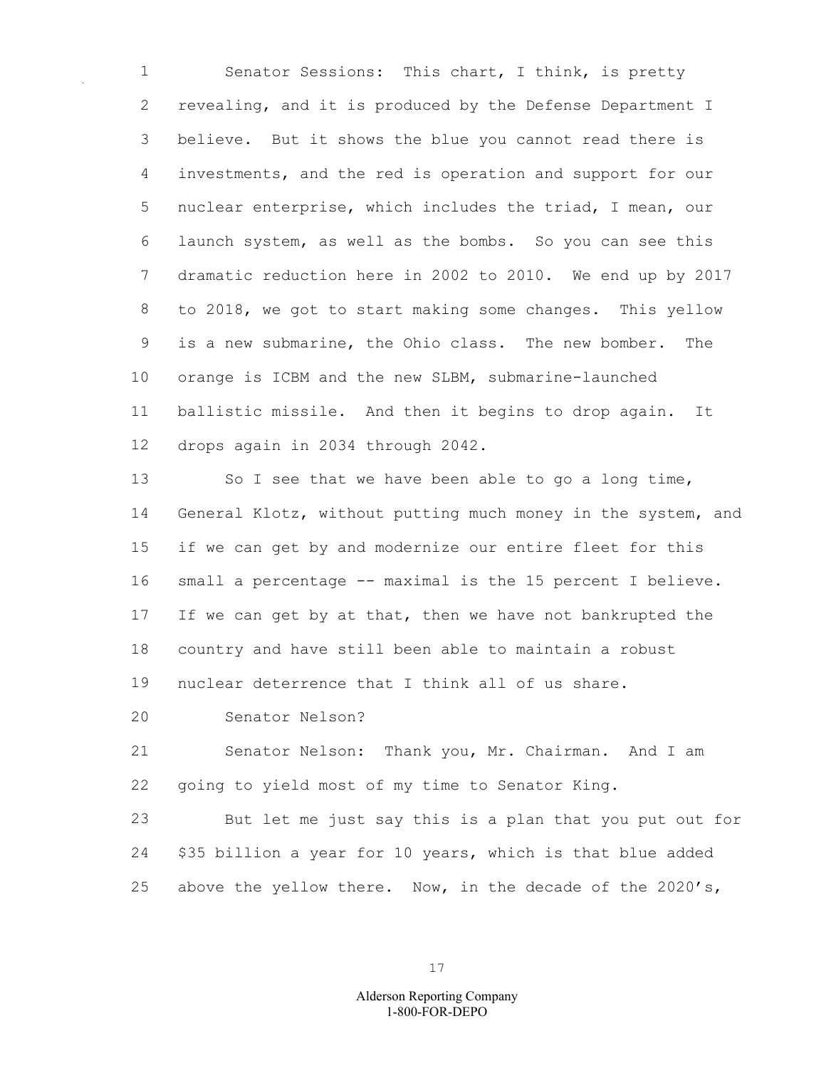Senator Sessions: This chart, I think, is pretty revealing, and it is produced by the Defense Department I believe. But it shows the blue you cannot read there is investments, and the red is operation and support for our nuclear enterprise, which includes the triad, I mean, our launch system, as well as the bombs. So you can see this dramatic reduction here in 2002 to 2010. We end up by 2017 to 2018, we got to start making some changes. This yellow is a new submarine, the Ohio class. The new bomber. The orange is ICBM and the new SLBM, submarine-launched ballistic missile. And then it begins to drop again. It drops again in 2034 through 2042.

So I see that we have been able to go a long time, General Klotz, without putting much money in the system, and if we can get by and modernize our entire fleet for this small a percentage -- maximal is the 15 percent I believe. If we can get by at that, then we have not bankrupted the country and have still been able to maintain a robust nuclear deterrence that I think all of us share.

Senator Nelson?

Senator Nelson: Thank you, Mr. Chairman. And I am going to yield most of my time to Senator King.

But let me just say this is a plan that you put out for $35 billion a year for 10 years, which is that blue added above the yellow there. Now, in the decade of the 2020's,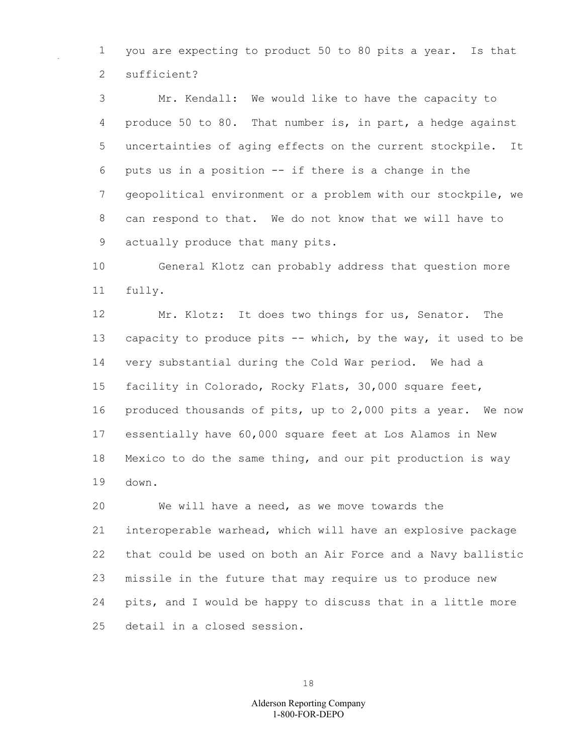you are expecting to product 50 to 80 pits a year. Is that sufficient?

Mr. Kendall: We would like to have the capacity to produce 50 to 80. That number is, in part, a hedge against uncertainties of aging effects on the current stockpile. It puts us in a position -- if there is a change in the geopolitical environment or a problem with our stockpile, we can respond to that. We do not know that we will have to actually produce that many pits.

General Klotz can probably address that question more fully.

Mr. Klotz: It does two things for us, Senator. The capacity to produce pits -- which, by the way, it used to be very substantial during the Cold War period. We had a facility in Colorado, Rocky Flats, 30,000 square feet, produced thousands of pits, up to 2,000 pits a year. We now essentially have 60,000 square feet at Los Alamos in New Mexico to do the same thing, and our pit production is way down.

We will have a need, as we move towards the interoperable warhead, which will have an explosive package that could be used on both an Air Force and a Navy ballistic missile in the future that may require us to produce new pits, and I would be happy to discuss that in a little more detail in a closed session.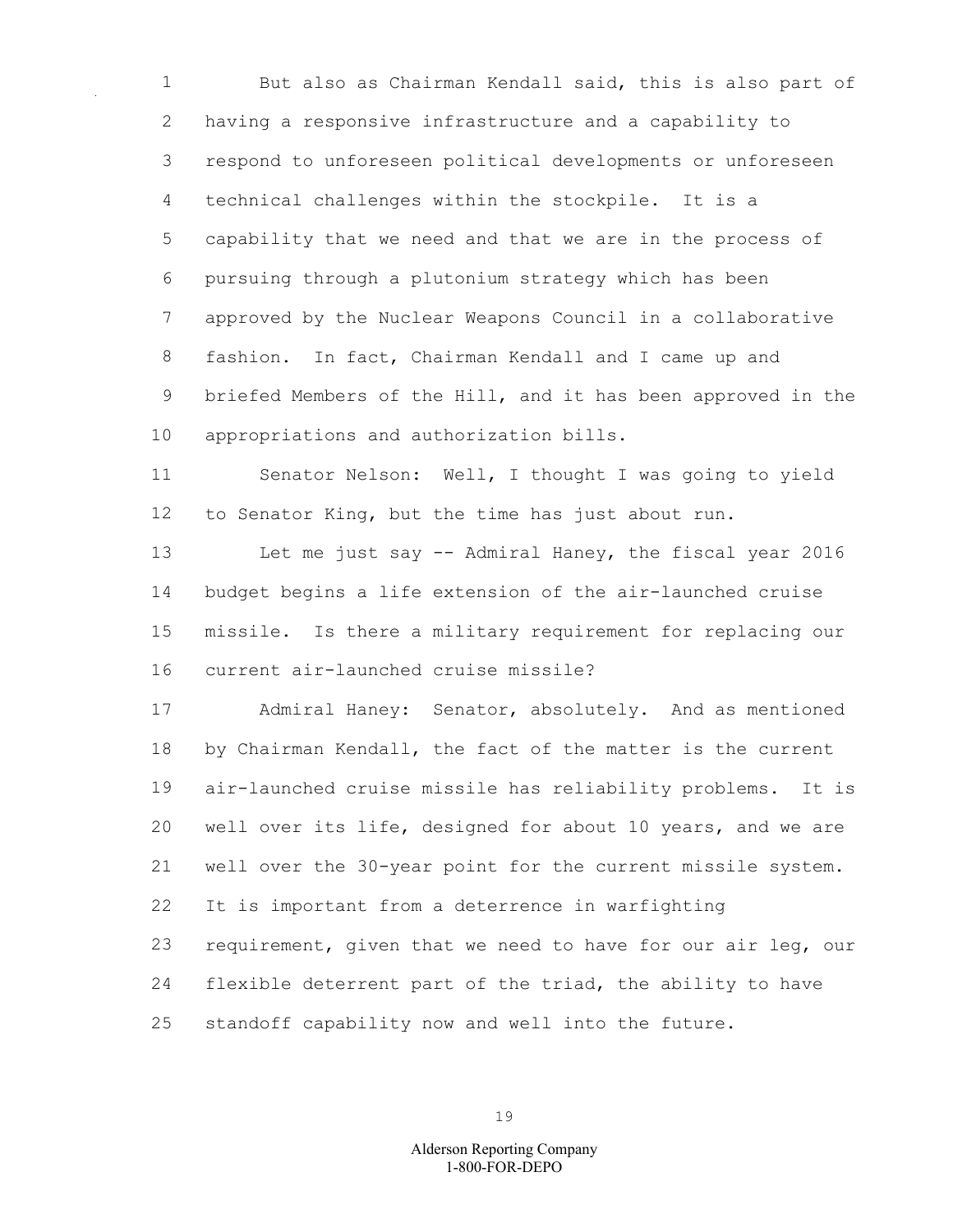But also as Chairman Kendall said, this is also part of having a responsive infrastructure and a capability to respond to unforeseen political developments or unforeseen technical challenges within the stockpile. It is a capability that we need and that we are in the process of pursuing through a plutonium strategy which has been approved by the Nuclear Weapons Council in a collaborative fashion. In fact, Chairman Kendall and I came up and briefed Members of the Hill, and it has been approved in the appropriations and authorization bills.

Senator Nelson: Well, I thought I was going to yield to Senator King, but the time has just about run.

Let me just say -- Admiral Haney, the fiscal year 2016 budget begins a life extension of the air-launched cruise missile. Is there a military requirement for replacing our current air-launched cruise missile?

Admiral Haney: Senator, absolutely. And as mentioned by Chairman Kendall, the fact of the matter is the current air-launched cruise missile has reliability problems. It is well over its life, designed for about 10 years, and we are well over the 30-year point for the current missile system. It is important from a deterrence in warfighting requirement, given that we need to have for our air leg, our flexible deterrent part of the triad, the ability to have standoff capability now and well into the future.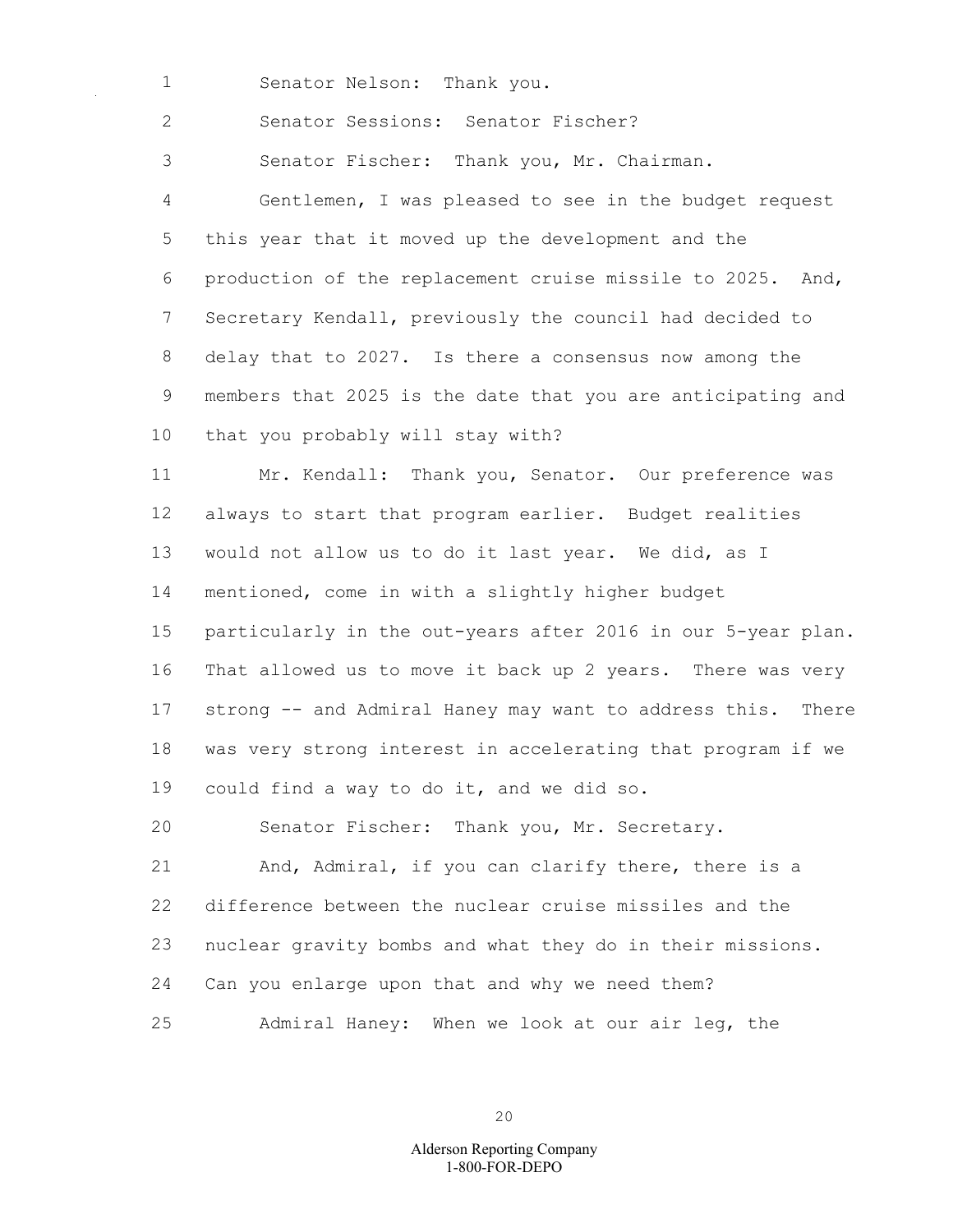Senator Nelson: Thank you.

Senator Sessions: Senator Fischer?

Senator Fischer: Thank you, Mr. Chairman.

Gentlemen, I was pleased to see in the budget request this year that it moved up the development and the production of the replacement cruise missile to 2025. And, Secretary Kendall, previously the council had decided to delay that to 2027. Is there a consensus now among the members that 2025 is the date that you are anticipating and that you probably will stay with?

Mr. Kendall: Thank you, Senator. Our preference was always to start that program earlier. Budget realities would not allow us to do it last year. We did, as I mentioned, come in with a slightly higher budget particularly in the out-years after 2016 in our 5-year plan. That allowed us to move it back up 2 years. There was very strong -- and Admiral Haney may want to address this. There was very strong interest in accelerating that program if we could find a way to do it, and we did so.

Senator Fischer: Thank you, Mr. Secretary.

And, Admiral, if you can clarify there, there is a difference between the nuclear cruise missiles and the nuclear gravity bombs and what they do in their missions. Can you enlarge upon that and why we need them?

Admiral Haney: When we look at our air leg, the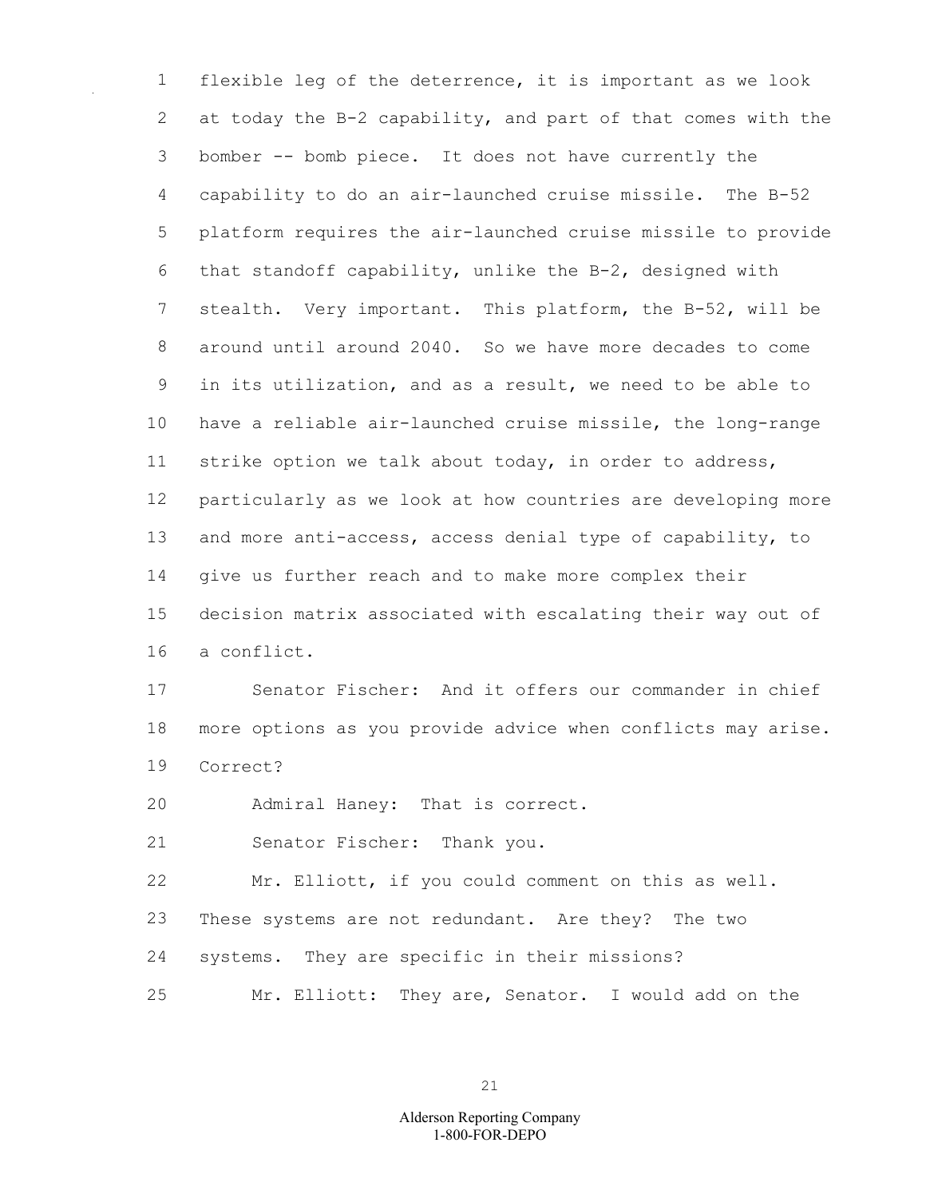flexible leg of the deterrence, it is important as we look at today the B-2 capability, and part of that comes with the bomber -- bomb piece. It does not have currently the capability to do an air-launched cruise missile. The B-52 platform requires the air-launched cruise missile to provide that standoff capability, unlike the B-2, designed with stealth. Very important. This platform, the B-52, will be around until around 2040. So we have more decades to come in its utilization, and as a result, we need to be able to have a reliable air-launched cruise missile, the long-range strike option we talk about today, in order to address, particularly as we look at how countries are developing more and more anti-access, access denial type of capability, to give us further reach and to make more complex their decision matrix associated with escalating their way out of a conflict.

Senator Fischer: And it offers our commander in chief more options as you provide advice when conflicts may arise. Correct?

Admiral Haney: That is correct.

Senator Fischer: Thank you.

Mr. Elliott, if you could comment on this as well. These systems are not redundant. Are they? The two systems. They are specific in their missions?

Mr. Elliott: They are, Senator. I would add on the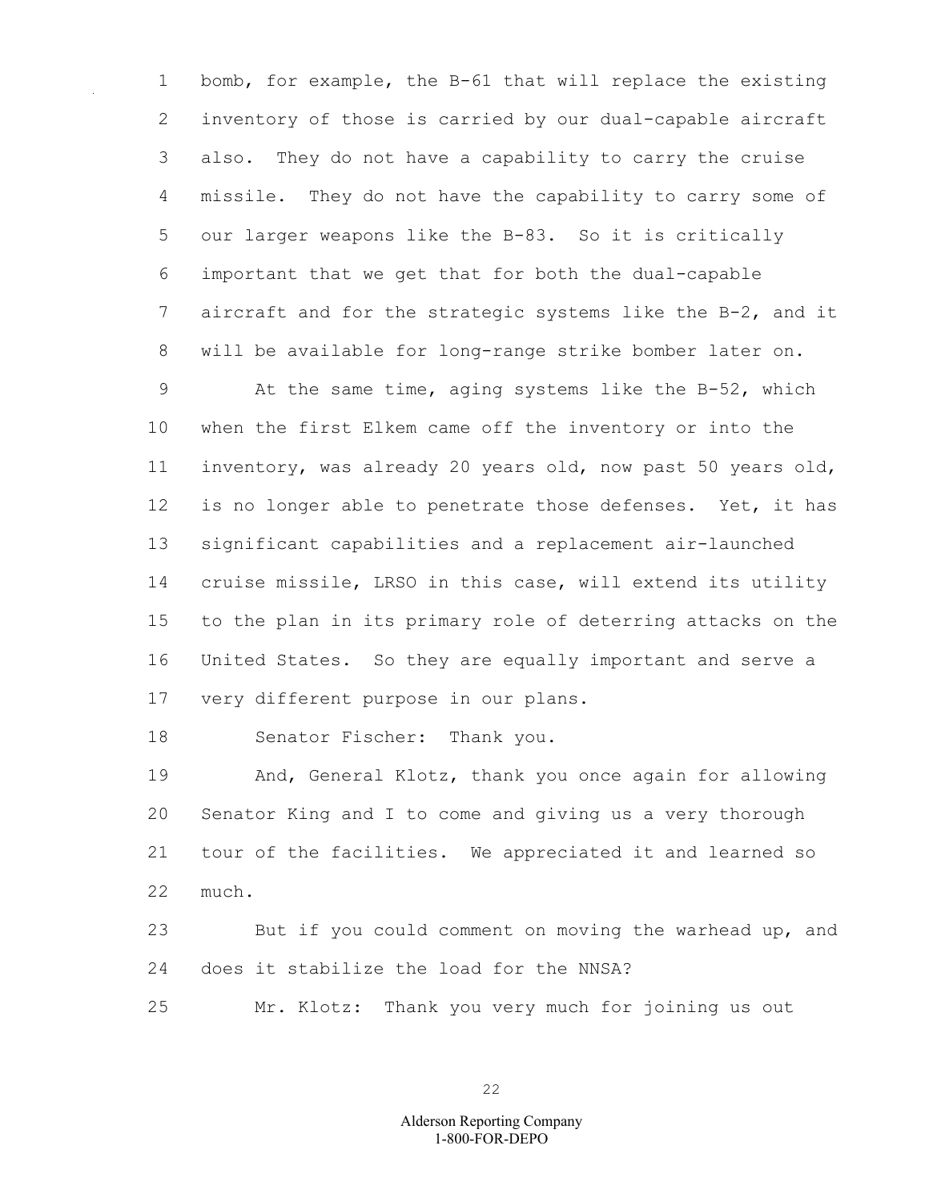bomb, for example, the B-61 that will replace the existing inventory of those is carried by our dual-capable aircraft also. They do not have a capability to carry the cruise missile. They do not have the capability to carry some of our larger weapons like the B-83. So it is critically important that we get that for both the dual-capable aircraft and for the strategic systems like the B-2, and it will be available for long-range strike bomber later on.

At the same time, aging systems like the B-52, which when the first Elkem came off the inventory or into the inventory, was already 20 years old, now past 50 years old, is no longer able to penetrate those defenses. Yet, it has significant capabilities and a replacement air-launched cruise missile, LRSO in this case, will extend its utility to the plan in its primary role of deterring attacks on the United States. So they are equally important and serve a very different purpose in our plans.

Senator Fischer: Thank you.

And, General Klotz, thank you once again for allowing Senator King and I to come and giving us a very thorough tour of the facilities. We appreciated it and learned so much.

But if you could comment on moving the warhead up, and does it stabilize the load for the NNSA?

Mr. Klotz: Thank you very much for joining us out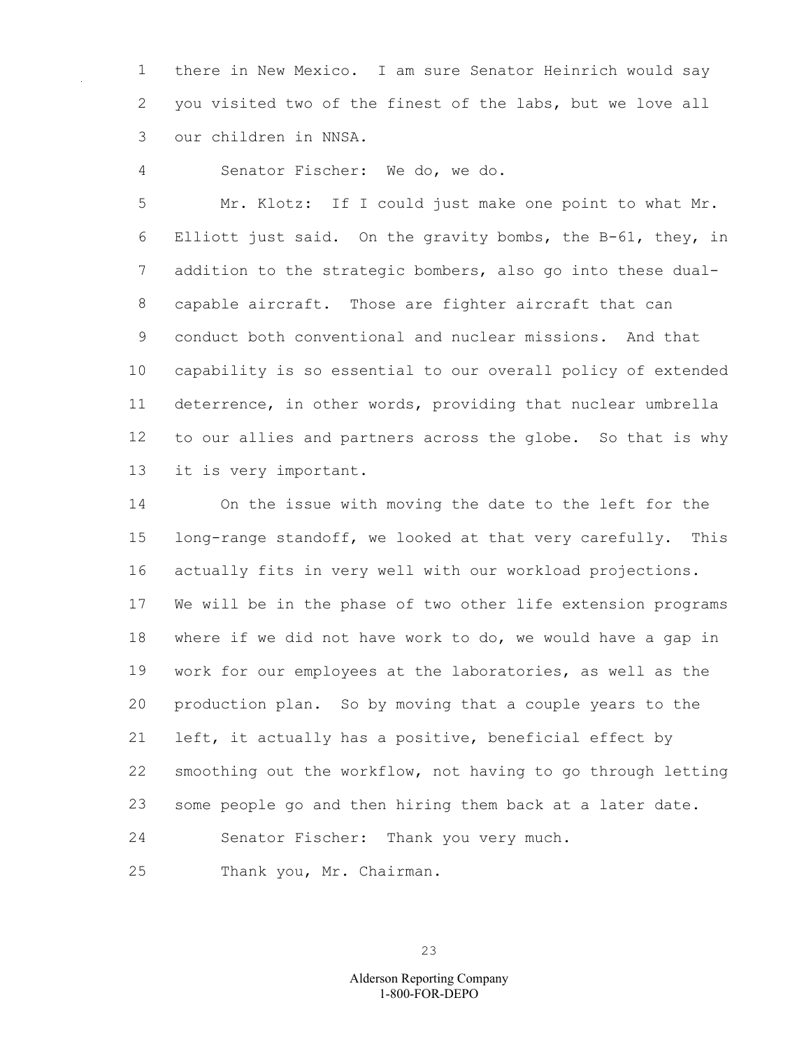there in New Mexico. I am sure Senator Heinrich would say you visited two of the finest of the labs, but we love all our children in NNSA.

Senator Fischer: We do, we do.

Mr. Klotz: If I could just make one point to what Mr. Elliott just said. On the gravity bombs, the B-61, they, in addition to the strategic bombers, also go into these dual-capable aircraft. Those are fighter aircraft that can conduct both conventional and nuclear missions. And that capability is so essential to our overall policy of extended deterrence, in other words, providing that nuclear umbrella to our allies and partners across the globe. So that is why it is very important.

On the issue with moving the date to the left for the long-range standoff, we looked at that very carefully. This actually fits in very well with our workload projections. We will be in the phase of two other life extension programs where if we did not have work to do, we would have a gap in work for our employees at the laboratories, as well as the production plan. So by moving that a couple years to the left, it actually has a positive, beneficial effect by smoothing out the workflow, not having to go through letting some people go and then hiring them back at a later date.

Senator Fischer: Thank you very much.

Thank you, Mr. Chairman.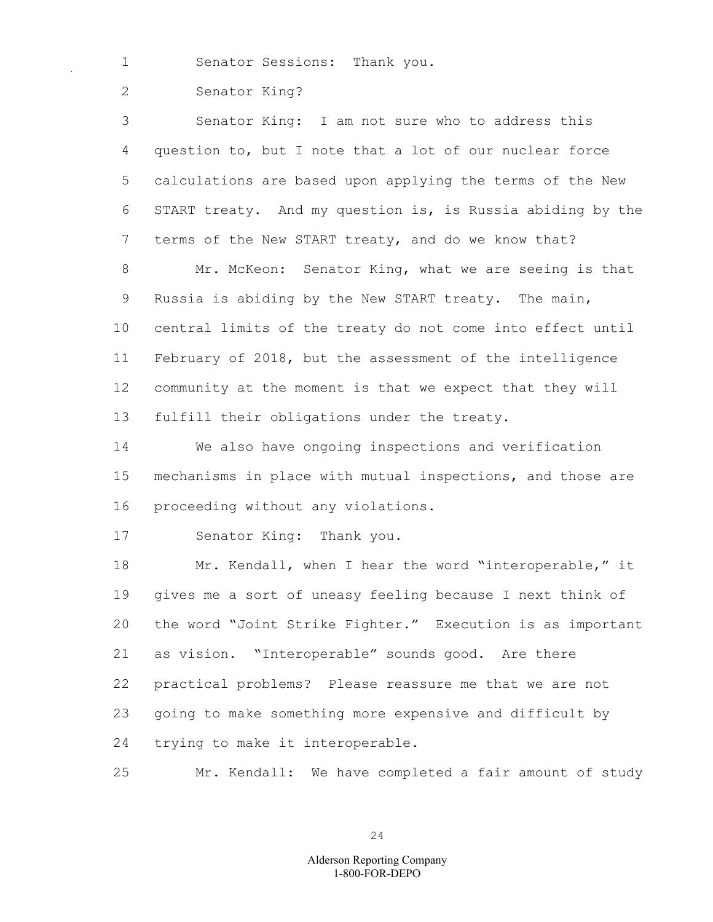Senator Sessions: Thank you.

Senator King?

Senator King: I am not sure who to address this question to, but I note that a lot of our nuclear force calculations are based upon applying the terms of the New START treaty. And my question is, is Russia abiding by the terms of the New START treaty, and do we know that?

Mr. McKeon: Senator King, what we are seeing is that Russia is abiding by the New START treaty. The main, central limits of the treaty do not come into effect until February of 2018, but the assessment of the intelligence community at the moment is that we expect that they will fulfill their obligations under the treaty.

We also have ongoing inspections and verification mechanisms in place with mutual inspections, and those are proceeding without any violations.

Senator King: Thank you.

Mr. Kendall, when I hear the word "interoperable," it gives me a sort of uneasy feeling because I next think of the word "Joint Strike Fighter." Execution is as important as vision. "Interoperable" sounds good. Are there practical problems? Please reassure me that we are not going to make something more expensive and difficult by trying to make it interoperable.

Mr. Kendall: We have completed a fair amount of study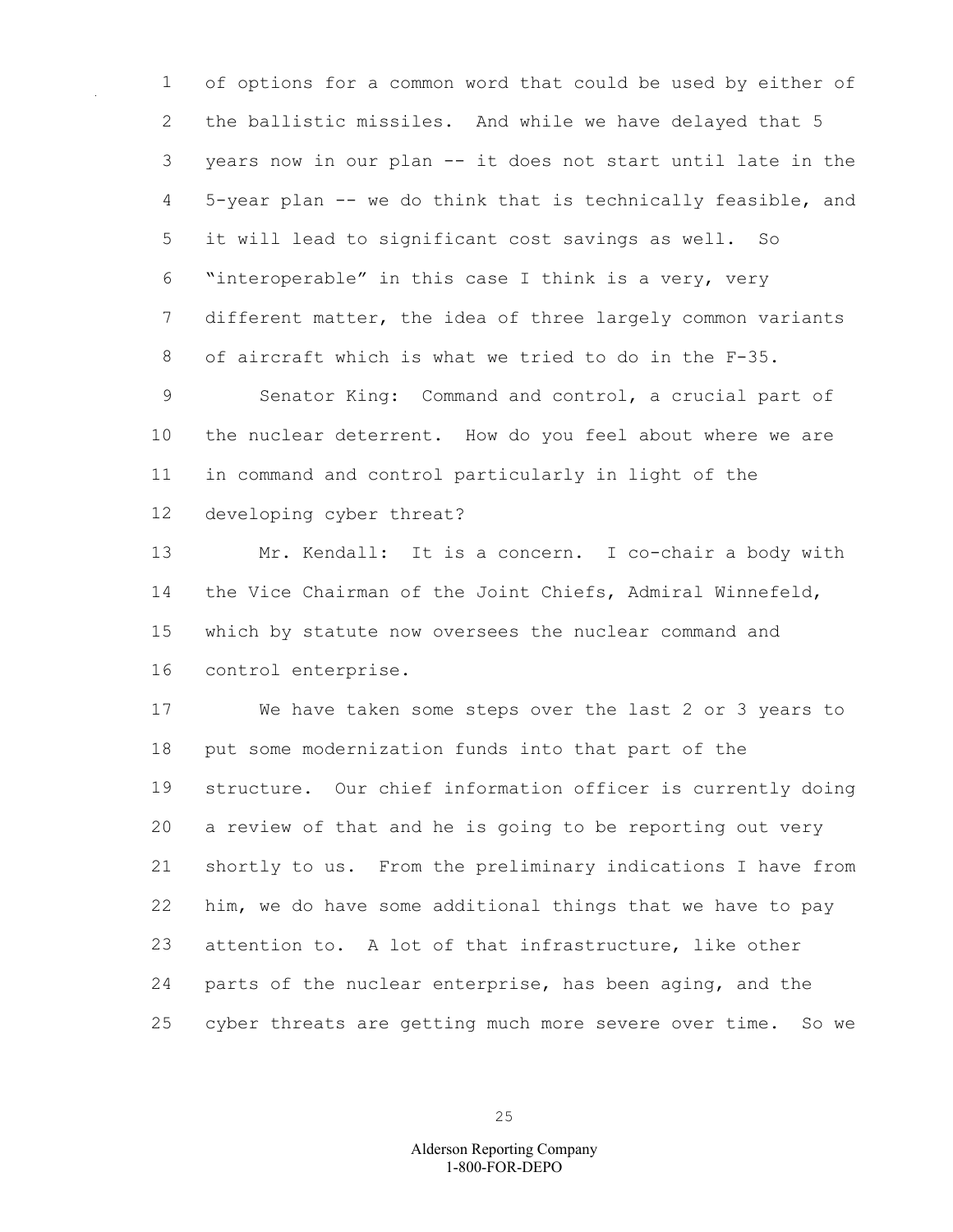of options for a common word that could be used by either of the ballistic missiles. And while we have delayed that 5 years now in our plan -- it does not start until late in the 5-year plan -- we do think that is technically feasible, and it will lead to significant cost savings as well. So "interoperable" in this case I think is a very, very different matter, the idea of three largely common variants of aircraft which is what we tried to do in the F-35.

Senator King: Command and control, a crucial part of the nuclear deterrent. How do you feel about where we are in command and control particularly in light of the developing cyber threat?

Mr. Kendall: It is a concern. I co-chair a body with the Vice Chairman of the Joint Chiefs, Admiral Winnefeld, which by statute now oversees the nuclear command and control enterprise.

We have taken some steps over the last 2 or 3 years to put some modernization funds into that part of the structure. Our chief information officer is currently doing a review of that and he is going to be reporting out very shortly to us. From the preliminary indications I have from him, we do have some additional things that we have to pay attention to. A lot of that infrastructure, like other parts of the nuclear enterprise, has been aging, and the cyber threats are getting much more severe over time. So we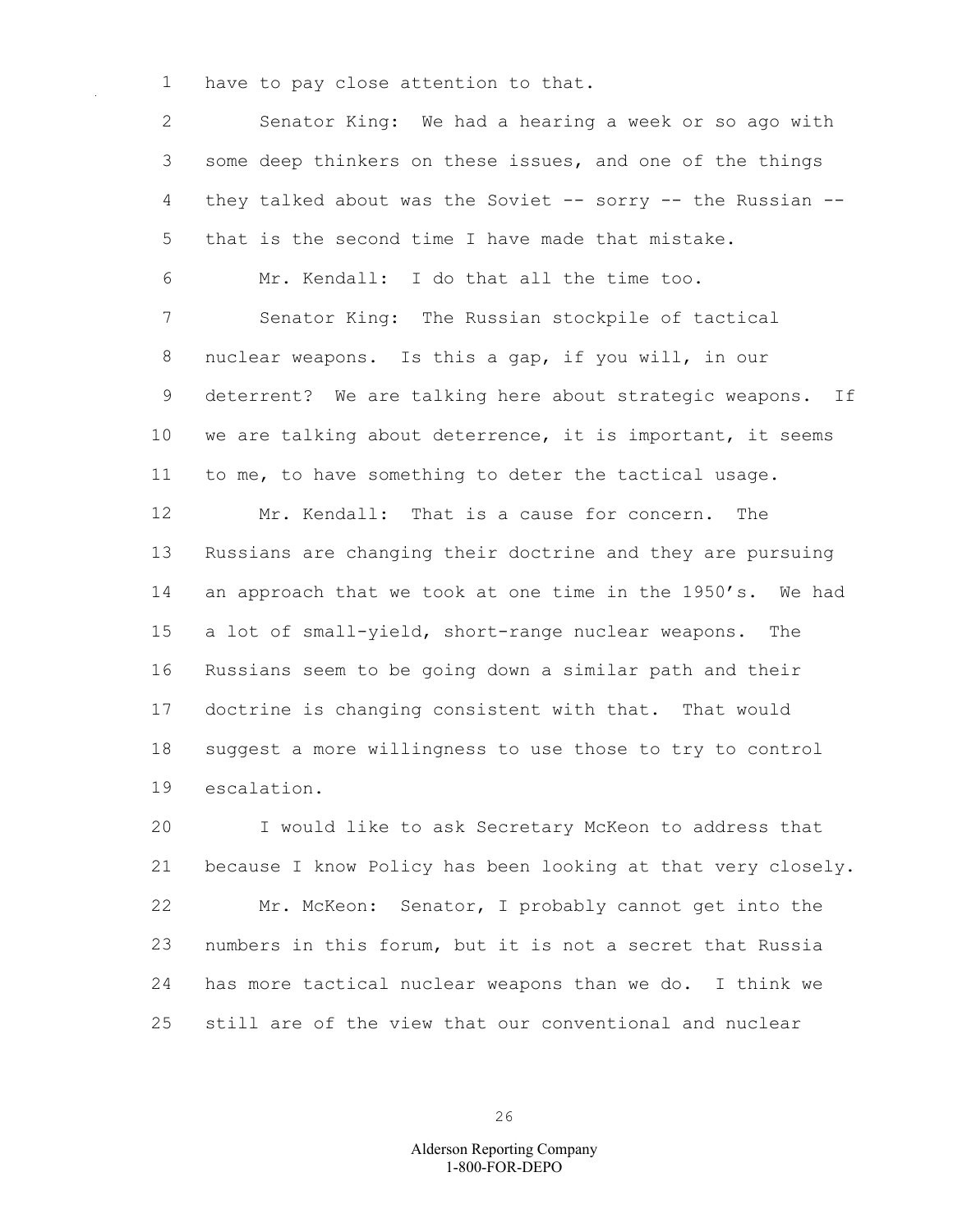have to pay close attention to that.

Senator King: We had a hearing a week or so ago with some deep thinkers on these issues, and one of the things they talked about was the Soviet -- sorry -- the Russian -- that is the second time I have made that mistake.

Mr. Kendall: I do that all the time too.

Senator King: The Russian stockpile of tactical nuclear weapons. Is this a gap, if you will, in our deterrent? We are talking here about strategic weapons. If we are talking about deterrence, it is important, it seems to me, to have something to deter the tactical usage.

Mr. Kendall: That is a cause for concern. The Russians are changing their doctrine and they are pursuing an approach that we took at one time in the 1950's. We had a lot of small-yield, short-range nuclear weapons. The Russians seem to be going down a similar path and their doctrine is changing consistent with that. That would suggest a more willingness to use those to try to control escalation.

I would like to ask Secretary McKeon to address that because I know Policy has been looking at that very closely.

Mr. McKeon: Senator, I probably cannot get into the numbers in this forum, but it is not a secret that Russia has more tactical nuclear weapons than we do. I think we still are of the view that our conventional and nuclear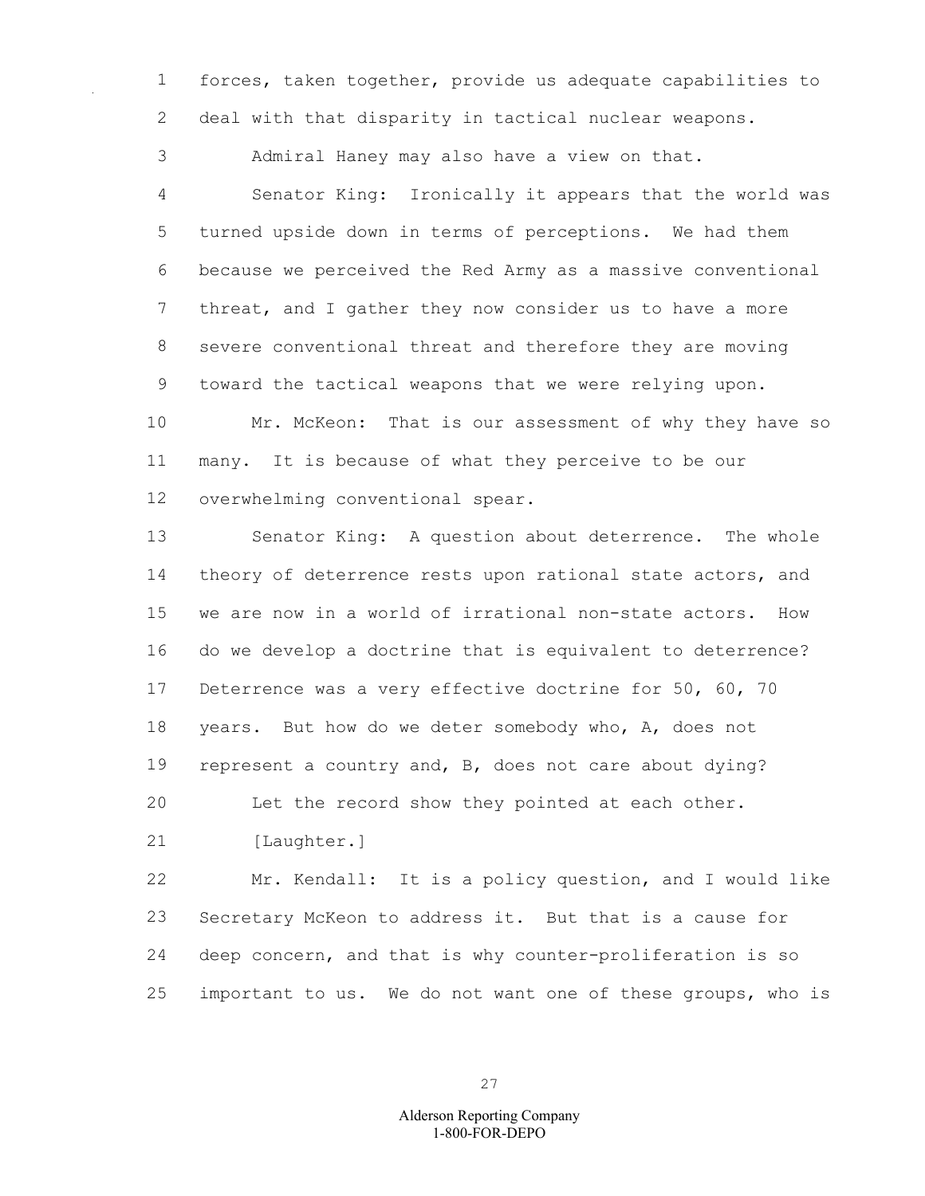forces, taken together, provide us adequate capabilities to deal with that disparity in tactical nuclear weapons.

Admiral Haney may also have a view on that.

Senator King: Ironically it appears that the world was turned upside down in terms of perceptions. We had them because we perceived the Red Army as a massive conventional threat, and I gather they now consider us to have a more severe conventional threat and therefore they are moving toward the tactical weapons that we were relying upon.

Mr. McKeon: That is our assessment of why they have so many. It is because of what they perceive to be our overwhelming conventional spear.

Senator King: A question about deterrence. The whole theory of deterrence rests upon rational state actors, and we are now in a world of irrational non-state actors. How do we develop a doctrine that is equivalent to deterrence? Deterrence was a very effective doctrine for 50, 60, 70 years. But how do we deter somebody who, A, does not represent a country and, B, does not care about dying?

Let the record show they pointed at each other.

[Laughter.]

Mr. Kendall: It is a policy question, and I would like Secretary McKeon to address it. But that is a cause for deep concern, and that is why counter-proliferation is so important to us. We do not want one of these groups, who is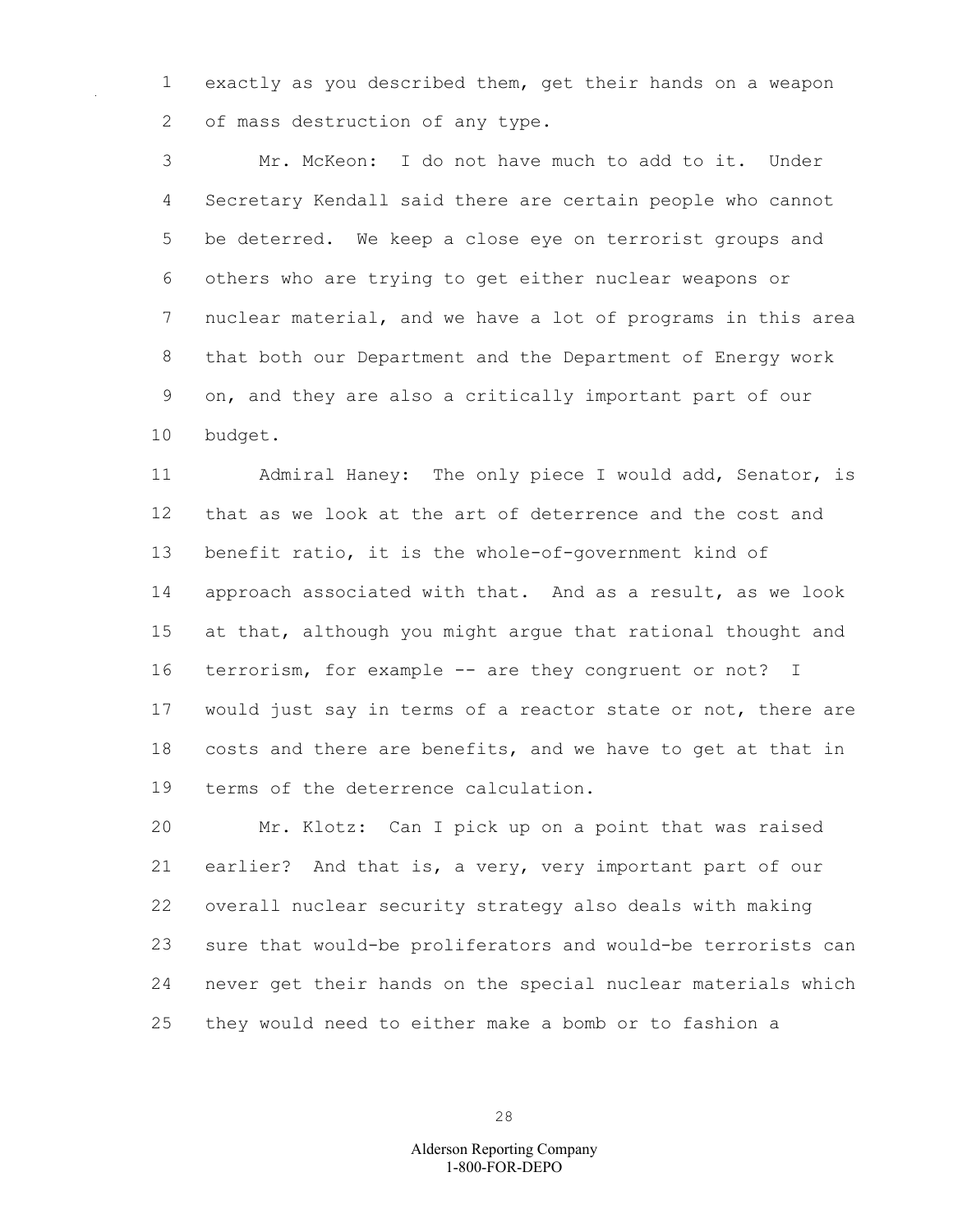exactly as you described them, get their hands on a weapon of mass destruction of any type.

Mr. McKeon: I do not have much to add to it. Under Secretary Kendall said there are certain people who cannot be deterred. We keep a close eye on terrorist groups and others who are trying to get either nuclear weapons or nuclear material, and we have a lot of programs in this area that both our Department and the Department of Energy work on, and they are also a critically important part of our budget.

Admiral Haney: The only piece I would add, Senator, is that as we look at the art of deterrence and the cost and benefit ratio, it is the whole-of-government kind of approach associated with that. And as a result, as we look at that, although you might argue that rational thought and terrorism, for example -- are they congruent or not? I would just say in terms of a reactor state or not, there are costs and there are benefits, and we have to get at that in terms of the deterrence calculation.

Mr. Klotz: Can I pick up on a point that was raised earlier? And that is, a very, very important part of our overall nuclear security strategy also deals with making sure that would-be proliferators and would-be terrorists can never get their hands on the special nuclear materials which they would need to either make a bomb or to fashion a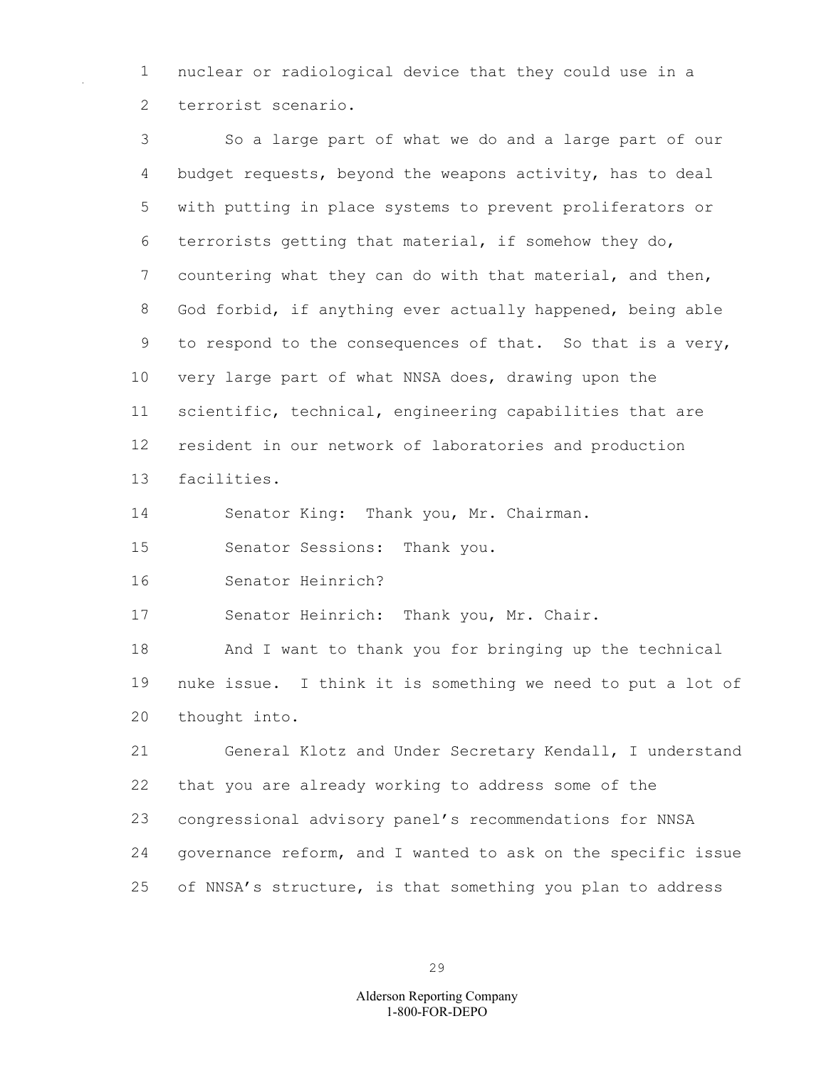nuclear or radiological device that they could use in a terrorist scenario.

So a large part of what we do and a large part of our budget requests, beyond the weapons activity, has to deal with putting in place systems to prevent proliferators or terrorists getting that material, if somehow they do, countering what they can do with that material, and then, God forbid, if anything ever actually happened, being able to respond to the consequences of that. So that is a very, very large part of what NNSA does, drawing upon the scientific, technical, engineering capabilities that are resident in our network of laboratories and production facilities.

Senator King: Thank you, Mr. Chairman.

Senator Sessions: Thank you.

Senator Heinrich?

Senator Heinrich: Thank you, Mr. Chair.

And I want to thank you for bringing up the technical nuke issue. I think it is something we need to put a lot of thought into.

General Klotz and Under Secretary Kendall, I understand that you are already working to address some of the congressional advisory panel's recommendations for NNSA governance reform, and I wanted to ask on the specific issue of NNSA's structure, is that something you plan to address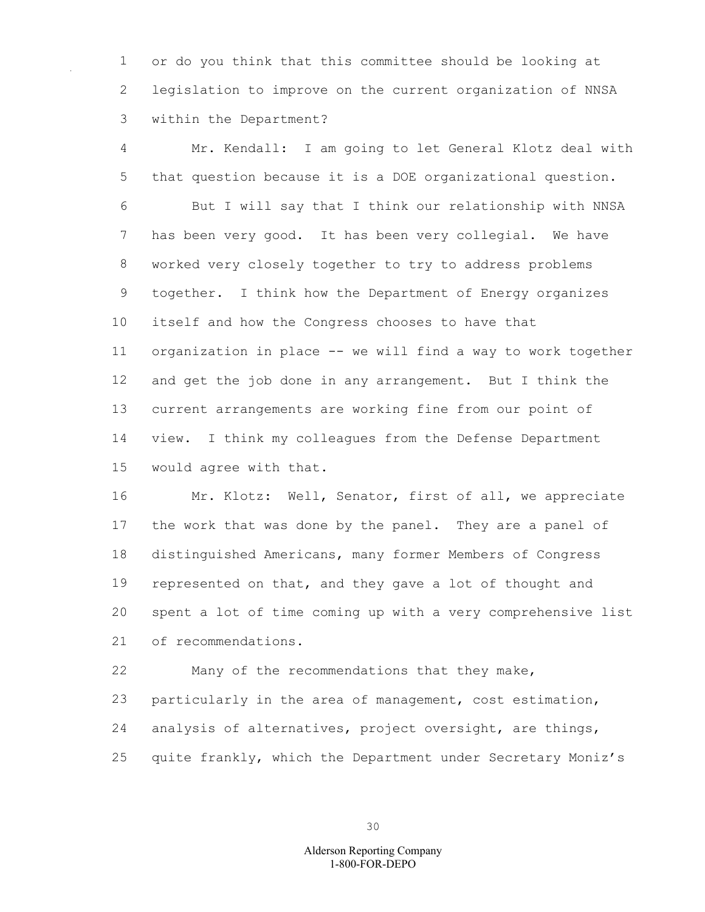or do you think that this committee should be looking at legislation to improve on the current organization of NNSA within the Department?

Mr. Kendall: I am going to let General Klotz deal with that question because it is a DOE organizational question.

But I will say that I think our relationship with NNSA has been very good. It has been very collegial. We have worked very closely together to try to address problems together. I think how the Department of Energy organizes itself and how the Congress chooses to have that organization in place -- we will find a way to work together and get the job done in any arrangement. But I think the current arrangements are working fine from our point of view. I think my colleagues from the Defense Department would agree with that.

Mr. Klotz: Well, Senator, first of all, we appreciate the work that was done by the panel. They are a panel of distinguished Americans, many former Members of Congress represented on that, and they gave a lot of thought and spent a lot of time coming up with a very comprehensive list of recommendations.

Many of the recommendations that they make, particularly in the area of management, cost estimation, analysis of alternatives, project oversight, are things, quite frankly, which the Department under Secretary Moniz's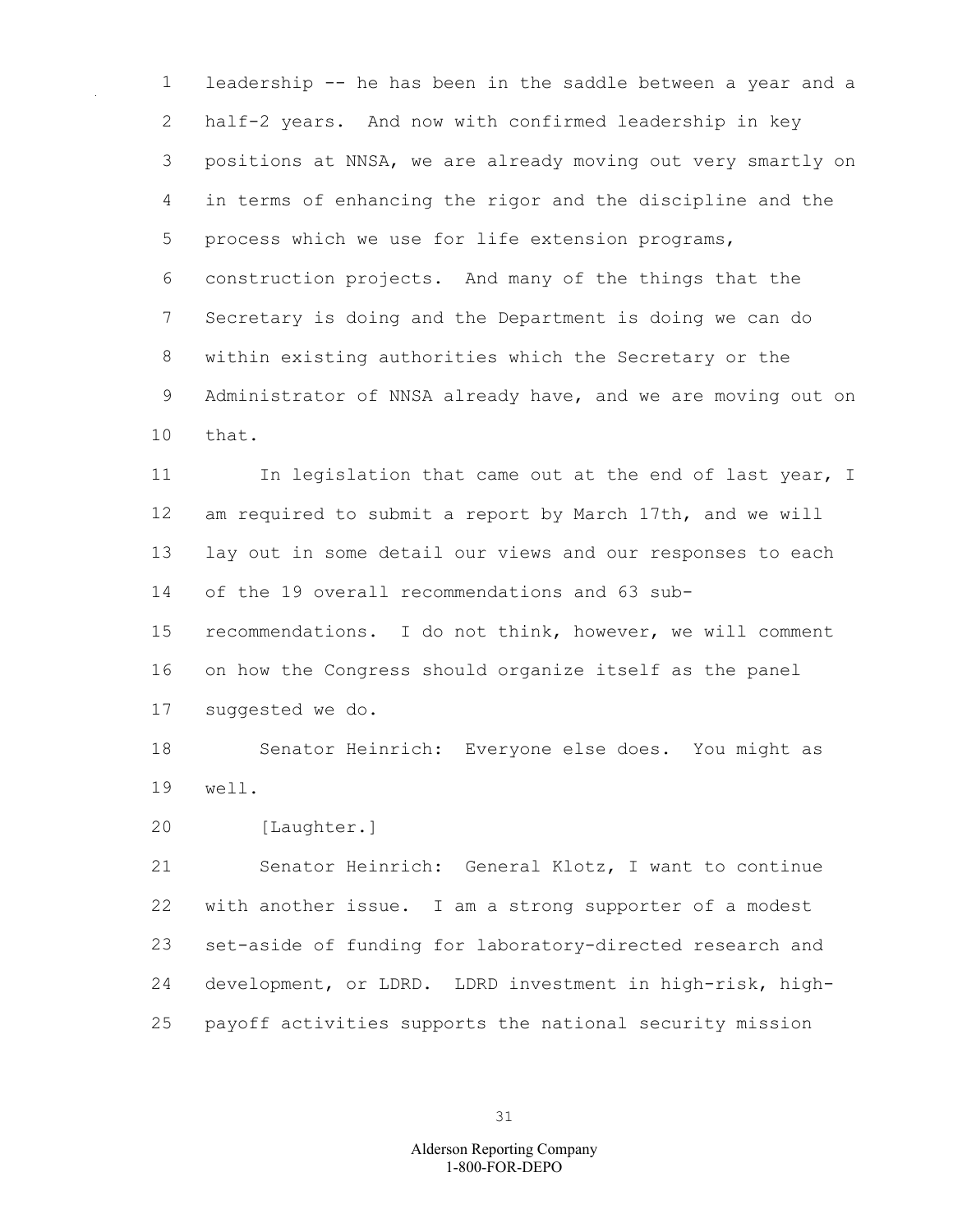leadership -- he has been in the saddle between a year and a half-2 years. And now with confirmed leadership in key positions at NNSA, we are already moving out very smartly on in terms of enhancing the rigor and the discipline and the process which we use for life extension programs, construction projects. And many of the things that the Secretary is doing and the Department is doing we can do within existing authorities which the Secretary or the Administrator of NNSA already have, and we are moving out on that.

In legislation that came out at the end of last year, I am required to submit a report by March 17th, and we will lay out in some detail our views and our responses to each of the 19 overall recommendations and 63 sub-recommendations. I do not think, however, we will comment on how the Congress should organize itself as the panel suggested we do.

Senator Heinrich: Everyone else does. You might as well.

[Laughter.]

Senator Heinrich: General Klotz, I want to continue with another issue. I am a strong supporter of a modest set-aside of funding for laboratory-directed research and development, or LDRD. LDRD investment in high-risk, high-payoff activities supports the national security mission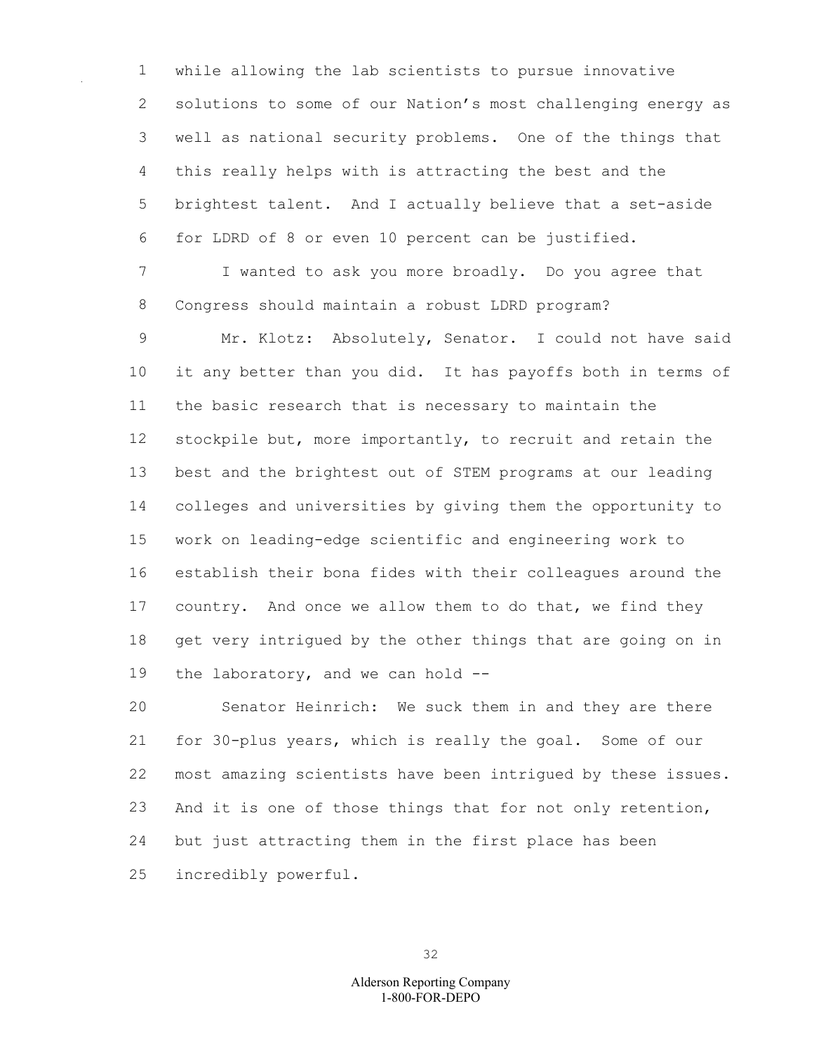while allowing the lab scientists to pursue innovative solutions to some of our Nation's most challenging energy as well as national security problems. One of the things that this really helps with is attracting the best and the brightest talent. And I actually believe that a set-aside for LDRD of 8 or even 10 percent can be justified.

I wanted to ask you more broadly. Do you agree that Congress should maintain a robust LDRD program?

Mr. Klotz: Absolutely, Senator. I could not have said it any better than you did. It has payoffs both in terms of the basic research that is necessary to maintain the stockpile but, more importantly, to recruit and retain the best and the brightest out of STEM programs at our leading colleges and universities by giving them the opportunity to work on leading-edge scientific and engineering work to establish their bona fides with their colleagues around the country. And once we allow them to do that, we find they get very intrigued by the other things that are going on in the laboratory, and we can hold --

Senator Heinrich: We suck them in and they are there for 30-plus years, which is really the goal. Some of our most amazing scientists have been intrigued by these issues. And it is one of those things that for not only retention, but just attracting them in the first place has been incredibly powerful.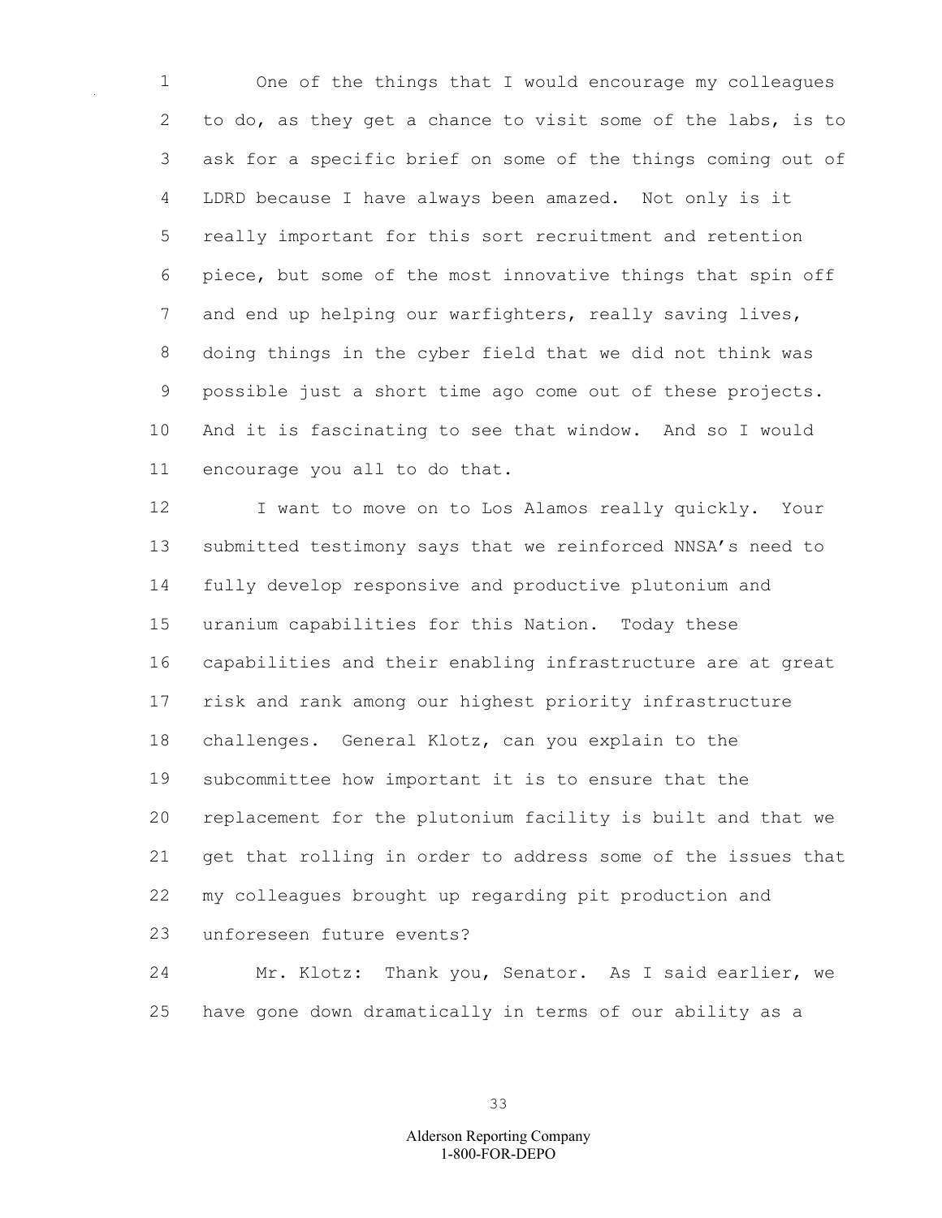One of the things that I would encourage my colleagues to do, as they get a chance to visit some of the labs, is to ask for a specific brief on some of the things coming out of LDRD because I have always been amazed. Not only is it really important for this sort recruitment and retention piece, but some of the most innovative things that spin off and end up helping our warfighters, really saving lives, doing things in the cyber field that we did not think was possible just a short time ago come out of these projects. And it is fascinating to see that window. And so I would encourage you all to do that.

I want to move on to Los Alamos really quickly. Your submitted testimony says that we reinforced NNSA's need to fully develop responsive and productive plutonium and uranium capabilities for this Nation. Today these capabilities and their enabling infrastructure are at great risk and rank among our highest priority infrastructure challenges. General Klotz, can you explain to the subcommittee how important it is to ensure that the replacement for the plutonium facility is built and that we get that rolling in order to address some of the issues that my colleagues brought up regarding pit production and unforeseen future events?

Mr. Klotz: Thank you, Senator. As I said earlier, we have gone down dramatically in terms of our ability as a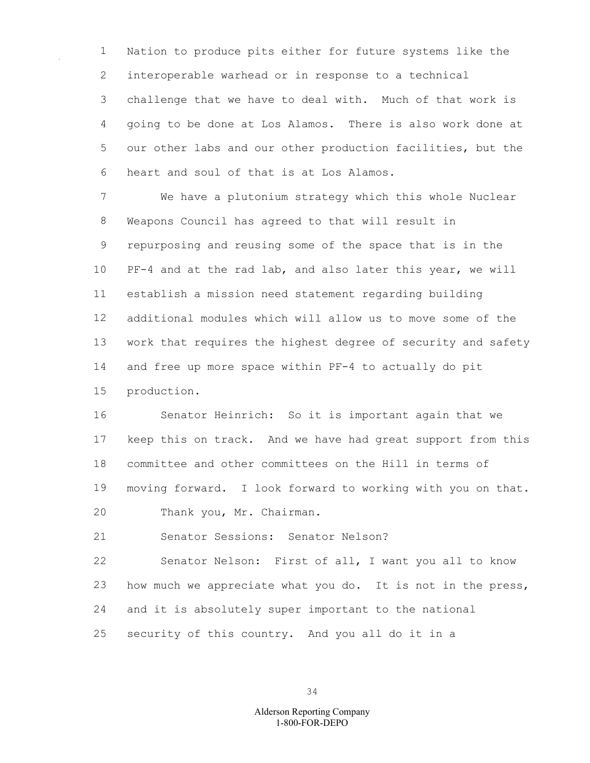Nation to produce pits either for future systems like the interoperable warhead or in response to a technical challenge that we have to deal with. Much of that work is going to be done at Los Alamos. There is also work done at our other labs and our other production facilities, but the heart and soul of that is at Los Alamos.

We have a plutonium strategy which this whole Nuclear Weapons Council has agreed to that will result in repurposing and reusing some of the space that is in the PF-4 and at the rad lab, and also later this year, we will establish a mission need statement regarding building additional modules which will allow us to move some of the work that requires the highest degree of security and safety and free up more space within PF-4 to actually do pit production.

Senator Heinrich: So it is important again that we keep this on track. And we have had great support from this committee and other committees on the Hill in terms of moving forward. I look forward to working with you on that.

Thank you, Mr. Chairman.

Senator Sessions: Senator Nelson?

Senator Nelson: First of all, I want you all to know how much we appreciate what you do. It is not in the press, and it is absolutely super important to the national security of this country. And you all do it in a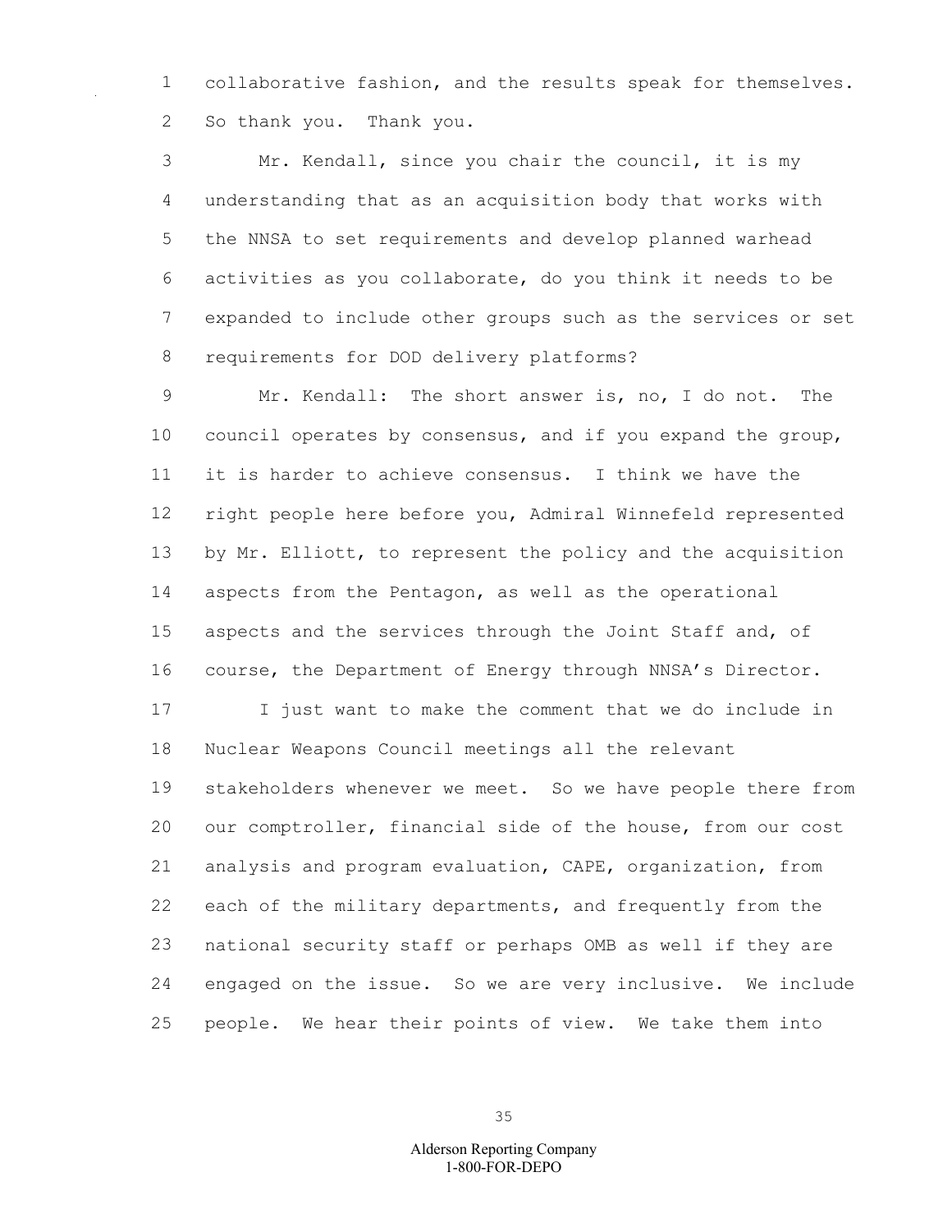collaborative fashion, and the results speak for themselves. So thank you. Thank you.

Mr. Kendall, since you chair the council, it is my understanding that as an acquisition body that works with the NNSA to set requirements and develop planned warhead activities as you collaborate, do you think it needs to be expanded to include other groups such as the services or set requirements for DOD delivery platforms?

Mr. Kendall: The short answer is, no, I do not. The council operates by consensus, and if you expand the group, it is harder to achieve consensus. I think we have the right people here before you, Admiral Winnefeld represented by Mr. Elliott, to represent the policy and the acquisition aspects from the Pentagon, as well as the operational aspects and the services through the Joint Staff and, of course, the Department of Energy through NNSA's Director.

I just want to make the comment that we do include in Nuclear Weapons Council meetings all the relevant stakeholders whenever we meet. So we have people there from our comptroller, financial side of the house, from our cost analysis and program evaluation, CAPE, organization, from each of the military departments, and frequently from the national security staff or perhaps OMB as well if they are engaged on the issue. So we are very inclusive. We include people. We hear their points of view. We take them into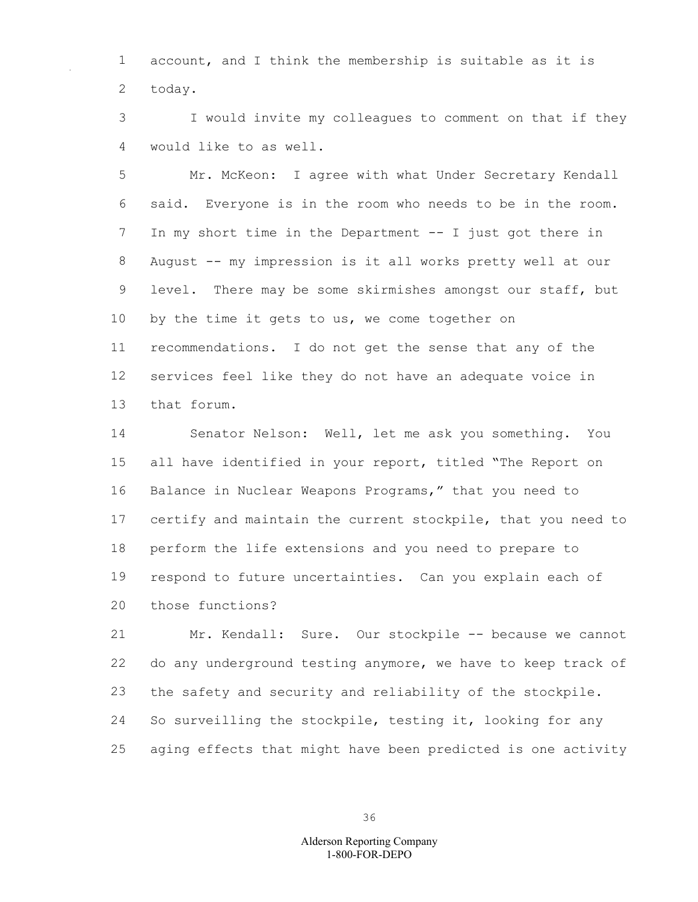account, and I think the membership is suitable as it is today.

I would invite my colleagues to comment on that if they would like to as well.

Mr. McKeon: I agree with what Under Secretary Kendall said. Everyone is in the room who needs to be in the room. In my short time in the Department -- I just got there in August -- my impression is it all works pretty well at our level. There may be some skirmishes amongst our staff, but by the time it gets to us, we come together on recommendations. I do not get the sense that any of the services feel like they do not have an adequate voice in that forum.

Senator Nelson: Well, let me ask you something. You all have identified in your report, titled "The Report on Balance in Nuclear Weapons Programs," that you need to certify and maintain the current stockpile, that you need to perform the life extensions and you need to prepare to respond to future uncertainties. Can you explain each of those functions?

Mr. Kendall: Sure. Our stockpile -- because we cannot do any underground testing anymore, we have to keep track of the safety and security and reliability of the stockpile. So surveilling the stockpile, testing it, looking for any aging effects that might have been predicted is one activity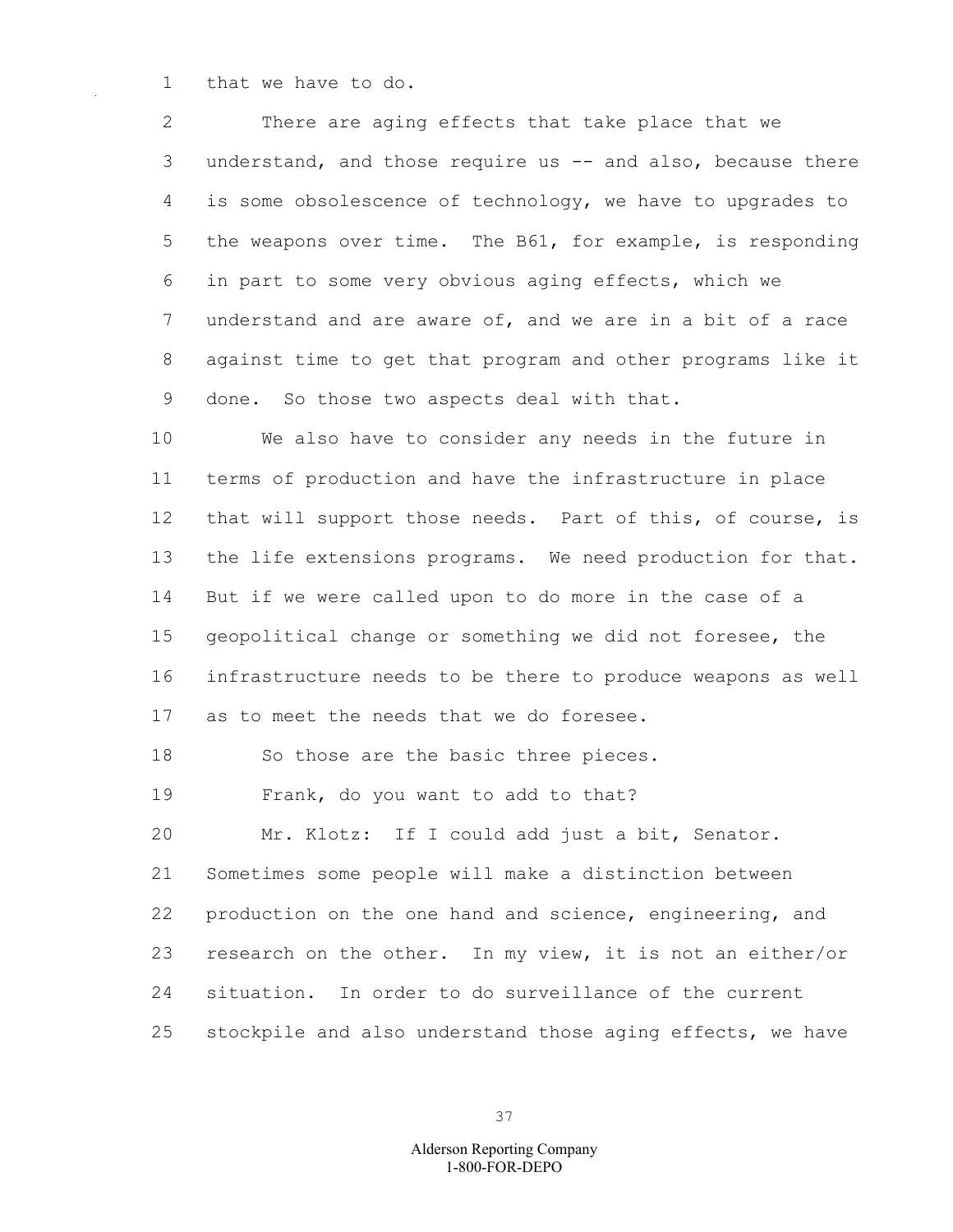that we have to do.

There are aging effects that take place that we understand, and those require us -- and also, because there is some obsolescence of technology, we have to upgrades to the weapons over time. The B61, for example, is responding in part to some very obvious aging effects, which we understand and are aware of, and we are in a bit of a race against time to get that program and other programs like it done. So those two aspects deal with that.

We also have to consider any needs in the future in terms of production and have the infrastructure in place that will support those needs. Part of this, of course, is the life extensions programs. We need production for that. But if we were called upon to do more in the case of a geopolitical change or something we did not foresee, the infrastructure needs to be there to produce weapons as well as to meet the needs that we do foresee.

So those are the basic three pieces.

Frank, do you want to add to that?

Mr. Klotz: If I could add just a bit, Senator. Sometimes some people will make a distinction between production on the one hand and science, engineering, and research on the other. In my view, it is not an either/or situation. In order to do surveillance of the current stockpile and also understand those aging effects, we have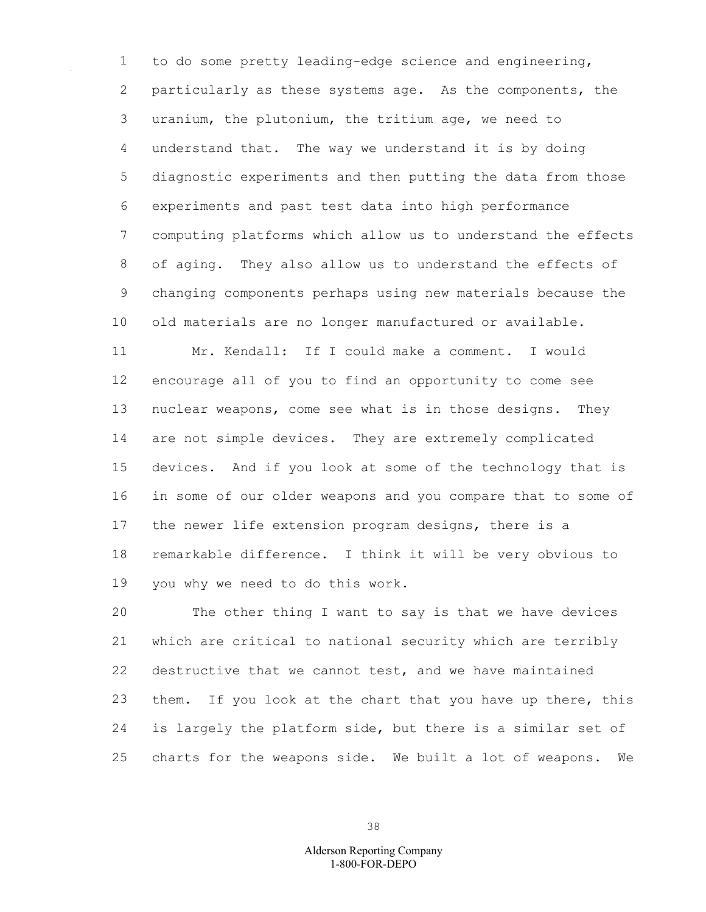to do some pretty leading-edge science and engineering, particularly as these systems age. As the components, the uranium, the plutonium, the tritium age, we need to understand that. The way we understand it is by doing diagnostic experiments and then putting the data from those experiments and past test data into high performance computing platforms which allow us to understand the effects of aging. They also allow us to understand the effects of changing components perhaps using new materials because the old materials are no longer manufactured or available.

Mr. Kendall: If I could make a comment. I would encourage all of you to find an opportunity to come see nuclear weapons, come see what is in those designs. They are not simple devices. They are extremely complicated devices. And if you look at some of the technology that is in some of our older weapons and you compare that to some of the newer life extension program designs, there is a remarkable difference. I think it will be very obvious to you why we need to do this work.

The other thing I want to say is that we have devices which are critical to national security which are terribly destructive that we cannot test, and we have maintained them. If you look at the chart that you have up there, this is largely the platform side, but there is a similar set of charts for the weapons side. We built a lot of weapons. We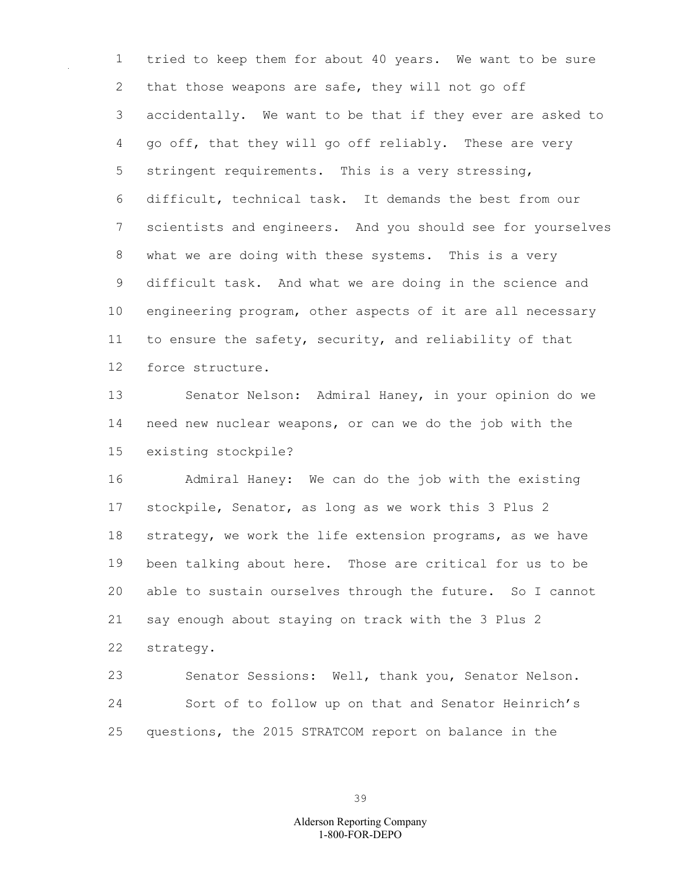tried to keep them for about 40 years. We want to be sure that those weapons are safe, they will not go off accidentally. We want to be that if they ever are asked to go off, that they will go off reliably. These are very stringent requirements. This is a very stressing, difficult, technical task. It demands the best from our scientists and engineers. And you should see for yourselves what we are doing with these systems. This is a very difficult task. And what we are doing in the science and engineering program, other aspects of it are all necessary to ensure the safety, security, and reliability of that force structure.

Senator Nelson: Admiral Haney, in your opinion do we need new nuclear weapons, or can we do the job with the existing stockpile?

Admiral Haney: We can do the job with the existing stockpile, Senator, as long as we work this 3 Plus 2 strategy, we work the life extension programs, as we have been talking about here. Those are critical for us to be able to sustain ourselves through the future. So I cannot say enough about staying on track with the 3 Plus 2 strategy.

Senator Sessions: Well, thank you, Senator Nelson.

Sort of to follow up on that and Senator Heinrich's questions, the 2015 STRATCOM report on balance in the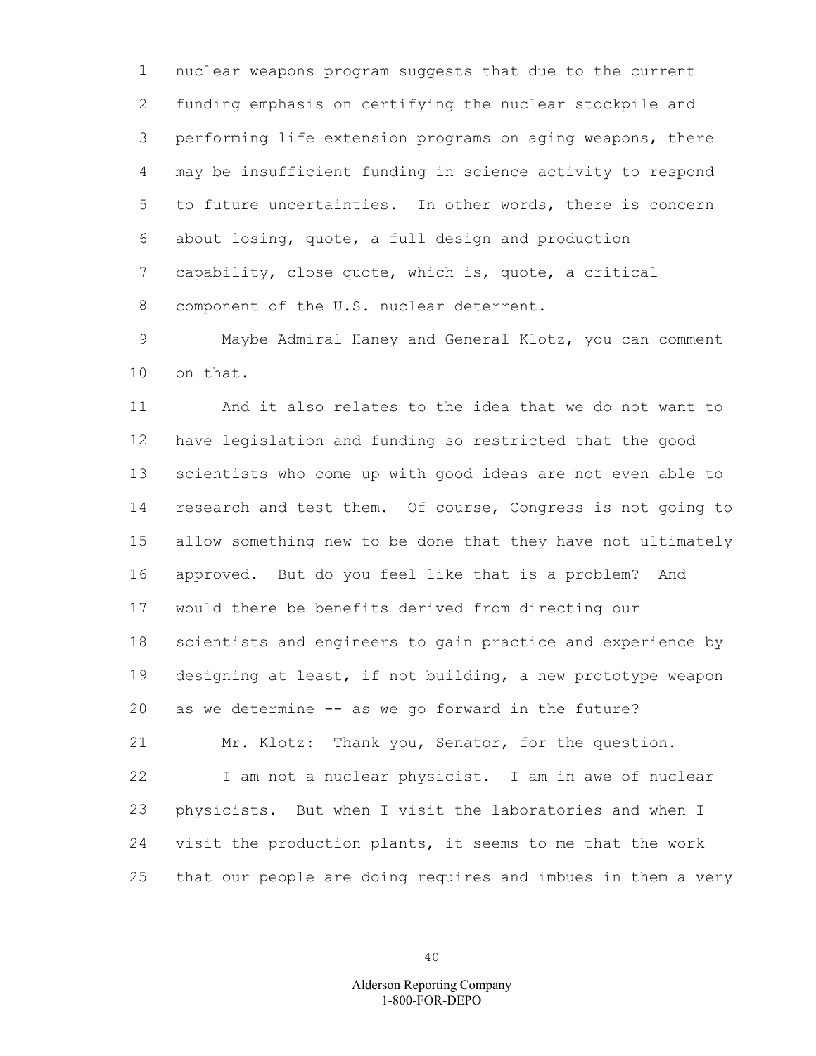nuclear weapons program suggests that due to the current funding emphasis on certifying the nuclear stockpile and performing life extension programs on aging weapons, there may be insufficient funding in science activity to respond to future uncertainties. In other words, there is concern about losing, quote, a full design and production capability, close quote, which is, quote, a critical component of the U.S. nuclear deterrent.

Maybe Admiral Haney and General Klotz, you can comment on that.

And it also relates to the idea that we do not want to have legislation and funding so restricted that the good scientists who come up with good ideas are not even able to research and test them. Of course, Congress is not going to allow something new to be done that they have not ultimately approved. But do you feel like that is a problem? And would there be benefits derived from directing our scientists and engineers to gain practice and experience by designing at least, if not building, a new prototype weapon as we determine -- as we go forward in the future?

Mr. Klotz: Thank you, Senator, for the question.

I am not a nuclear physicist. I am in awe of nuclear physicists. But when I visit the laboratories and when I visit the production plants, it seems to me that the work that our people are doing requires and imbues in them a very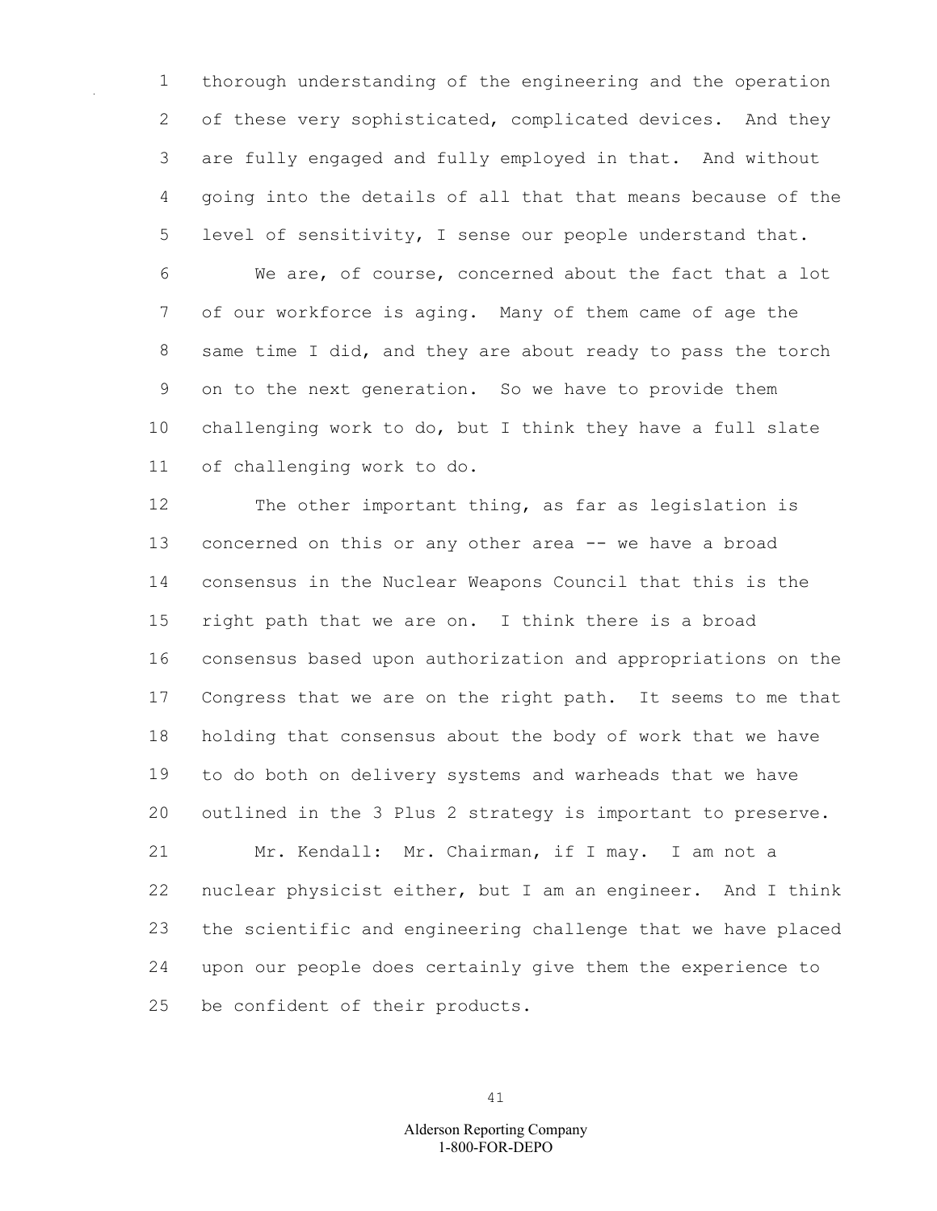thorough understanding of the engineering and the operation of these very sophisticated, complicated devices. And they are fully engaged and fully employed in that. And without going into the details of all that that means because of the level of sensitivity, I sense our people understand that.

We are, of course, concerned about the fact that a lot of our workforce is aging. Many of them came of age the same time I did, and they are about ready to pass the torch on to the next generation. So we have to provide them challenging work to do, but I think they have a full slate of challenging work to do.

The other important thing, as far as legislation is concerned on this or any other area -- we have a broad consensus in the Nuclear Weapons Council that this is the right path that we are on. I think there is a broad consensus based upon authorization and appropriations on the Congress that we are on the right path. It seems to me that holding that consensus about the body of work that we have to do both on delivery systems and warheads that we have outlined in the 3 Plus 2 strategy is important to preserve.

Mr. Kendall: Mr. Chairman, if I may. I am not a nuclear physicist either, but I am an engineer. And I think the scientific and engineering challenge that we have placed upon our people does certainly give them the experience to be confident of their products.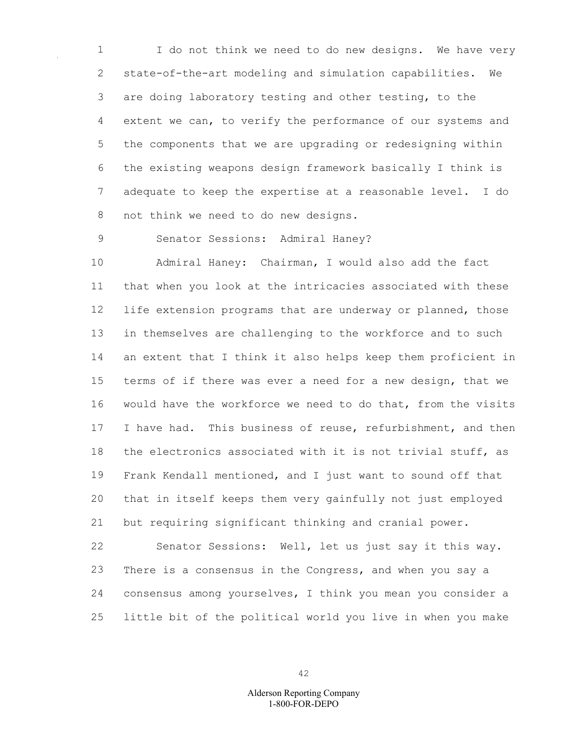I do not think we need to do new designs. We have very state-of-the-art modeling and simulation capabilities. We are doing laboratory testing and other testing, to the extent we can, to verify the performance of our systems and the components that we are upgrading or redesigning within the existing weapons design framework basically I think is adequate to keep the expertise at a reasonable level. I do not think we need to do new designs.

Senator Sessions: Admiral Haney?

Admiral Haney: Chairman, I would also add the fact that when you look at the intricacies associated with these life extension programs that are underway or planned, those in themselves are challenging to the workforce and to such an extent that I think it also helps keep them proficient in terms of if there was ever a need for a new design, that we would have the workforce we need to do that, from the visits I have had. This business of reuse, refurbishment, and then the electronics associated with it is not trivial stuff, as Frank Kendall mentioned, and I just want to sound off that that in itself keeps them very gainfully not just employed but requiring significant thinking and cranial power.

Senator Sessions: Well, let us just say it this way. There is a consensus in the Congress, and when you say a consensus among yourselves, I think you mean you consider a little bit of the political world you live in when you make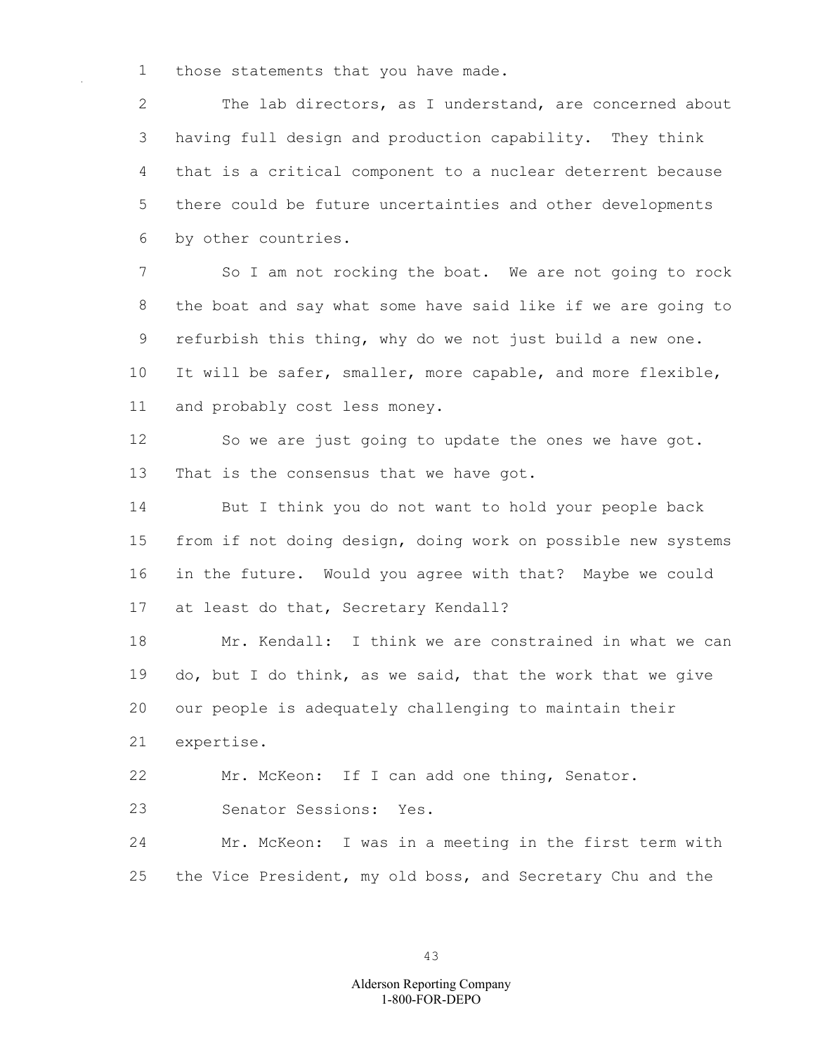those statements that you have made.

The lab directors, as I understand, are concerned about having full design and production capability. They think that is a critical component to a nuclear deterrent because there could be future uncertainties and other developments by other countries.

So I am not rocking the boat. We are not going to rock the boat and say what some have said like if we are going to refurbish this thing, why do we not just build a new one. It will be safer, smaller, more capable, and more flexible, and probably cost less money.

So we are just going to update the ones we have got. That is the consensus that we have got.

But I think you do not want to hold your people back from if not doing design, doing work on possible new systems in the future. Would you agree with that? Maybe we could at least do that, Secretary Kendall?

Mr. Kendall: I think we are constrained in what we can do, but I do think, as we said, that the work that we give our people is adequately challenging to maintain their expertise.

Mr. McKeon: If I can add one thing, Senator.

Senator Sessions: Yes.

Mr. McKeon: I was in a meeting in the first term with the Vice President, my old boss, and Secretary Chu and the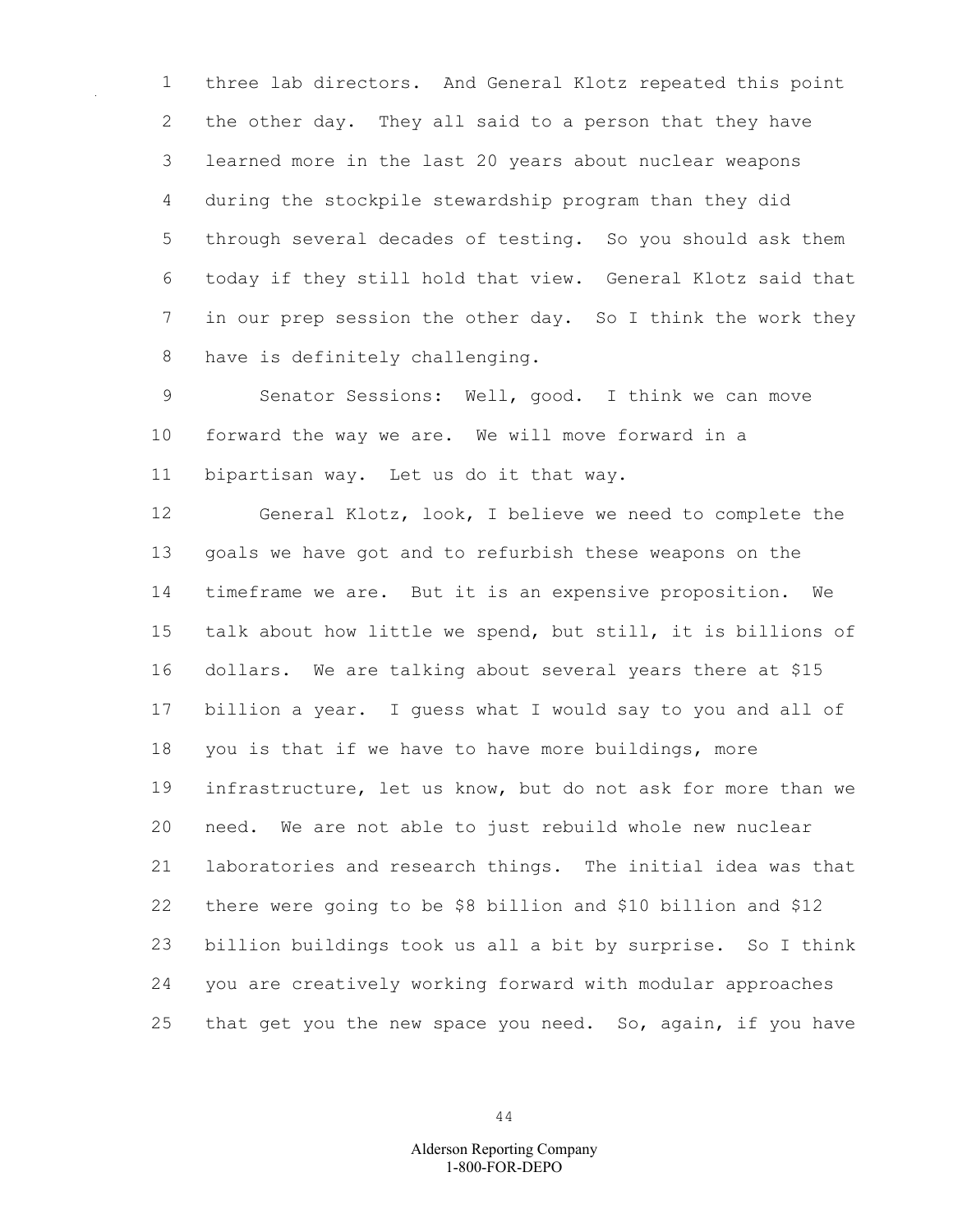three lab directors. And General Klotz repeated this point the other day. They all said to a person that they have learned more in the last 20 years about nuclear weapons during the stockpile stewardship program than they did through several decades of testing. So you should ask them today if they still hold that view. General Klotz said that in our prep session the other day. So I think the work they have is definitely challenging.

Senator Sessions: Well, good. I think we can move forward the way we are. We will move forward in a bipartisan way. Let us do it that way.

General Klotz, look, I believe we need to complete the goals we have got and to refurbish these weapons on the timeframe we are. But it is an expensive proposition. We talk about how little we spend, but still, it is billions of dollars. We are talking about several years there at $15 billion a year. I guess what I would say to you and all of you is that if we have to have more buildings, more infrastructure, let us know, but do not ask for more than we need. We are not able to just rebuild whole new nuclear laboratories and research things. The initial idea was that there were going to be $8 billion and $10 billion and $12 billion buildings took us all a bit by surprise. So I think you are creatively working forward with modular approaches that get you the new space you need. So, again, if you have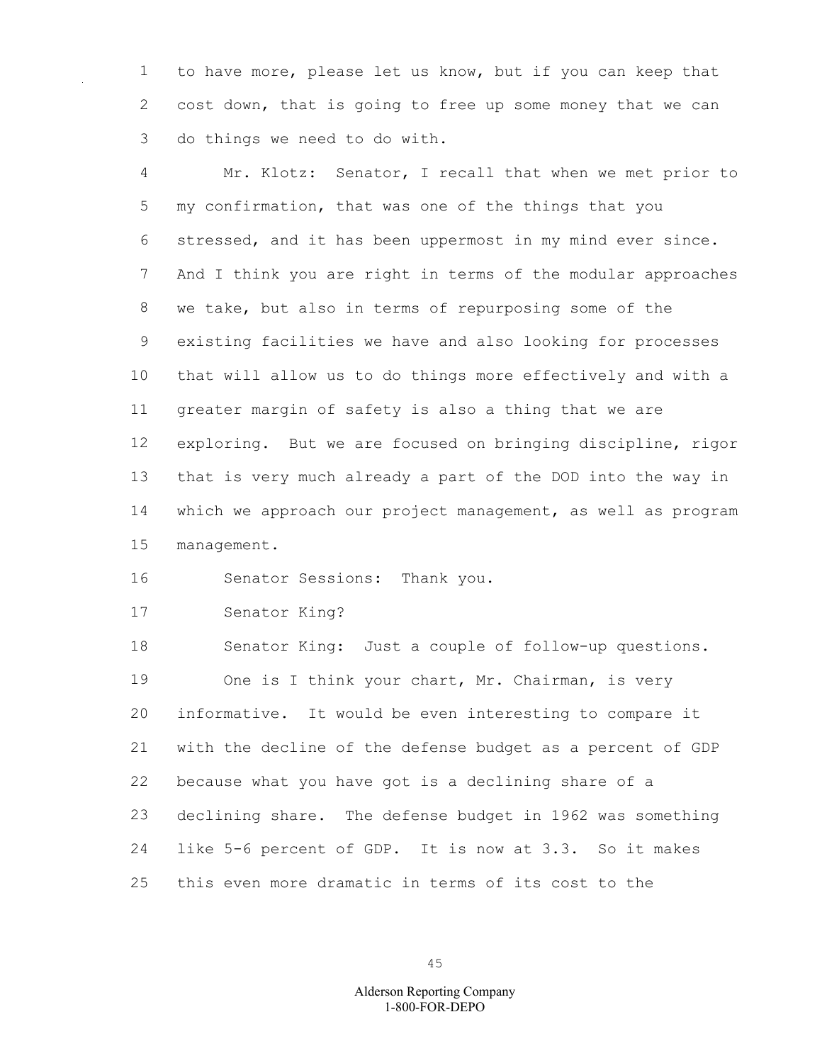to have more, please let us know, but if you can keep that cost down, that is going to free up some money that we can do things we need to do with.

Mr. Klotz: Senator, I recall that when we met prior to my confirmation, that was one of the things that you stressed, and it has been uppermost in my mind ever since. And I think you are right in terms of the modular approaches we take, but also in terms of repurposing some of the existing facilities we have and also looking for processes that will allow us to do things more effectively and with a greater margin of safety is also a thing that we are exploring. But we are focused on bringing discipline, rigor that is very much already a part of the DOD into the way in which we approach our project management, as well as program management.

Senator Sessions: Thank you.

Senator King?

Senator King: Just a couple of follow-up questions.

One is I think your chart, Mr. Chairman, is very informative. It would be even interesting to compare it with the decline of the defense budget as a percent of GDP because what you have got is a declining share of a declining share. The defense budget in 1962 was something like 5-6 percent of GDP. It is now at 3.3. So it makes this even more dramatic in terms of its cost to the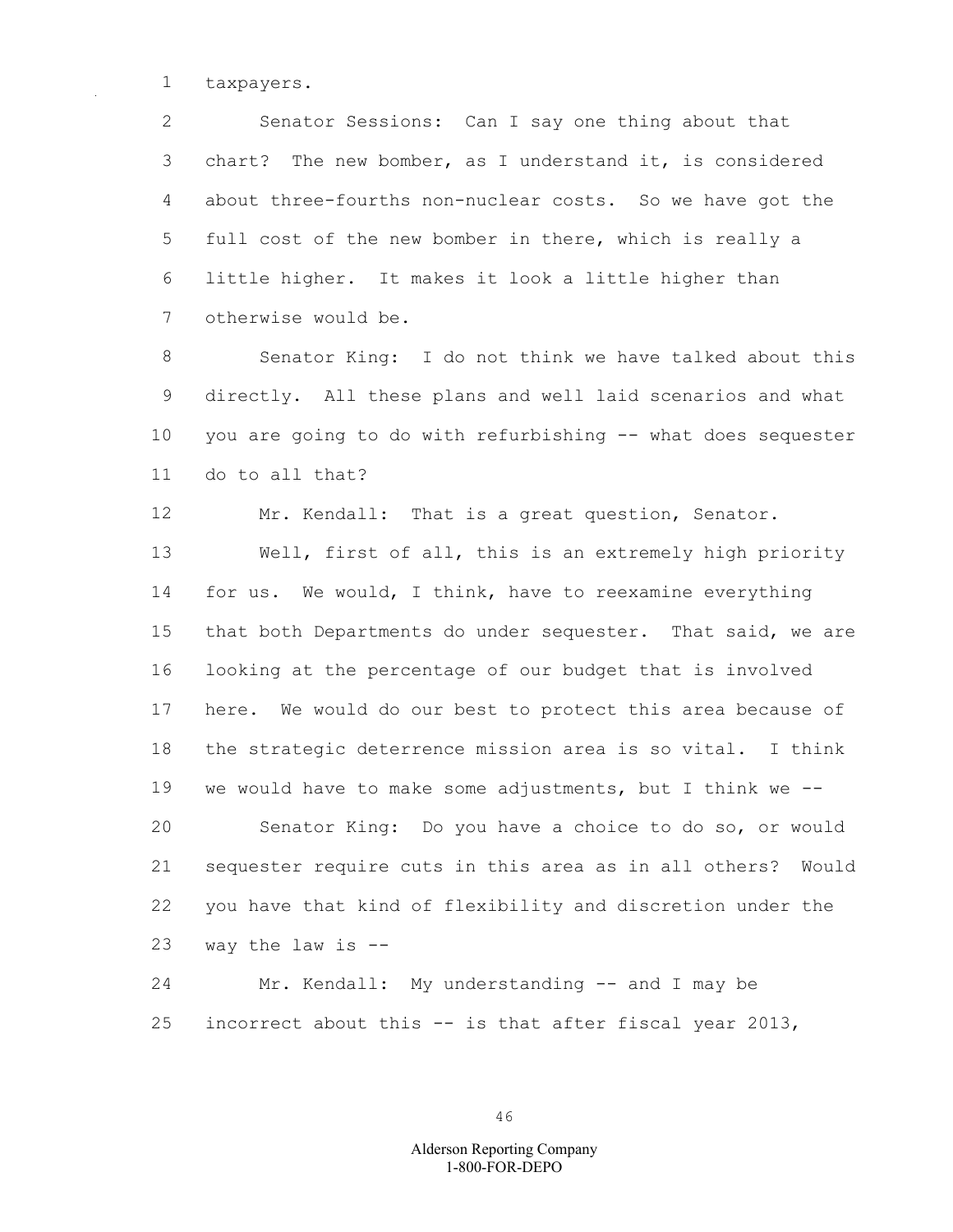taxpayers.

Senator Sessions: Can I say one thing about that chart? The new bomber, as I understand it, is considered about three-fourths non-nuclear costs. So we have got the full cost of the new bomber in there, which is really a little higher. It makes it look a little higher than otherwise would be.

Senator King: I do not think we have talked about this directly. All these plans and well laid scenarios and what you are going to do with refurbishing -- what does sequester do to all that?

Mr. Kendall: That is a great question, Senator.

Well, first of all, this is an extremely high priority for us. We would, I think, have to reexamine everything that both Departments do under sequester. That said, we are looking at the percentage of our budget that is involved here. We would do our best to protect this area because of the strategic deterrence mission area is so vital. I think we would have to make some adjustments, but I think we --

Senator King: Do you have a choice to do so, or would sequester require cuts in this area as in all others? Would you have that kind of flexibility and discretion under the way the law is --

Mr. Kendall: My understanding -- and I may be incorrect about this -- is that after fiscal year 2013,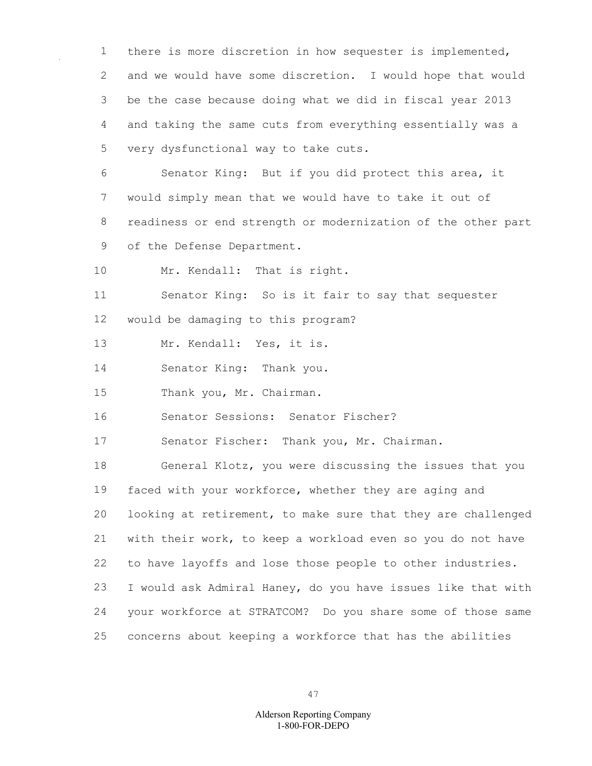there is more discretion in how sequester is implemented, and we would have some discretion. I would hope that would be the case because doing what we did in fiscal year 2013 and taking the same cuts from everything essentially was a very dysfunctional way to take cuts.

Senator King: But if you did protect this area, it would simply mean that we would have to take it out of readiness or end strength or modernization of the other part of the Defense Department.

Mr. Kendall: That is right.

Senator King: So is it fair to say that sequester would be damaging to this program?

Mr. Kendall: Yes, it is.

Senator King: Thank you.

Thank you, Mr. Chairman.

Senator Sessions: Senator Fischer?

Senator Fischer: Thank you, Mr. Chairman.

General Klotz, you were discussing the issues that you faced with your workforce, whether they are aging and looking at retirement, to make sure that they are challenged with their work, to keep a workload even so you do not have to have layoffs and lose those people to other industries. I would ask Admiral Haney, do you have issues like that with your workforce at STRATCOM? Do you share some of those same concerns about keeping a workforce that has the abilities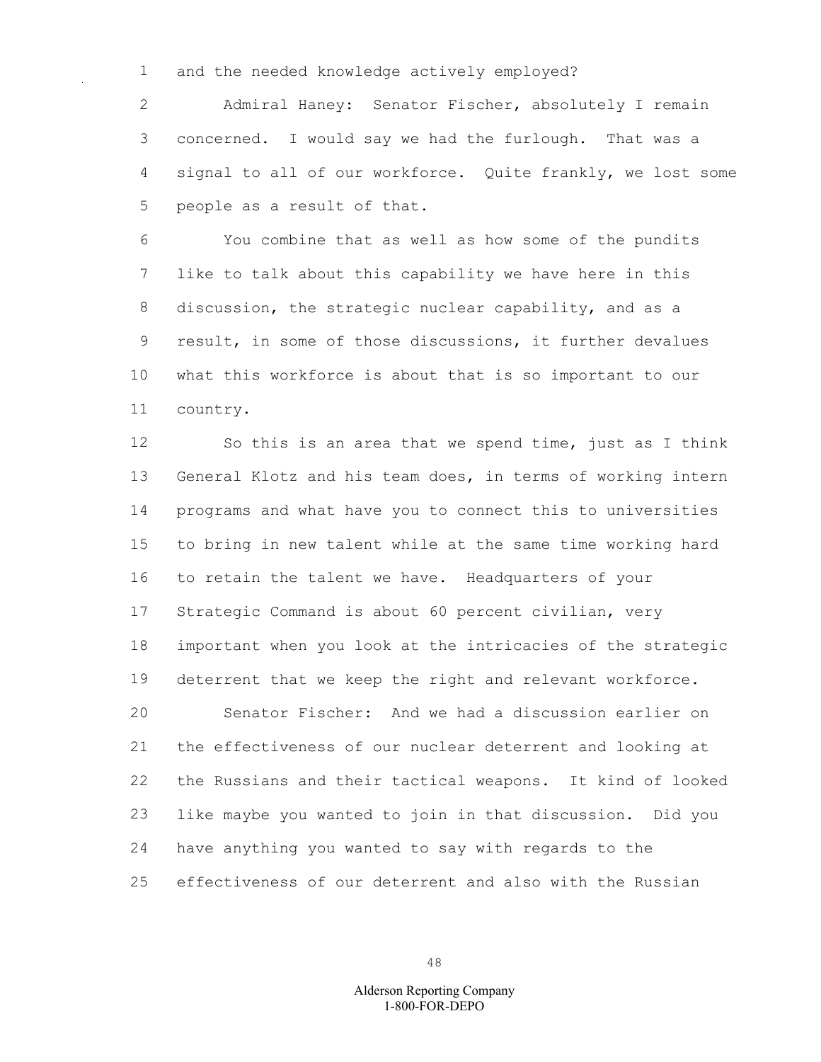and the needed knowledge actively employed?

Admiral Haney: Senator Fischer, absolutely I remain concerned. I would say we had the furlough. That was a signal to all of our workforce. Quite frankly, we lost some people as a result of that.

You combine that as well as how some of the pundits like to talk about this capability we have here in this discussion, the strategic nuclear capability, and as a result, in some of those discussions, it further devalues what this workforce is about that is so important to our country.

So this is an area that we spend time, just as I think General Klotz and his team does, in terms of working intern programs and what have you to connect this to universities to bring in new talent while at the same time working hard to retain the talent we have. Headquarters of your Strategic Command is about 60 percent civilian, very important when you look at the intricacies of the strategic deterrent that we keep the right and relevant workforce.

Senator Fischer: And we had a discussion earlier on the effectiveness of our nuclear deterrent and looking at the Russians and their tactical weapons. It kind of looked like maybe you wanted to join in that discussion. Did you have anything you wanted to say with regards to the effectiveness of our deterrent and also with the Russian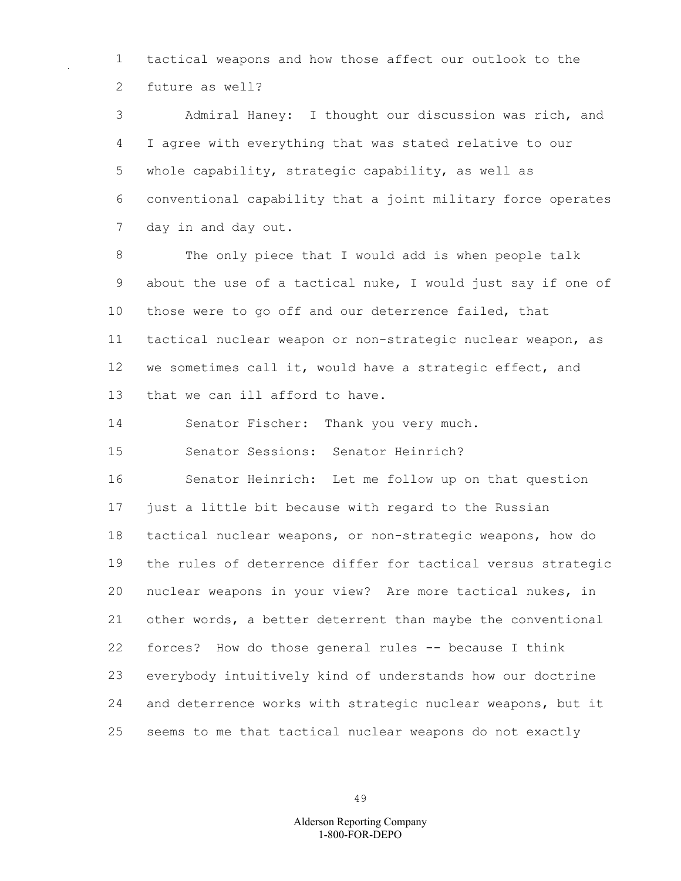tactical weapons and how those affect our outlook to the future as well?

Admiral Haney: I thought our discussion was rich, and I agree with everything that was stated relative to our whole capability, strategic capability, as well as conventional capability that a joint military force operates day in and day out.

The only piece that I would add is when people talk about the use of a tactical nuke, I would just say if one of those were to go off and our deterrence failed, that tactical nuclear weapon or non-strategic nuclear weapon, as we sometimes call it, would have a strategic effect, and that we can ill afford to have.

Senator Fischer: Thank you very much.

Senator Sessions: Senator Heinrich?

Senator Heinrich: Let me follow up on that question just a little bit because with regard to the Russian tactical nuclear weapons, or non-strategic weapons, how do the rules of deterrence differ for tactical versus strategic nuclear weapons in your view? Are more tactical nukes, in other words, a better deterrent than maybe the conventional forces? How do those general rules -- because I think everybody intuitively kind of understands how our doctrine and deterrence works with strategic nuclear weapons, but it seems to me that tactical nuclear weapons do not exactly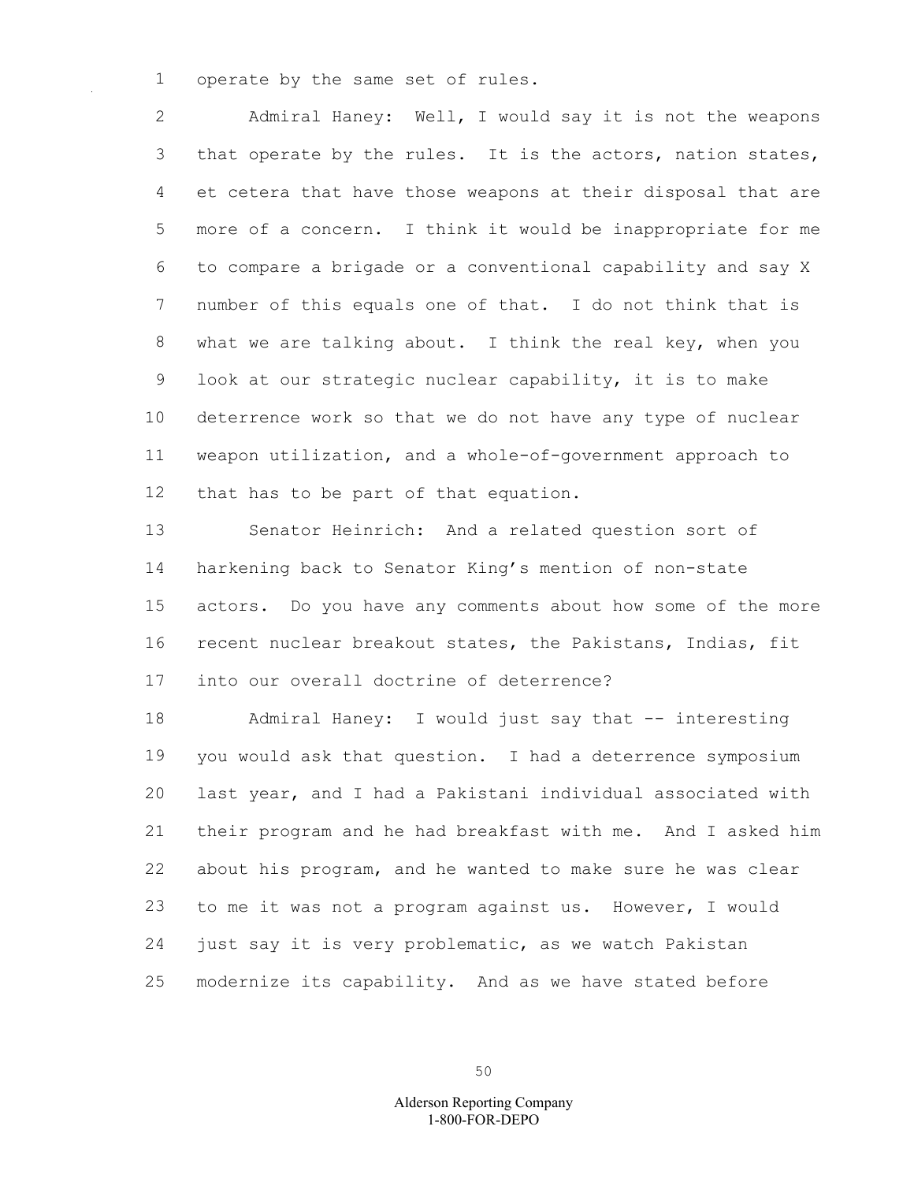operate by the same set of rules.

Admiral Haney: Well, I would say it is not the weapons that operate by the rules. It is the actors, nation states, et cetera that have those weapons at their disposal that are more of a concern. I think it would be inappropriate for me to compare a brigade or a conventional capability and say X number of this equals one of that. I do not think that is what we are talking about. I think the real key, when you look at our strategic nuclear capability, it is to make deterrence work so that we do not have any type of nuclear weapon utilization, and a whole-of-government approach to that has to be part of that equation.

Senator Heinrich: And a related question sort of harkening back to Senator King's mention of non-state actors. Do you have any comments about how some of the more recent nuclear breakout states, the Pakistans, Indias, fit into our overall doctrine of deterrence?

Admiral Haney: I would just say that -- interesting you would ask that question. I had a deterrence symposium last year, and I had a Pakistani individual associated with their program and he had breakfast with me. And I asked him about his program, and he wanted to make sure he was clear to me it was not a program against us. However, I would just say it is very problematic, as we watch Pakistan modernize its capability. And as we have stated before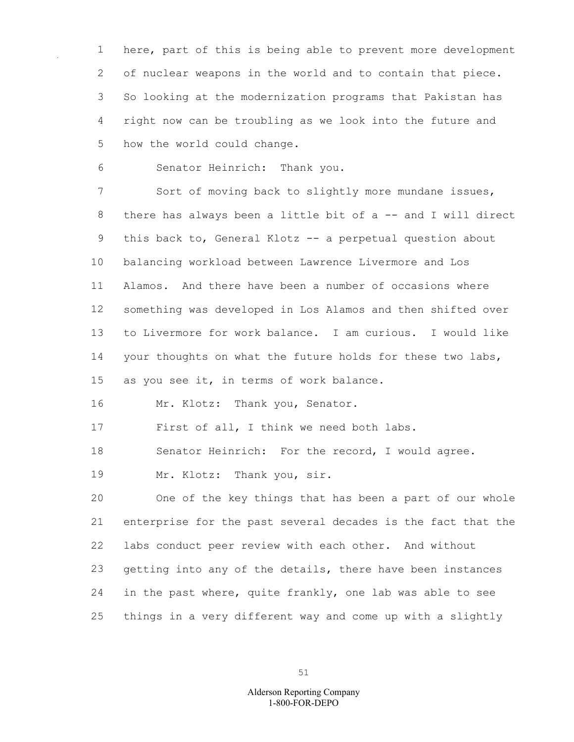here, part of this is being able to prevent more development of nuclear weapons in the world and to contain that piece. So looking at the modernization programs that Pakistan has right now can be troubling as we look into the future and how the world could change.

Senator Heinrich: Thank you.

Sort of moving back to slightly more mundane issues, there has always been a little bit of a -- and I will direct this back to, General Klotz -- a perpetual question about balancing workload between Lawrence Livermore and Los Alamos. And there have been a number of occasions where something was developed in Los Alamos and then shifted over to Livermore for work balance. I am curious. I would like your thoughts on what the future holds for these two labs, as you see it, in terms of work balance.

Mr. Klotz: Thank you, Senator.

First of all, I think we need both labs.

Senator Heinrich: For the record, I would agree.

Mr. Klotz: Thank you, sir.

One of the key things that has been a part of our whole enterprise for the past several decades is the fact that the labs conduct peer review with each other. And without getting into any of the details, there have been instances in the past where, quite frankly, one lab was able to see things in a very different way and come up with a slightly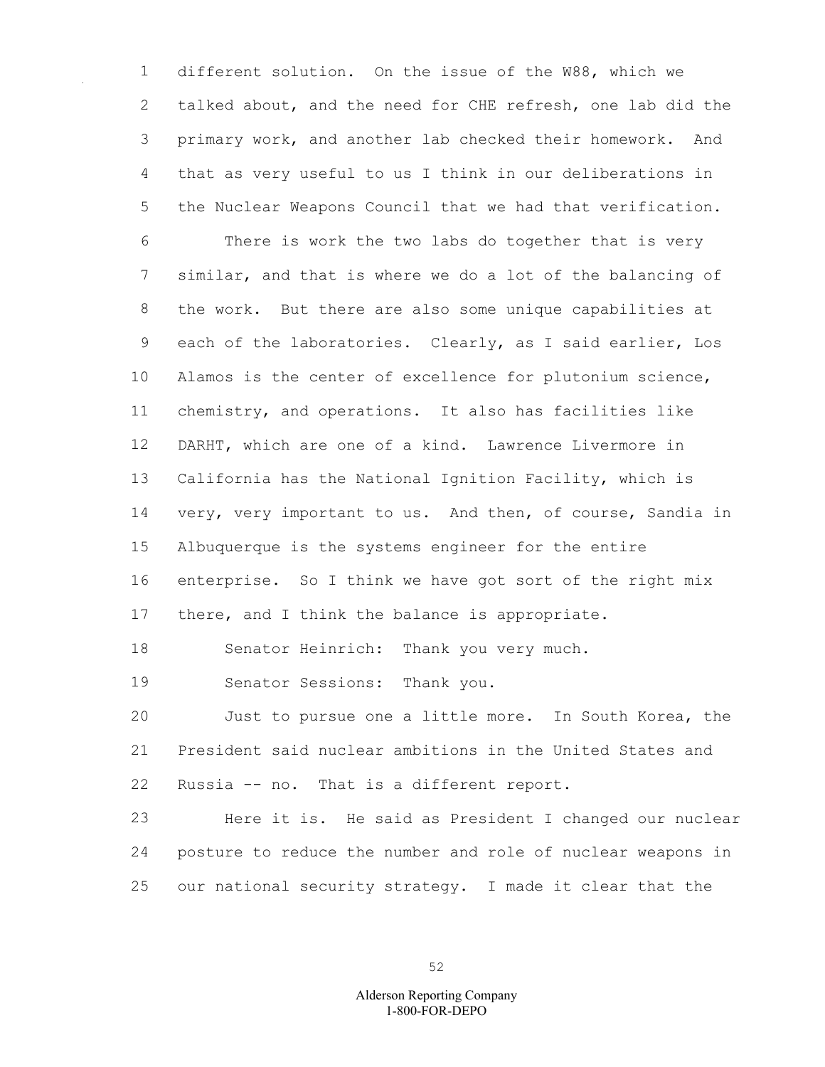different solution. On the issue of the W88, which we talked about, and the need for CHE refresh, one lab did the primary work, and another lab checked their homework. And that as very useful to us I think in our deliberations in the Nuclear Weapons Council that we had that verification.

There is work the two labs do together that is very similar, and that is where we do a lot of the balancing of the work. But there are also some unique capabilities at each of the laboratories. Clearly, as I said earlier, Los Alamos is the center of excellence for plutonium science, chemistry, and operations. It also has facilities like DARHT, which are one of a kind. Lawrence Livermore in California has the National Ignition Facility, which is very, very important to us. And then, of course, Sandia in Albuquerque is the systems engineer for the entire enterprise. So I think we have got sort of the right mix there, and I think the balance is appropriate.

Senator Heinrich: Thank you very much.

Senator Sessions: Thank you.

Just to pursue one a little more. In South Korea, the President said nuclear ambitions in the United States and Russia -- no. That is a different report.

Here it is. He said as President I changed our nuclear posture to reduce the number and role of nuclear weapons in our national security strategy. I made it clear that the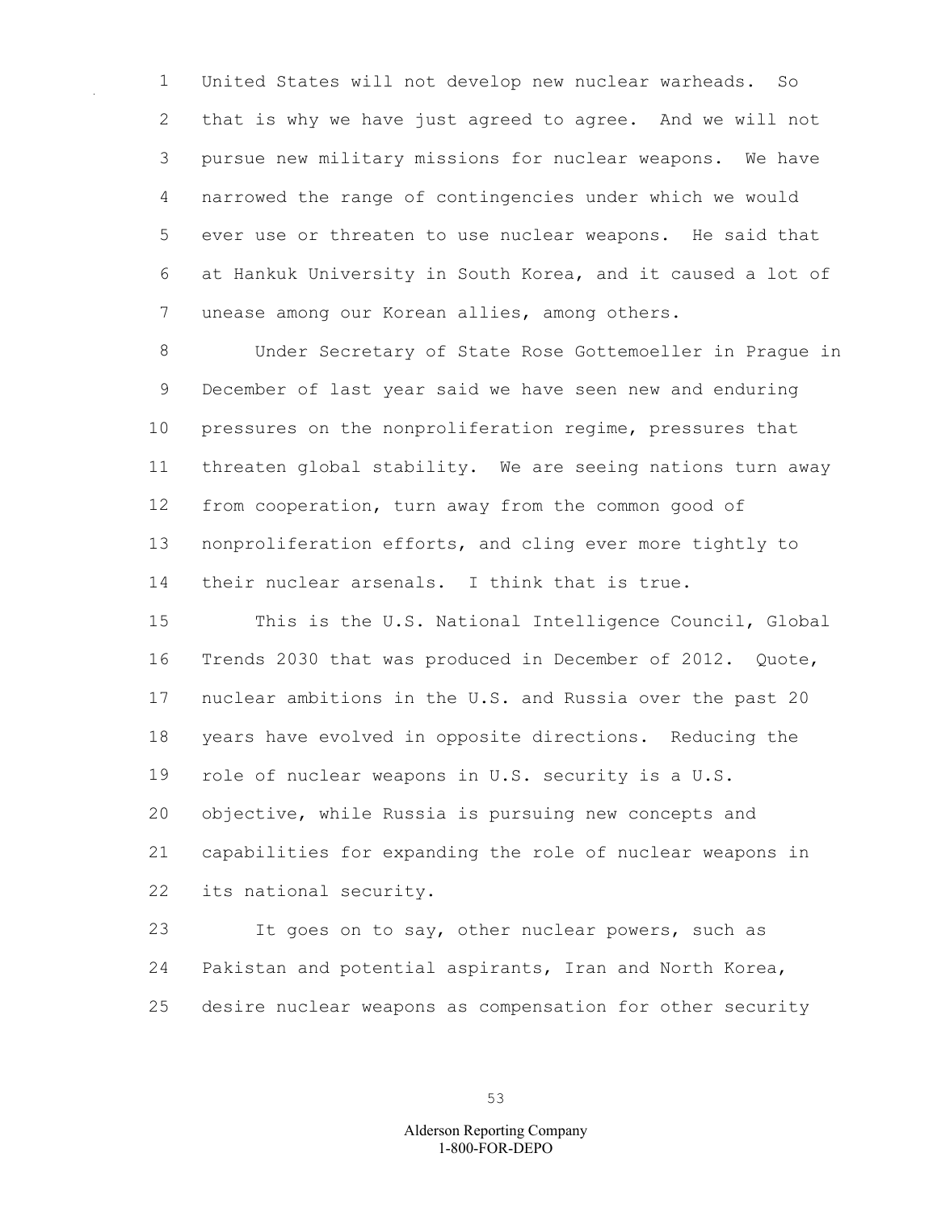United States will not develop new nuclear warheads. So that is why we have just agreed to agree. And we will not pursue new military missions for nuclear weapons. We have narrowed the range of contingencies under which we would ever use or threaten to use nuclear weapons. He said that at Hankuk University in South Korea, and it caused a lot of unease among our Korean allies, among others.

Under Secretary of State Rose Gottemoeller in Prague in December of last year said we have seen new and enduring pressures on the nonproliferation regime, pressures that threaten global stability. We are seeing nations turn away from cooperation, turn away from the common good of nonproliferation efforts, and cling ever more tightly to their nuclear arsenals. I think that is true.

This is the U.S. National Intelligence Council, Global Trends 2030 that was produced in December of 2012. Quote, nuclear ambitions in the U.S. and Russia over the past 20 years have evolved in opposite directions. Reducing the role of nuclear weapons in U.S. security is a U.S. objective, while Russia is pursuing new concepts and capabilities for expanding the role of nuclear weapons in its national security.

It goes on to say, other nuclear powers, such as Pakistan and potential aspirants, Iran and North Korea, desire nuclear weapons as compensation for other security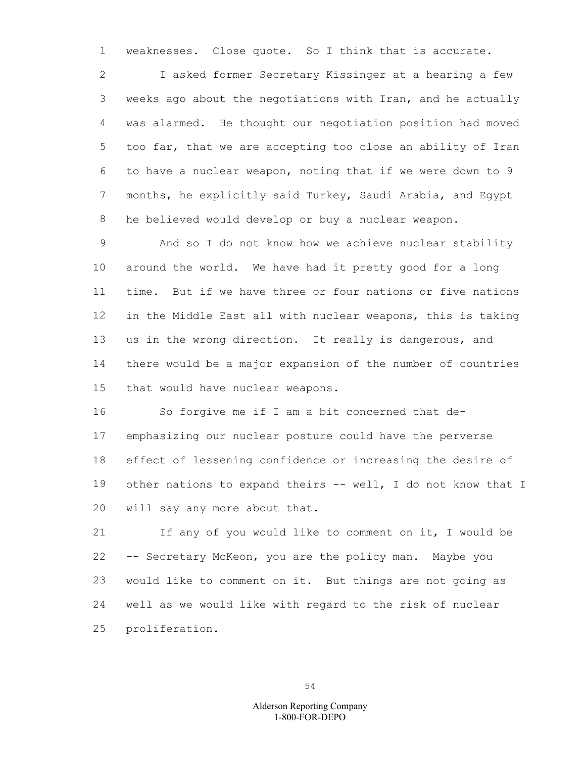weaknesses. Close quote. So I think that is accurate.

I asked former Secretary Kissinger at a hearing a few weeks ago about the negotiations with Iran, and he actually was alarmed. He thought our negotiation position had moved too far, that we are accepting too close an ability of Iran to have a nuclear weapon, noting that if we were down to 9 months, he explicitly said Turkey, Saudi Arabia, and Egypt he believed would develop or buy a nuclear weapon.

And so I do not know how we achieve nuclear stability around the world. We have had it pretty good for a long time. But if we have three or four nations or five nations in the Middle East all with nuclear weapons, this is taking us in the wrong direction. It really is dangerous, and there would be a major expansion of the number of countries that would have nuclear weapons.

So forgive me if I am a bit concerned that de-emphasizing our nuclear posture could have the perverse effect of lessening confidence or increasing the desire of other nations to expand theirs -- well, I do not know that I will say any more about that.

If any of you would like to comment on it, I would be -- Secretary McKeon, you are the policy man. Maybe you would like to comment on it. But things are not going as well as we would like with regard to the risk of nuclear proliferation.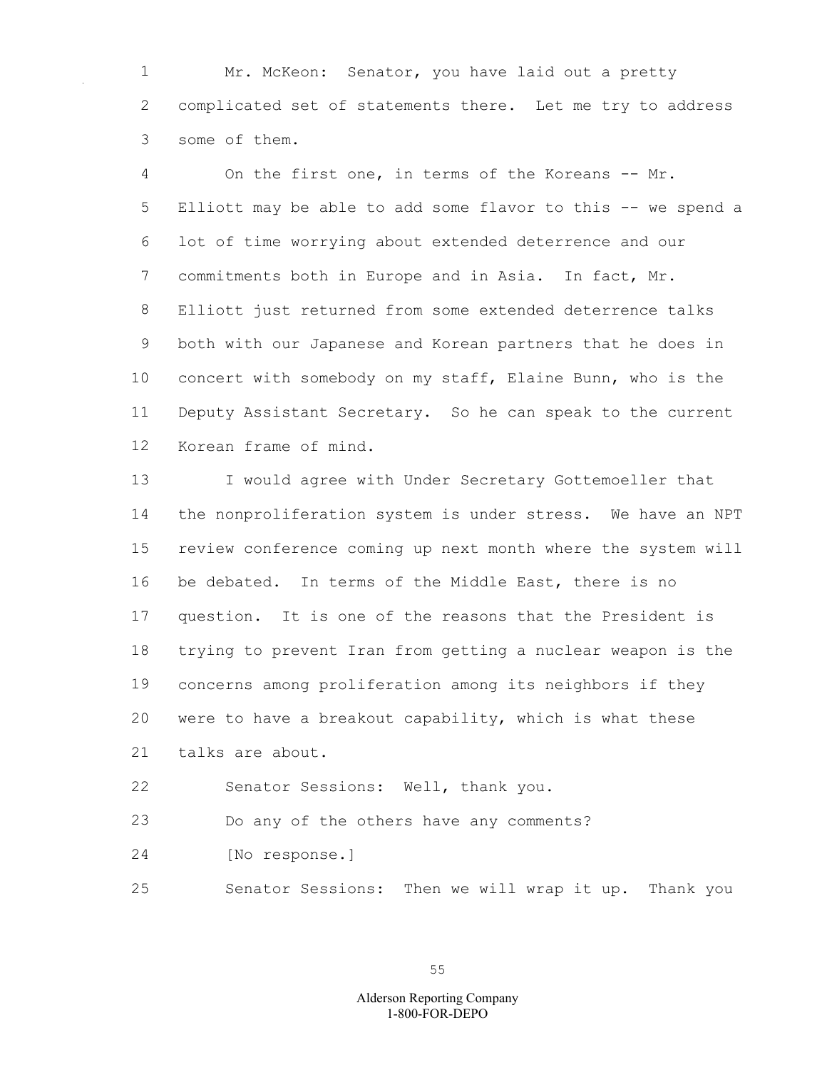Mr. McKeon: Senator, you have laid out a pretty complicated set of statements there. Let me try to address some of them.

On the first one, in terms of the Koreans -- Mr. Elliott may be able to add some flavor to this -- we spend a lot of time worrying about extended deterrence and our commitments both in Europe and in Asia. In fact, Mr. Elliott just returned from some extended deterrence talks both with our Japanese and Korean partners that he does in concert with somebody on my staff, Elaine Bunn, who is the Deputy Assistant Secretary. So he can speak to the current Korean frame of mind.

I would agree with Under Secretary Gottemoeller that the nonproliferation system is under stress. We have an NPT review conference coming up next month where the system will be debated. In terms of the Middle East, there is no question. It is one of the reasons that the President is trying to prevent Iran from getting a nuclear weapon is the concerns among proliferation among its neighbors if they were to have a breakout capability, which is what these talks are about.

Senator Sessions: Well, thank you.

Do any of the others have any comments?

[No response.]

Senator Sessions: Then we will wrap it up. Thank you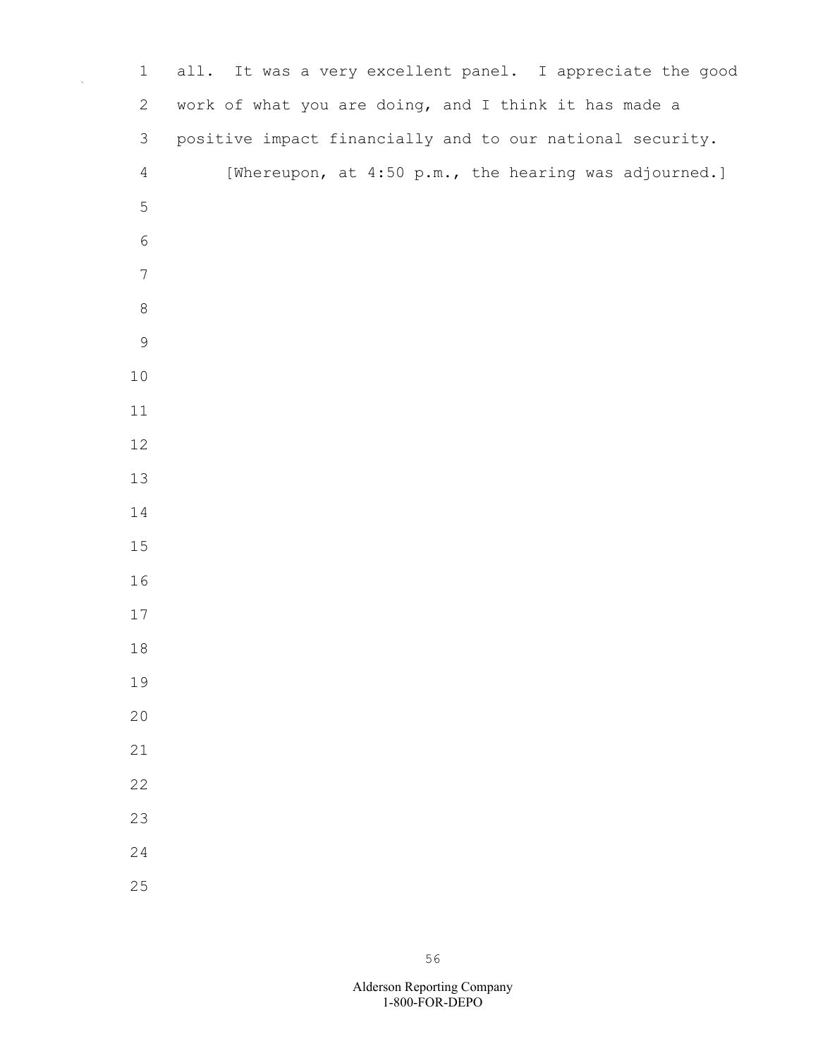all. It was a very excellent panel. I appreciate the good work of what you are doing, and I think it has made a positive impact financially and to our national security.

[Whereupon, at 4:50 p.m., the hearing was adjourned.]